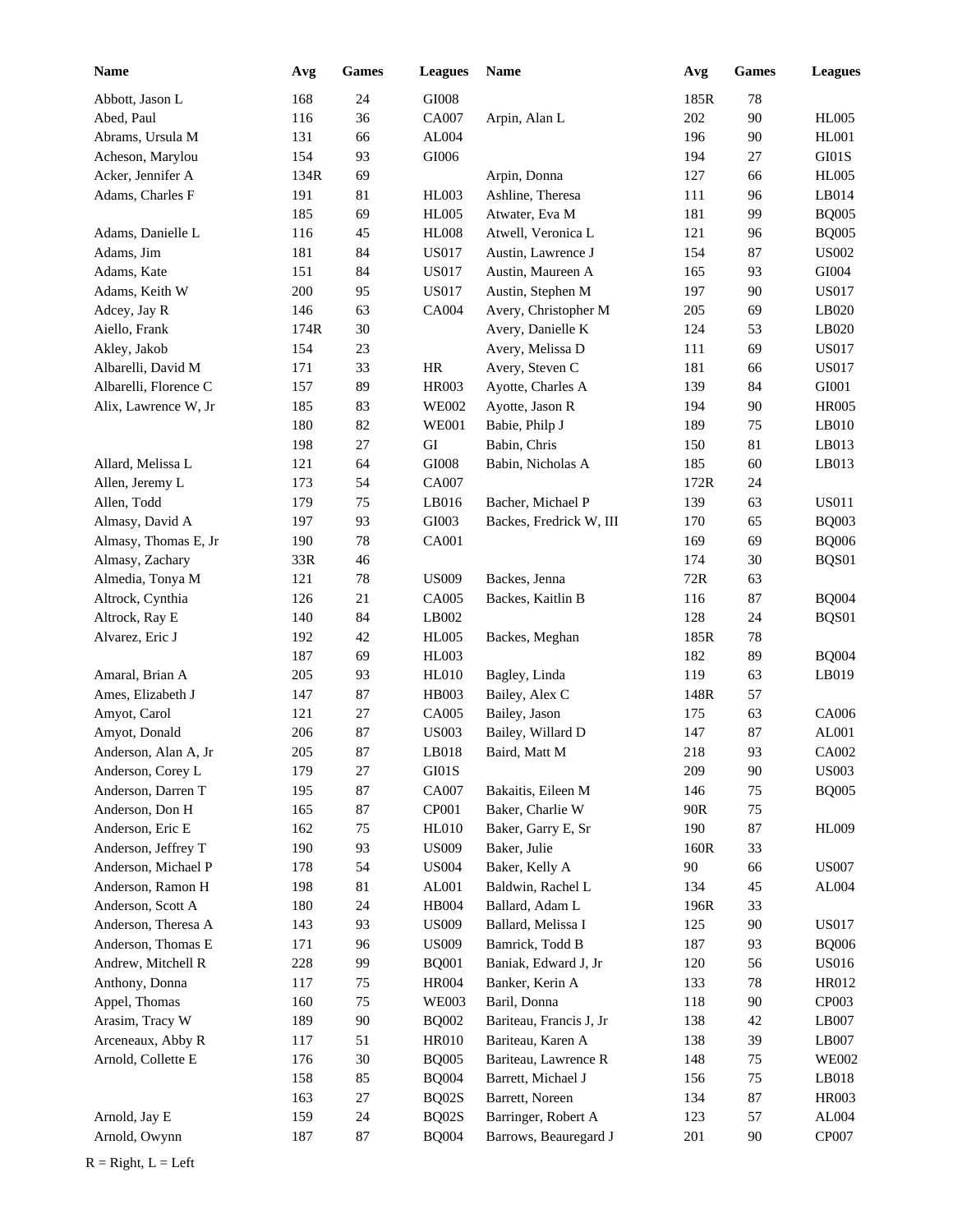| Name | Avg | Games | Leagues |
|---|---|---|---|
| Abbott, Jason L | 168 | 24 | GI008 |
| Abed, Paul | 116 | 36 | CA007 |
| Abrams, Ursula M | 131 | 66 | AL004 |
| Acheson, Marylou | 154 | 93 | GI006 |
| Acker, Jennifer A | 134R | 69 | |
| Adams, Charles F | 191 | 81 | HL003 |
| | 185 | 69 | HL005 |
| Adams, Danielle L | 116 | 45 | HL008 |
| Adams, Jim | 181 | 84 | US017 |
| Adams, Kate | 151 | 84 | US017 |
| Adams, Keith W | 200 | 95 | US017 |
| Adcey, Jay R | 146 | 63 | CA004 |
| Aiello, Frank | 174R | 30 | |
| Akley, Jakob | 154 | 23 | |
| Albarelli, David M | 171 | 33 | HR |
| Albarelli, Florence C | 157 | 89 | HR003 |
| Alix, Lawrence W, Jr | 185 | 83 | WE002 |
| | 180 | 82 | WE001 |
| | 198 | 27 | GI |
| Allard, Melissa L | 121 | 64 | GI008 |
| Allen, Jeremy L | 173 | 54 | CA007 |
| Allen, Todd | 179 | 75 | LB016 |
| Almasy, David A | 197 | 93 | GI003 |
| Almasy, Thomas E, Jr | 190 | 78 | CA001 |
| Almasy, Zachary | 33R | 46 | |
| Almedia, Tonya M | 121 | 78 | US009 |
| Altrock, Cynthia | 126 | 21 | CA005 |
| Altrock, Ray E | 140 | 84 | LB002 |
| Alvarez, Eric J | 192 | 42 | HL005 |
| | 187 | 69 | HL003 |
| Amaral, Brian A | 205 | 93 | HL010 |
| Ames, Elizabeth J | 147 | 87 | HB003 |
| Amyot, Carol | 121 | 27 | CA005 |
| Amyot, Donald | 206 | 87 | US003 |
| Anderson, Alan A, Jr | 205 | 87 | LB018 |
| Anderson, Corey L | 179 | 27 | GI01S |
| Anderson, Darren T | 195 | 87 | CA007 |
| Anderson, Don H | 165 | 87 | CP001 |
| Anderson, Eric E | 162 | 75 | HL010 |
| Anderson, Jeffrey T | 190 | 93 | US009 |
| Anderson, Michael P | 178 | 54 | US004 |
| Anderson, Ramon H | 198 | 81 | AL001 |
| Anderson, Scott A | 180 | 24 | HB004 |
| Anderson, Theresa A | 143 | 93 | US009 |
| Anderson, Thomas E | 171 | 96 | US009 |
| Andrew, Mitchell R | 228 | 99 | BQ001 |
| Anthony, Donna | 117 | 75 | HR004 |
| Appel, Thomas | 160 | 75 | WE003 |
| Arasim, Tracy W | 189 | 90 | BQ002 |
| Arceneaux, Abby R | 117 | 51 | HR010 |
| Arnold, Collette E | 176 | 30 | BQ005 |
| | 158 | 85 | BQ004 |
| | 163 | 27 | BQ02S |
| Arnold, Jay E | 159 | 24 | BQ02S |
| Arnold, Owynn | 187 | 87 | BQ004 |
| | 185R | 78 | |
| Arpin, Alan L | 202 | 90 | HL005 |
| | 196 | 90 | HL001 |
| | 194 | 27 | GI01S |
| Arpin, Donna | 127 | 66 | HL005 |
| Ashline, Theresa | 111 | 96 | LB014 |
| Atwater, Eva M | 181 | 99 | BQ005 |
| Atwell, Veronica L | 121 | 96 | BQ005 |
| Austin, Lawrence J | 154 | 87 | US002 |
| Austin, Maureen A | 165 | 93 | GI004 |
| Austin, Stephen M | 197 | 90 | US017 |
| Avery, Christopher M | 205 | 69 | LB020 |
| Avery, Danielle K | 124 | 53 | LB020 |
| Avery, Melissa D | 111 | 69 | US017 |
| Avery, Steven C | 181 | 66 | US017 |
| Ayotte, Charles A | 139 | 84 | GI001 |
| Ayotte, Jason R | 194 | 90 | HR005 |
| Babie, Philp J | 189 | 75 | LB010 |
| Babin, Chris | 150 | 81 | LB013 |
| Babin, Nicholas A | 185 | 60 | LB013 |
| | 172R | 24 | |
| Bacher, Michael P | 139 | 63 | US011 |
| Backes, Fredrick W, III | 170 | 65 | BQ003 |
| | 169 | 69 | BQ006 |
| | 174 | 30 | BQS01 |
| Backes, Jenna | 72R | 63 | |
| Backes, Kaitlin B | 116 | 87 | BQ004 |
| | 128 | 24 | BQS01 |
| Backes, Meghan | 185R | 78 | |
| | 182 | 89 | BQ004 |
| Bagley, Linda | 119 | 63 | LB019 |
| Bailey, Alex C | 148R | 57 | |
| Bailey, Jason | 175 | 63 | CA006 |
| Bailey, Willard D | 147 | 87 | AL001 |
| Baird, Matt M | 218 | 93 | CA002 |
| | 209 | 90 | US003 |
| Bakaitis, Eileen M | 146 | 75 | BQ005 |
| Baker, Charlie W | 90R | 75 | |
| Baker, Garry E, Sr | 190 | 87 | HL009 |
| Baker, Julie | 160R | 33 | |
| Baker, Kelly A | 90 | 66 | US007 |
| Baldwin, Rachel L | 134 | 45 | AL004 |
| Ballard, Adam L | 196R | 33 | |
| Ballard, Melissa I | 125 | 90 | US017 |
| Bamrick, Todd B | 187 | 93 | BQ006 |
| Baniak, Edward J, Jr | 120 | 56 | US016 |
| Banker, Kerin A | 133 | 78 | HR012 |
| Baril, Donna | 118 | 90 | CP003 |
| Bariteau, Francis J, Jr | 138 | 42 | LB007 |
| Bariteau, Karen A | 138 | 39 | LB007 |
| Bariteau, Lawrence R | 148 | 75 | WE002 |
| Barrett, Michael J | 156 | 75 | LB018 |
| Barrett, Noreen | 134 | 87 | HR003 |
| Barringer, Robert A | 123 | 57 | AL004 |
| Barrows, Beauregard J | 201 | 90 | CP007 |

R = Right, L = Left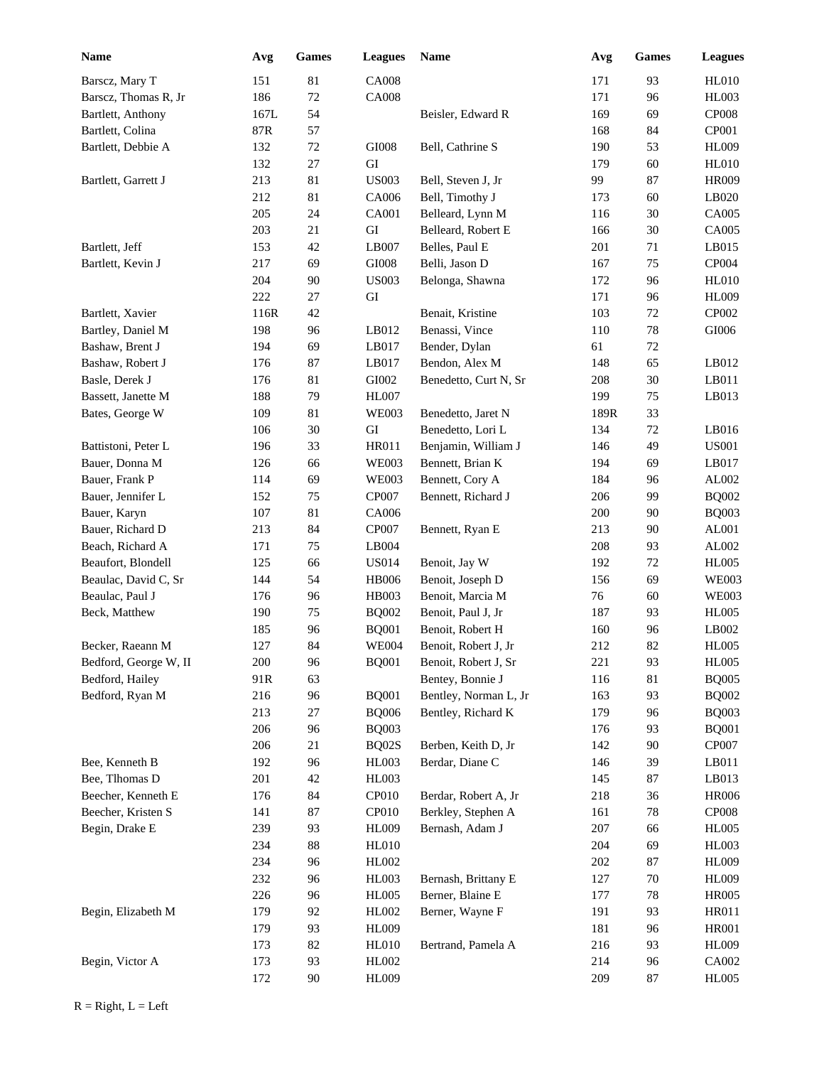| Name | Avg | Games | Leagues |
| --- | --- | --- | --- |
| Barscz, Mary T | 151 | 81 | CA008 |
| Barscz, Thomas R, Jr | 186 | 72 | CA008 |
| Bartlett, Anthony | 167L | 54 | |
| Bartlett, Colina | 87R | 57 | |
| Bartlett, Debbie A | 132 | 72 | GI008 |
| | 132 | 27 | GI |
| Bartlett, Garrett J | 213 | 81 | US003 |
| | 212 | 81 | CA006 |
| | 205 | 24 | CA001 |
| | 203 | 21 | GI |
| Bartlett, Jeff | 153 | 42 | LB007 |
| Bartlett, Kevin J | 217 | 69 | GI008 |
| | 204 | 90 | US003 |
| | 222 | 27 | GI |
| Bartlett, Xavier | 116R | 42 | |
| Bartley, Daniel M | 198 | 96 | LB012 |
| Bashaw, Brent J | 194 | 69 | LB017 |
| Bashaw, Robert J | 176 | 87 | LB017 |
| Basle, Derek J | 176 | 81 | GI002 |
| Bassett, Janette M | 188 | 79 | HL007 |
| Bates, George W | 109 | 81 | WE003 |
| | 106 | 30 | GI |
| Battistoni, Peter L | 196 | 33 | HR011 |
| Bauer, Donna M | 126 | 66 | WE003 |
| Bauer, Frank P | 114 | 69 | WE003 |
| Bauer, Jennifer L | 152 | 75 | CP007 |
| Bauer, Karyn | 107 | 81 | CA006 |
| Bauer, Richard D | 213 | 84 | CP007 |
| Beach, Richard A | 171 | 75 | LB004 |
| Beaufort, Blondell | 125 | 66 | US014 |
| Beaulac, David C, Sr | 144 | 54 | HB006 |
| Beaulac, Paul J | 176 | 96 | HB003 |
| Beck, Matthew | 190 | 75 | BQ002 |
| | 185 | 96 | BQ001 |
| Becker, Raeann M | 127 | 84 | WE004 |
| Bedford, George W, II | 200 | 96 | BQ001 |
| Bedford, Hailey | 91R | 63 | |
| Bedford, Ryan M | 216 | 96 | BQ001 |
| | 213 | 27 | BQ006 |
| | 206 | 96 | BQ003 |
| | 206 | 21 | BQ02S |
| Bee, Kenneth B | 192 | 96 | HL003 |
| Bee, Tlhomas D | 201 | 42 | HL003 |
| Beecher, Kenneth E | 176 | 84 | CP010 |
| Beecher, Kristen S | 141 | 87 | CP010 |
| Begin, Drake E | 239 | 93 | HL009 |
| | 234 | 88 | HL010 |
| | 234 | 96 | HL002 |
| | 232 | 96 | HL003 |
| | 226 | 96 | HL005 |
| Begin, Elizabeth M | 179 | 92 | HL002 |
| | 179 | 93 | HL009 |
| | 173 | 82 | HL010 |
| Begin, Victor A | 173 | 93 | HL002 |
| | 172 | 90 | HL009 |
| | 171 | 93 | HL010 |
| | 171 | 96 | HL003 |
| Beisler, Edward R | 169 | 69 | CP008 |
| | 168 | 84 | CP001 |
| Bell, Cathrine S | 190 | 53 | HL009 |
| | 179 | 60 | HL010 |
| Bell, Steven J, Jr | 99 | 87 | HR009 |
| Bell, Timothy J | 173 | 60 | LB020 |
| Belleard, Lynn M | 116 | 30 | CA005 |
| Belleard, Robert E | 166 | 30 | CA005 |
| Belles, Paul E | 201 | 71 | LB015 |
| Belli, Jason D | 167 | 75 | CP004 |
| Belonga, Shawna | 172 | 96 | HL010 |
| | 171 | 96 | HL009 |
| Benait, Kristine | 103 | 72 | CP002 |
| Benassi, Vince | 110 | 78 | GI006 |
| Bender, Dylan | 61 | 72 | |
| Bendon, Alex M | 148 | 65 | LB012 |
| Benedetto, Curt N, Sr | 208 | 30 | LB011 |
| | 199 | 75 | LB013 |
| Benedetto, Jaret N | 189R | 33 | |
| Benedetto, Lori L | 134 | 72 | LB016 |
| Benjamin, William J | 146 | 49 | US001 |
| Bennett, Brian K | 194 | 69 | LB017 |
| Bennett, Cory A | 184 | 96 | AL002 |
| Bennett, Richard J | 206 | 99 | BQ002 |
| | 200 | 90 | BQ003 |
| Bennett, Ryan E | 213 | 90 | AL001 |
| | 208 | 93 | AL002 |
| Benoit, Jay W | 192 | 72 | HL005 |
| Benoit, Joseph D | 156 | 69 | WE003 |
| Benoit, Marcia M | 76 | 60 | WE003 |
| Benoit, Paul J, Jr | 187 | 93 | HL005 |
| Benoit, Robert H | 160 | 96 | LB002 |
| Benoit, Robert J, Jr | 212 | 82 | HL005 |
| Benoit, Robert J, Sr | 221 | 93 | HL005 |
| Bentey, Bonnie J | 116 | 81 | BQ005 |
| Bentley, Norman L, Jr | 163 | 93 | BQ002 |
| Bentley, Richard K | 179 | 96 | BQ003 |
| | 176 | 93 | BQ001 |
| Berben, Keith D, Jr | 142 | 90 | CP007 |
| Berdar, Diane C | 146 | 39 | LB011 |
| | 145 | 87 | LB013 |
| Berdar, Robert A, Jr | 218 | 36 | HR006 |
| Berkley, Stephen A | 161 | 78 | CP008 |
| Bernash, Adam J | 207 | 66 | HL005 |
| | 204 | 69 | HL003 |
| | 202 | 87 | HL009 |
| Bernash, Brittany E | 127 | 70 | HL009 |
| Berner, Blaine E | 177 | 78 | HR005 |
| Berner, Wayne F | 191 | 93 | HR011 |
| | 181 | 96 | HR001 |
| Bertrand, Pamela A | 216 | 93 | HL009 |
| | 214 | 96 | CA002 |
| | 209 | 87 | HL005 |

R = Right, L = Left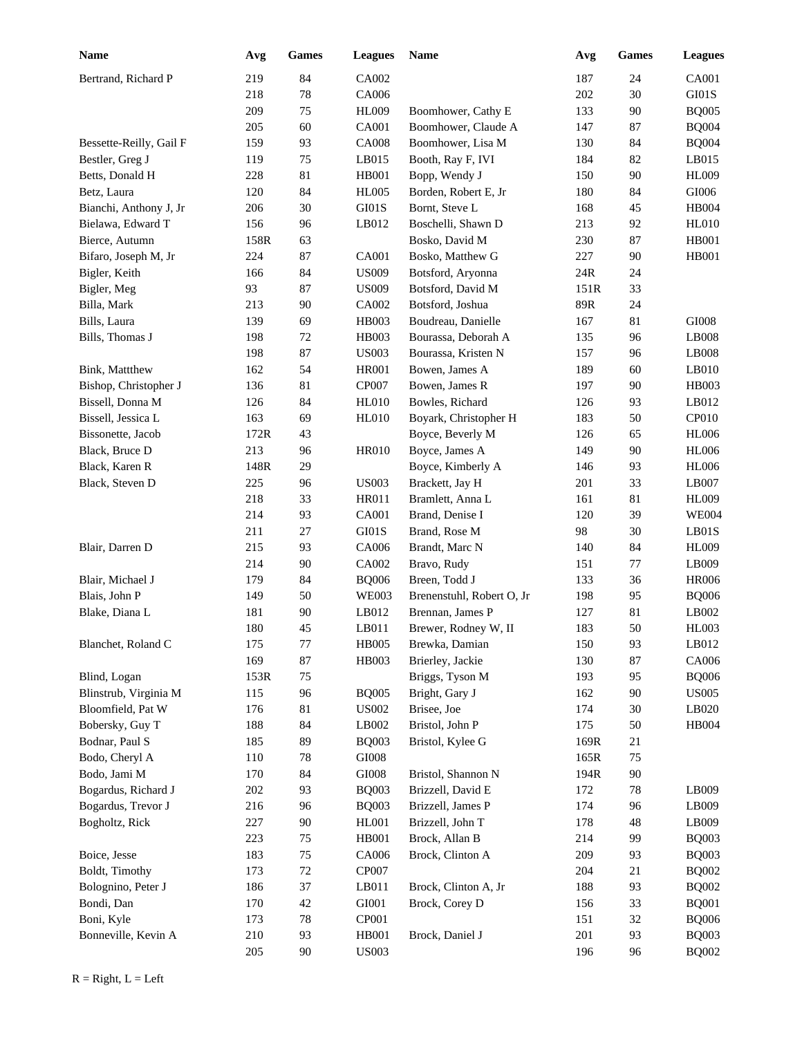| Name | Avg | Games | Leagues | Name | Avg | Games | Leagues |
|---|---|---|---|---|---|---|---|
| Bertrand, Richard P | 219 | 84 | CA002 | | 187 | 24 | CA001 |
| | 218 | 78 | CA006 | | 202 | 30 | GI01S |
| | 209 | 75 | HL009 | Boomhower, Cathy E | 133 | 90 | BQ005 |
| | 205 | 60 | CA001 | Boomhower, Claude A | 147 | 87 | BQ004 |
| Bessette-Reilly, Gail F | 159 | 93 | CA008 | Boomhower, Lisa M | 130 | 84 | BQ004 |
| Bestler, Greg J | 119 | 75 | LB015 | Booth, Ray F, IVI | 184 | 82 | LB015 |
| Betts, Donald H | 228 | 81 | HB001 | Bopp, Wendy J | 150 | 90 | HL009 |
| Betz, Laura | 120 | 84 | HL005 | Borden, Robert E, Jr | 180 | 84 | GI006 |
| Bianchi, Anthony J, Jr | 206 | 30 | GI01S | Bornt, Steve L | 168 | 45 | HB004 |
| Bielawa, Edward T | 156 | 96 | LB012 | Boschelli, Shawn D | 213 | 92 | HL010 |
| Bierce, Autumn | 158R | 63 | | Bosko, David M | 230 | 87 | HB001 |
| Bifaro, Joseph M, Jr | 224 | 87 | CA001 | Bosko, Matthew G | 227 | 90 | HB001 |
| Bigler, Keith | 166 | 84 | US009 | Botsford, Aryonna | 24R | 24 | |
| Bigler, Meg | 93 | 87 | US009 | Botsford, David M | 151R | 33 | |
| Billa, Mark | 213 | 90 | CA002 | Botsford, Joshua | 89R | 24 | |
| Bills, Laura | 139 | 69 | HB003 | Boudreau, Danielle | 167 | 81 | GI008 |
| Bills, Thomas J | 198 | 72 | HB003 | Bourassa, Deborah A | 135 | 96 | LB008 |
| | 198 | 87 | US003 | Bourassa, Kristen N | 157 | 96 | LB008 |
| Bink, Mattthew | 162 | 54 | HR001 | Bowen, James A | 189 | 60 | LB010 |
| Bishop, Christopher J | 136 | 81 | CP007 | Bowen, James R | 197 | 90 | HB003 |
| Bissell, Donna M | 126 | 84 | HL010 | Bowles, Richard | 126 | 93 | LB012 |
| Bissell, Jessica L | 163 | 69 | HL010 | Boyark, Christopher H | 183 | 50 | CP010 |
| Bissonette, Jacob | 172R | 43 | | Boyce, Beverly M | 126 | 65 | HL006 |
| Black, Bruce D | 213 | 96 | HR010 | Boyce, James A | 149 | 90 | HL006 |
| Black, Karen R | 148R | 29 | | Boyce, Kimberly A | 146 | 93 | HL006 |
| Black, Steven D | 225 | 96 | US003 | Brackett, Jay H | 201 | 33 | LB007 |
| | 218 | 33 | HR011 | Bramlett, Anna L | 161 | 81 | HL009 |
| | 214 | 93 | CA001 | Brand, Denise I | 120 | 39 | WE004 |
| | 211 | 27 | GI01S | Brand, Rose M | 98 | 30 | LB01S |
| Blair, Darren D | 215 | 93 | CA006 | Brandt, Marc N | 140 | 84 | HL009 |
| | 214 | 90 | CA002 | Bravo, Rudy | 151 | 77 | LB009 |
| Blair, Michael J | 179 | 84 | BQ006 | Breen, Todd J | 133 | 36 | HR006 |
| Blais, John P | 149 | 50 | WE003 | Brenenstuhl, Robert O, Jr | 198 | 95 | BQ006 |
| Blake, Diana L | 181 | 90 | LB012 | Brennan, James P | 127 | 81 | LB002 |
| | 180 | 45 | LB011 | Brewer, Rodney W, II | 183 | 50 | HL003 |
| Blanchet, Roland C | 175 | 77 | HB005 | Brewka, Damian | 150 | 93 | LB012 |
| | 169 | 87 | HB003 | Brierley, Jackie | 130 | 87 | CA006 |
| Blind, Logan | 153R | 75 | | Briggs, Tyson M | 193 | 95 | BQ006 |
| Blinstrub, Virginia M | 115 | 96 | BQ005 | Bright, Gary J | 162 | 90 | US005 |
| Bloomfield, Pat W | 176 | 81 | US002 | Brisee, Joe | 174 | 30 | LB020 |
| Bobersky, Guy T | 188 | 84 | LB002 | Bristol, John P | 175 | 50 | HB004 |
| Bodnar, Paul S | 185 | 89 | BQ003 | Bristol, Kylee G | 169R | 21 | |
| Bodo, Cheryl A | 110 | 78 | GI008 | | 165R | 75 | |
| Bodo, Jami M | 170 | 84 | GI008 | Bristol, Shannon N | 194R | 90 | |
| Bogardus, Richard J | 202 | 93 | BQ003 | Brizzell, David E | 172 | 78 | LB009 |
| Bogardus, Trevor J | 216 | 96 | BQ003 | Brizzell, James P | 174 | 96 | LB009 |
| Bogholtz, Rick | 227 | 90 | HL001 | Brizzell, John T | 178 | 48 | LB009 |
| | 223 | 75 | HB001 | Brock, Allan B | 214 | 99 | BQ003 |
| Boice, Jesse | 183 | 75 | CA006 | Brock, Clinton A | 209 | 93 | BQ003 |
| Boldt, Timothy | 173 | 72 | CP007 | | 204 | 21 | BQ002 |
| Bolognino, Peter J | 186 | 37 | LB011 | Brock, Clinton A, Jr | 188 | 93 | BQ002 |
| Bondi, Dan | 170 | 42 | GI001 | Brock, Corey D | 156 | 33 | BQ001 |
| Boni, Kyle | 173 | 78 | CP001 | | 151 | 32 | BQ006 |
| Bonneville, Kevin A | 210 | 93 | HB001 | Brock, Daniel J | 201 | 93 | BQ003 |
| | 205 | 90 | US003 | | 196 | 96 | BQ002 |

R = Right, L = Left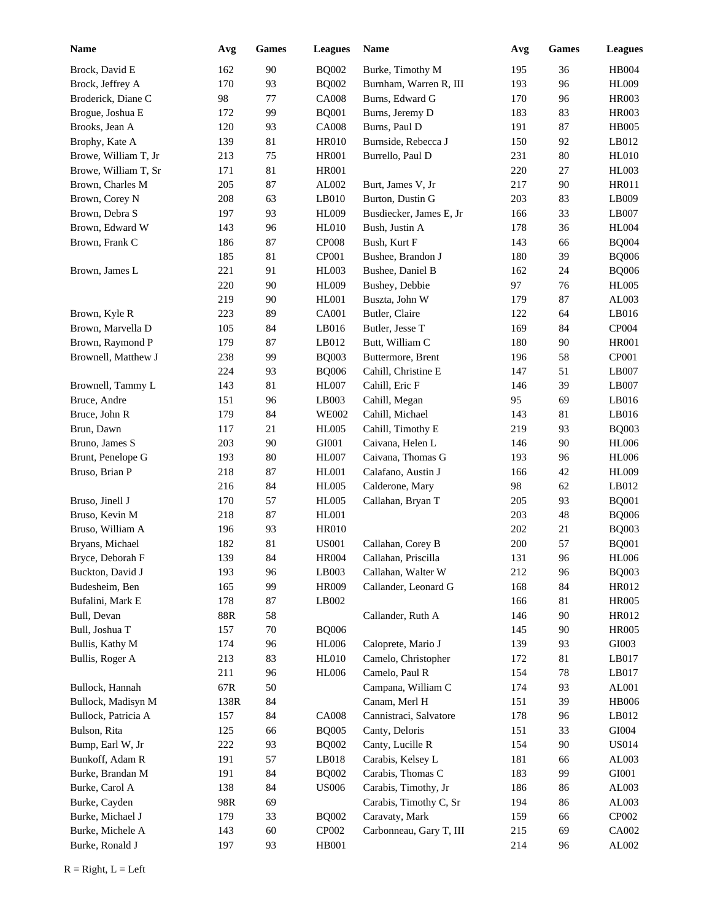| Name | Avg | Games | Leagues |
|---|---|---|---|
| Brock, David E | 162 | 90 | BQ002 |
| Brock, Jeffrey A | 170 | 93 | BQ002 |
| Broderick, Diane C | 98 | 77 | CA008 |
| Brogue, Joshua E | 172 | 99 | BQ001 |
| Brooks, Jean A | 120 | 93 | CA008 |
| Brophy, Kate A | 139 | 81 | HR010 |
| Browe, William T, Jr | 213 | 75 | HR001 |
| Browe, William T, Sr | 171 | 81 | HR001 |
| Brown, Charles M | 205 | 87 | AL002 |
| Brown, Corey N | 208 | 63 | LB010 |
| Brown, Debra S | 197 | 93 | HL009 |
| Brown, Edward W | 143 | 96 | HL010 |
| Brown, Frank C | 186 | 87 | CP008 |
| | 185 | 81 | CP001 |
| Brown, James L | 221 | 91 | HL003 |
| | 220 | 90 | HL009 |
| | 219 | 90 | HL001 |
| Brown, Kyle R | 223 | 89 | CA001 |
| Brown, Marvella D | 105 | 84 | LB016 |
| Brown, Raymond P | 179 | 87 | LB012 |
| Brownell, Matthew J | 238 | 99 | BQ003 |
| | 224 | 93 | BQ006 |
| Brownell, Tammy L | 143 | 81 | HL007 |
| Bruce, Andre | 151 | 96 | LB003 |
| Bruce, John R | 179 | 84 | WE002 |
| Brun, Dawn | 117 | 21 | HL005 |
| Bruno, James S | 203 | 90 | GI001 |
| Brunt, Penelope G | 193 | 80 | HL007 |
| Bruso, Brian P | 218 | 87 | HL001 |
| | 216 | 84 | HL005 |
| Bruso, Jinell J | 170 | 57 | HL005 |
| Bruso, Kevin M | 218 | 87 | HL001 |
| Bruso, William A | 196 | 93 | HR010 |
| Bryans, Michael | 182 | 81 | US001 |
| Bryce, Deborah F | 139 | 84 | HR004 |
| Buckton, David J | 193 | 96 | LB003 |
| Budesheim, Ben | 165 | 99 | HR009 |
| Bufalini, Mark E | 178 | 87 | LB002 |
| Bull, Devan | 88R | 58 | |
| Bull, Joshua T | 157 | 70 | BQ006 |
| Bullis, Kathy M | 174 | 96 | HL006 |
| Bullis, Roger A | 213 | 83 | HL010 |
| | 211 | 96 | HL006 |
| Bullock, Hannah | 67R | 50 | |
| Bullock, Madisyn M | 138R | 84 | |
| Bullock, Patricia A | 157 | 84 | CA008 |
| Bulson, Rita | 125 | 66 | BQ005 |
| Bump, Earl W, Jr | 222 | 93 | BQ002 |
| Bunkoff, Adam R | 191 | 57 | LB018 |
| Burke, Brandan M | 191 | 84 | BQ002 |
| Burke, Carol A | 138 | 84 | US006 |
| Burke, Cayden | 98R | 69 | |
| Burke, Michael J | 179 | 33 | BQ002 |
| Burke, Michele A | 143 | 60 | CP002 |
| Burke, Ronald J | 197 | 93 | HB001 |
| Burke, Timothy M | 195 | 36 | HB004 |
| Burnham, Warren R, III | 193 | 96 | HL009 |
| Burns, Edward G | 170 | 96 | HR003 |
| Burns, Jeremy D | 183 | 83 | HR003 |
| Burns, Paul D | 191 | 87 | HB005 |
| Burnside, Rebecca J | 150 | 92 | LB012 |
| Burrello, Paul D | 231 | 80 | HL010 |
| | 220 | 27 | HL003 |
| Burt, James V, Jr | 217 | 90 | HR011 |
| Burton, Dustin G | 203 | 83 | LB009 |
| Busdiecker, James E, Jr | 166 | 33 | LB007 |
| Bush, Justin A | 178 | 36 | HL004 |
| Bush, Kurt F | 143 | 66 | BQ004 |
| Bushee, Brandon J | 180 | 39 | BQ006 |
| Bushee, Daniel B | 162 | 24 | BQ006 |
| Bushey, Debbie | 97 | 76 | HL005 |
| Buszta, John W | 179 | 87 | AL003 |
| Butler, Claire | 122 | 64 | LB016 |
| Butler, Jesse T | 169 | 84 | CP004 |
| Butt, William C | 180 | 90 | HR001 |
| Buttermore, Brent | 196 | 58 | CP001 |
| Cahill, Christine E | 147 | 51 | LB007 |
| Cahill, Eric F | 146 | 39 | LB007 |
| Cahill, Megan | 95 | 69 | LB016 |
| Cahill, Michael | 143 | 81 | LB016 |
| Cahill, Timothy E | 219 | 93 | BQ003 |
| Caivana, Helen L | 146 | 90 | HL006 |
| Caivana, Thomas G | 193 | 96 | HL006 |
| Calafano, Austin J | 166 | 42 | HL009 |
| Calderone, Mary | 98 | 62 | LB012 |
| Callahan, Bryan T | 205 | 93 | BQ001 |
| | 203 | 48 | BQ006 |
| | 202 | 21 | BQ003 |
| Callahan, Corey B | 200 | 57 | BQ001 |
| Callahan, Priscilla | 131 | 96 | HL006 |
| Callahan, Walter W | 212 | 96 | BQ003 |
| Callander, Leonard G | 168 | 84 | HR012 |
| | 166 | 81 | HR005 |
| Callander, Ruth A | 146 | 90 | HR012 |
| | 145 | 90 | HR005 |
| Caloprete, Mario J | 139 | 93 | GI003 |
| Camelo, Christopher | 172 | 81 | LB017 |
| Camelo, Paul R | 154 | 78 | LB017 |
| Campana, William C | 174 | 93 | AL001 |
| Canam, Merl H | 151 | 39 | HB006 |
| Cannistraci, Salvatore | 178 | 96 | LB012 |
| Canty, Deloris | 151 | 33 | GI004 |
| Canty, Lucille R | 154 | 90 | US014 |
| Carabis, Kelsey L | 181 | 66 | AL003 |
| Carabis, Thomas C | 183 | 99 | GI001 |
| Carabis, Timothy, Jr | 186 | 86 | AL003 |
| Carabis, Timothy C, Sr | 194 | 86 | AL003 |
| Caravaty, Mark | 159 | 66 | CP002 |
| Carbonneau, Gary T, III | 215 | 69 | CA002 |
| | 214 | 96 | AL002 |

R = Right, L = Left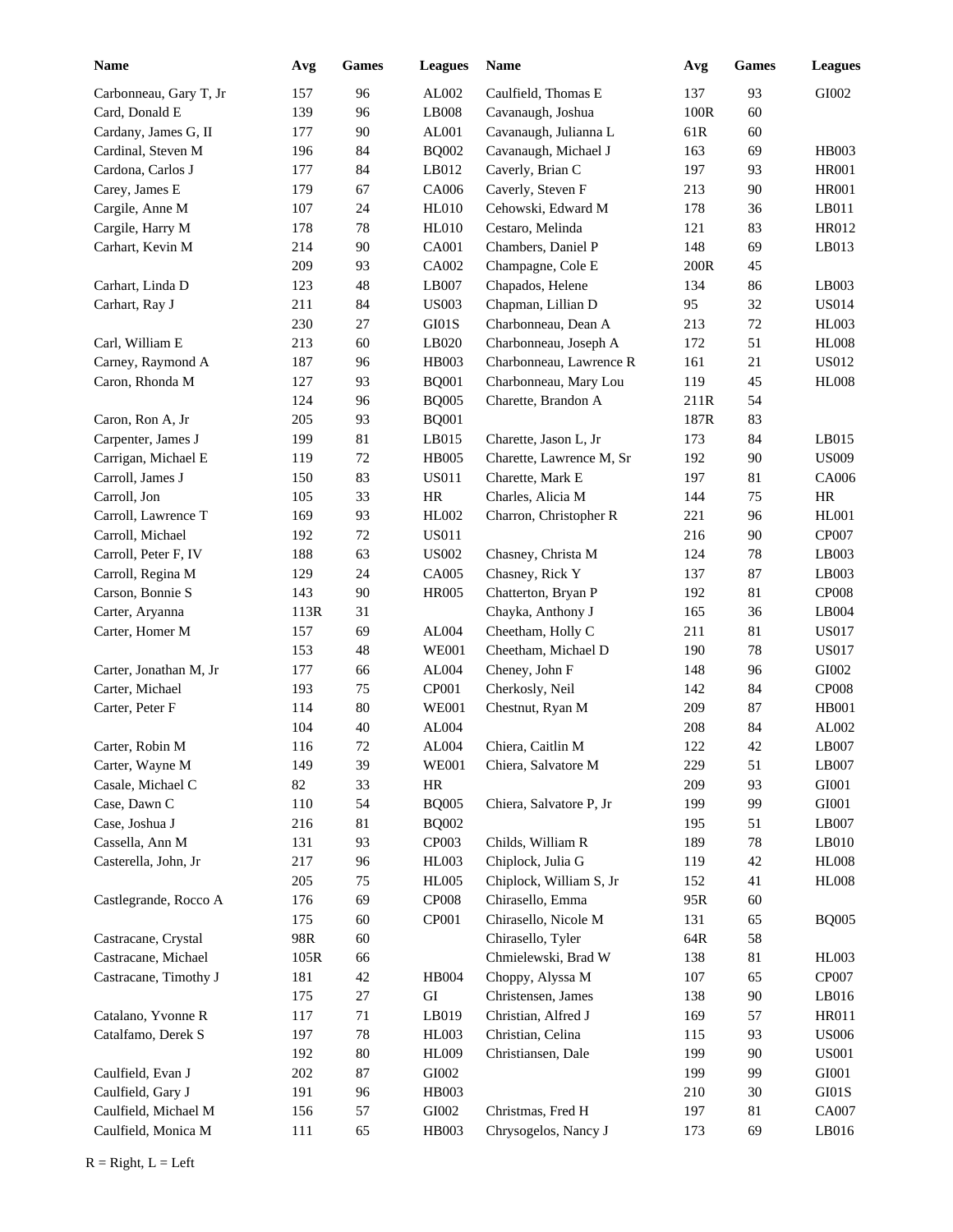| Name | Avg | Games | Leagues |
|---|---|---|---|
| Carbonneau, Gary T, Jr | 157 | 96 | AL002 |
| Card, Donald E | 139 | 96 | LB008 |
| Cardany, James G, II | 177 | 90 | AL001 |
| Cardinal, Steven M | 196 | 84 | BQ002 |
| Cardona, Carlos J | 177 | 84 | LB012 |
| Carey, James E | 179 | 67 | CA006 |
| Cargile, Anne M | 107 | 24 | HL010 |
| Cargile, Harry M | 178 | 78 | HL010 |
| Carhart, Kevin M | 214 | 90 | CA001 |
| | 209 | 93 | CA002 |
| Carhart, Linda D | 123 | 48 | LB007 |
| Carhart, Ray J | 211 | 84 | US003 |
| | 230 | 27 | GI01S |
| Carl, William E | 213 | 60 | LB020 |
| Carney, Raymond A | 187 | 96 | HB003 |
| Caron, Rhonda M | 127 | 93 | BQ001 |
| | 124 | 96 | BQ005 |
| Caron, Ron A, Jr | 205 | 93 | BQ001 |
| Carpenter, James J | 199 | 81 | LB015 |
| Carrigan, Michael E | 119 | 72 | HB005 |
| Carroll, James J | 150 | 83 | US011 |
| Carroll, Jon | 105 | 33 | HR |
| Carroll, Lawrence T | 169 | 93 | HL002 |
| Carroll, Michael | 192 | 72 | US011 |
| Carroll, Peter F, IV | 188 | 63 | US002 |
| Carroll, Regina M | 129 | 24 | CA005 |
| Carson, Bonnie S | 143 | 90 | HR005 |
| Carter, Aryanna | 113R | 31 | |
| Carter, Homer M | 157 | 69 | AL004 |
| | 153 | 48 | WE001 |
| Carter, Jonathan M, Jr | 177 | 66 | AL004 |
| Carter, Michael | 193 | 75 | CP001 |
| Carter, Peter F | 114 | 80 | WE001 |
| | 104 | 40 | AL004 |
| Carter, Robin M | 116 | 72 | AL004 |
| Carter, Wayne M | 149 | 39 | WE001 |
| Casale, Michael C | 82 | 33 | HR |
| Case, Dawn C | 110 | 54 | BQ005 |
| Case, Joshua J | 216 | 81 | BQ002 |
| Cassella, Ann M | 131 | 93 | CP003 |
| Casterella, John, Jr | 217 | 96 | HL003 |
| | 205 | 75 | HL005 |
| Castlegrande, Rocco A | 176 | 69 | CP008 |
| | 175 | 60 | CP001 |
| Castracane, Crystal | 98R | 60 | |
| Castracane, Michael | 105R | 66 | |
| Castracane, Timothy J | 181 | 42 | HB004 |
| | 175 | 27 | GI |
| Catalano, Yvonne R | 117 | 71 | LB019 |
| Catalfamo, Derek S | 197 | 78 | HL003 |
| | 192 | 80 | HL009 |
| Caulfield, Evan J | 202 | 87 | GI002 |
| Caulfield, Gary J | 191 | 96 | HB003 |
| Caulfield, Michael M | 156 | 57 | GI002 |
| Caulfield, Monica M | 111 | 65 | HB003 |
| Caulfield, Thomas E | 137 | 93 | GI002 |
| Cavanaugh, Joshua | 100R | 60 | |
| Cavanaugh, Julianna L | 61R | 60 | |
| Cavanaugh, Michael J | 163 | 69 | HB003 |
| Caverly, Brian C | 197 | 93 | HR001 |
| Caverly, Steven F | 213 | 90 | HR001 |
| Cehowski, Edward M | 178 | 36 | LB011 |
| Cestaro, Melinda | 121 | 83 | HR012 |
| Chambers, Daniel P | 148 | 69 | LB013 |
| Champagne, Cole E | 200R | 45 | |
| Chapados, Helene | 134 | 86 | LB003 |
| Chapman, Lillian D | 95 | 32 | US014 |
| Charbonneau, Dean A | 213 | 72 | HL003 |
| Charbonneau, Joseph A | 172 | 51 | HL008 |
| Charbonneau, Lawrence R | 161 | 21 | US012 |
| Charbonneau, Mary Lou | 119 | 45 | HL008 |
| Charette, Brandon A | 211R | 54 | |
| | 187R | 83 | |
| Charette, Jason L, Jr | 173 | 84 | LB015 |
| Charette, Lawrence M, Sr | 192 | 90 | US009 |
| Charette, Mark E | 197 | 81 | CA006 |
| Charles, Alicia M | 144 | 75 | HR |
| Charron, Christopher R | 221 | 96 | HL001 |
| | 216 | 90 | CP007 |
| Chasney, Christa M | 124 | 78 | LB003 |
| Chasney, Rick Y | 137 | 87 | LB003 |
| Chatterton, Bryan P | 192 | 81 | CP008 |
| Chayka, Anthony J | 165 | 36 | LB004 |
| Cheetham, Holly C | 211 | 81 | US017 |
| Cheetham, Michael D | 190 | 78 | US017 |
| Cheney, John F | 148 | 96 | GI002 |
| Cherkosly, Neil | 142 | 84 | CP008 |
| Chestnut, Ryan M | 209 | 87 | HB001 |
| | 208 | 84 | AL002 |
| Chiera, Caitlin M | 122 | 42 | LB007 |
| Chiera, Salvatore M | 229 | 51 | LB007 |
| | 209 | 93 | GI001 |
| Chiera, Salvatore P, Jr | 199 | 99 | GI001 |
| | 195 | 51 | LB007 |
| Childs, William R | 189 | 78 | LB010 |
| Chiplock, Julia G | 119 | 42 | HL008 |
| Chiplock, William S, Jr | 152 | 41 | HL008 |
| Chirasello, Emma | 95R | 60 | |
| Chirasello, Nicole M | 131 | 65 | BQ005 |
| Chirasello, Tyler | 64R | 58 | |
| Chmielewski, Brad W | 138 | 81 | HL003 |
| Choppy, Alyssa M | 107 | 65 | CP007 |
| Christensen, James | 138 | 90 | LB016 |
| Christian, Alfred J | 169 | 57 | HR011 |
| Christian, Celina | 115 | 93 | US006 |
| Christiansen, Dale | 199 | 90 | US001 |
| | 199 | 99 | GI001 |
| | 210 | 30 | GI01S |
| Christmas, Fred H | 197 | 81 | CA007 |
| Chrysogelos, Nancy J | 173 | 69 | LB016 |

R = Right, L = Left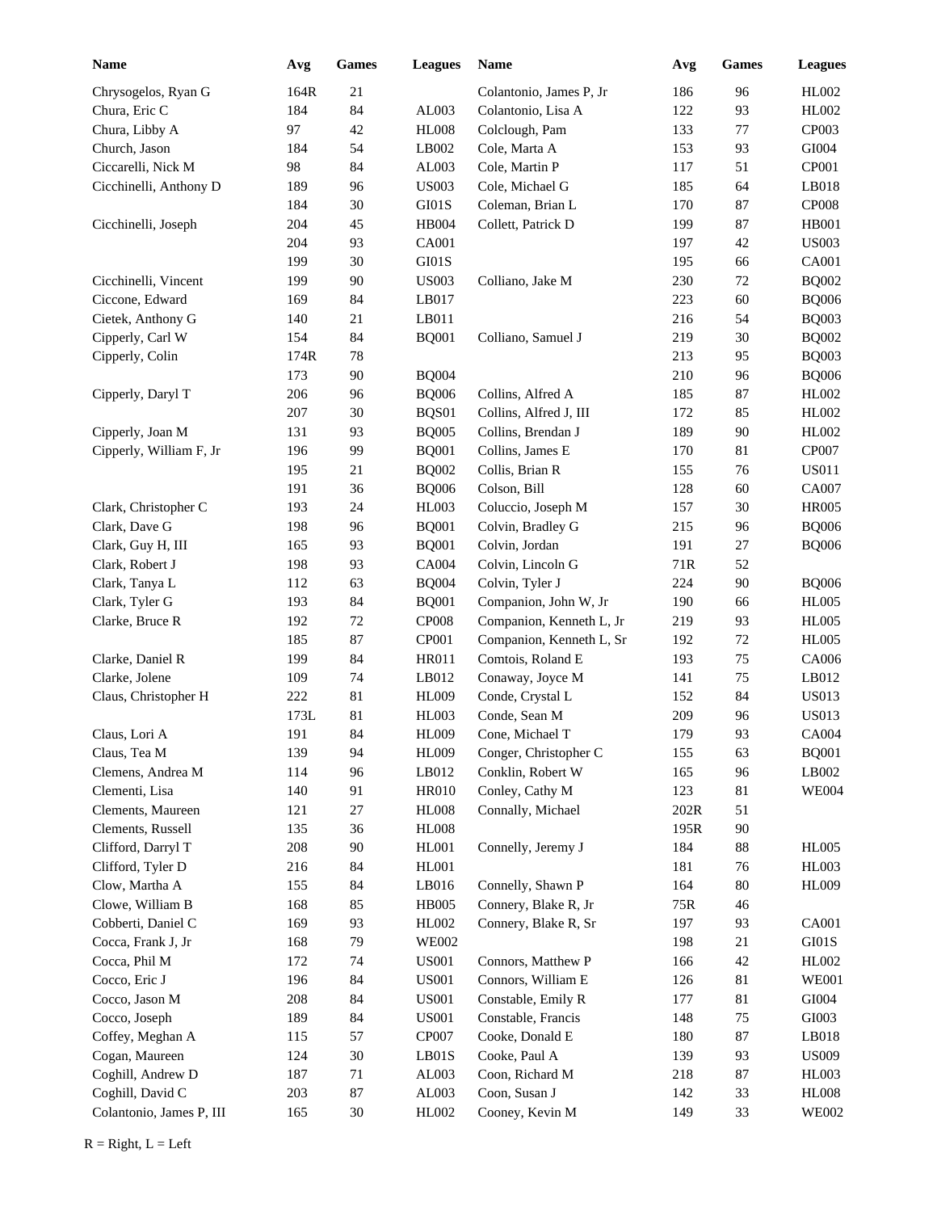| Name | Avg | Games | Leagues |
|---|---|---|---|
| Chrysogelos, Ryan G | 164R | 21 | |
| Chura, Eric C | 184 | 84 | AL003 |
| Chura, Libby A | 97 | 42 | HL008 |
| Church, Jason | 184 | 54 | LB002 |
| Ciccarelli, Nick M | 98 | 84 | AL003 |
| Cicchinelli, Anthony D | 189 | 96 | US003 |
| | 184 | 30 | GI01S |
| Cicchinelli, Joseph | 204 | 45 | HB004 |
| | 204 | 93 | CA001 |
| | 199 | 30 | GI01S |
| Cicchinelli, Vincent | 199 | 90 | US003 |
| Ciccone, Edward | 169 | 84 | LB017 |
| Cietek, Anthony G | 140 | 21 | LB011 |
| Cipperly, Carl W | 154 | 84 | BQ001 |
| Cipperly, Colin | 174R | 78 | |
| | 173 | 90 | BQ004 |
| Cipperly, Daryl T | 206 | 96 | BQ006 |
| | 207 | 30 | BQS01 |
| Cipperly, Joan M | 131 | 93 | BQ005 |
| Cipperly, William F, Jr | 196 | 99 | BQ001 |
| | 195 | 21 | BQ002 |
| | 191 | 36 | BQ006 |
| Clark, Christopher C | 193 | 24 | HL003 |
| Clark, Dave G | 198 | 96 | BQ001 |
| Clark, Guy H, III | 165 | 93 | BQ001 |
| Clark, Robert J | 198 | 93 | CA004 |
| Clark, Tanya L | 112 | 63 | BQ004 |
| Clark, Tyler G | 193 | 84 | BQ001 |
| Clarke, Bruce R | 192 | 72 | CP008 |
| | 185 | 87 | CP001 |
| Clarke, Daniel R | 199 | 84 | HR011 |
| Clarke, Jolene | 109 | 74 | LB012 |
| Claus, Christopher H | 222 | 81 | HL009 |
| | 173L | 81 | HL003 |
| Claus, Lori A | 191 | 84 | HL009 |
| Claus, Tea M | 139 | 94 | HL009 |
| Clemens, Andrea M | 114 | 96 | LB012 |
| Clementi, Lisa | 140 | 91 | HR010 |
| Clements, Maureen | 121 | 27 | HL008 |
| Clements, Russell | 135 | 36 | HL008 |
| Clifford, Darryl T | 208 | 90 | HL001 |
| Clifford, Tyler D | 216 | 84 | HL001 |
| Clow, Martha A | 155 | 84 | LB016 |
| Clowe, William B | 168 | 85 | HB005 |
| Cobberti, Daniel C | 169 | 93 | HL002 |
| Cocca, Frank J, Jr | 168 | 79 | WE002 |
| Cocca, Phil M | 172 | 74 | US001 |
| Cocco, Eric J | 196 | 84 | US001 |
| Cocco, Jason M | 208 | 84 | US001 |
| Cocco, Joseph | 189 | 84 | US001 |
| Coffey, Meghan A | 115 | 57 | CP007 |
| Cogan, Maureen | 124 | 30 | LB01S |
| Coghill, Andrew D | 187 | 71 | AL003 |
| Coghill, David C | 203 | 87 | AL003 |
| Colantonio, James P, III | 165 | 30 | HL002 |
| Colantonio, James P, Jr | 186 | 96 | HL002 |
| Colantonio, Lisa A | 122 | 93 | HL002 |
| Colclough, Pam | 133 | 77 | CP003 |
| Cole, Marta A | 153 | 93 | GI004 |
| Cole, Martin P | 117 | 51 | CP001 |
| Cole, Michael G | 185 | 64 | LB018 |
| Coleman, Brian L | 170 | 87 | CP008 |
| Collett, Patrick D | 199 | 87 | HB001 |
| | 197 | 42 | US003 |
| | 195 | 66 | CA001 |
| Colliano, Jake M | 230 | 72 | BQ002 |
| | 223 | 60 | BQ006 |
| | 216 | 54 | BQ003 |
| Colliano, Samuel J | 219 | 30 | BQ002 |
| | 213 | 95 | BQ003 |
| | 210 | 96 | BQ006 |
| Collins, Alfred A | 185 | 87 | HL002 |
| Collins, Alfred J, III | 172 | 85 | HL002 |
| Collins, Brendan J | 189 | 90 | HL002 |
| Collins, James E | 170 | 81 | CP007 |
| Collis, Brian R | 155 | 76 | US011 |
| Colson, Bill | 128 | 60 | CA007 |
| Coluccio, Joseph M | 157 | 30 | HR005 |
| Colvin, Bradley G | 215 | 96 | BQ006 |
| Colvin, Jordan | 191 | 27 | BQ006 |
| Colvin, Lincoln G | 71R | 52 | |
| Colvin, Tyler J | 224 | 90 | BQ006 |
| Companion, John W, Jr | 190 | 66 | HL005 |
| Companion, Kenneth L, Jr | 219 | 93 | HL005 |
| Companion, Kenneth L, Sr | 192 | 72 | HL005 |
| Comtois, Roland E | 193 | 75 | CA006 |
| Conaway, Joyce M | 141 | 75 | LB012 |
| Conde, Crystal L | 152 | 84 | US013 |
| Conde, Sean M | 209 | 96 | US013 |
| Cone, Michael T | 179 | 93 | CA004 |
| Conger, Christopher C | 155 | 63 | BQ001 |
| Conklin, Robert W | 165 | 96 | LB002 |
| Conley, Cathy M | 123 | 81 | WE004 |
| Connally, Michael | 202R | 51 | |
| | 195R | 90 | |
| Connelly, Jeremy J | 184 | 88 | HL005 |
| | 181 | 76 | HL003 |
| Connelly, Shawn P | 164 | 80 | HL009 |
| Connery, Blake R, Jr | 75R | 46 | |
| Connery, Blake R, Sr | 197 | 93 | CA001 |
| | 198 | 21 | GI01S |
| Connors, Matthew P | 166 | 42 | HL002 |
| Connors, William E | 126 | 81 | WE001 |
| Constable, Emily R | 177 | 81 | GI004 |
| Constable, Francis | 148 | 75 | GI003 |
| Cooke, Donald E | 180 | 87 | LB018 |
| Cooke, Paul A | 139 | 93 | US009 |
| Coon, Richard M | 218 | 87 | HL003 |
| Coon, Susan J | 142 | 33 | HL008 |
| Cooney, Kevin M | 149 | 33 | WE002 |

R = Right, L = Left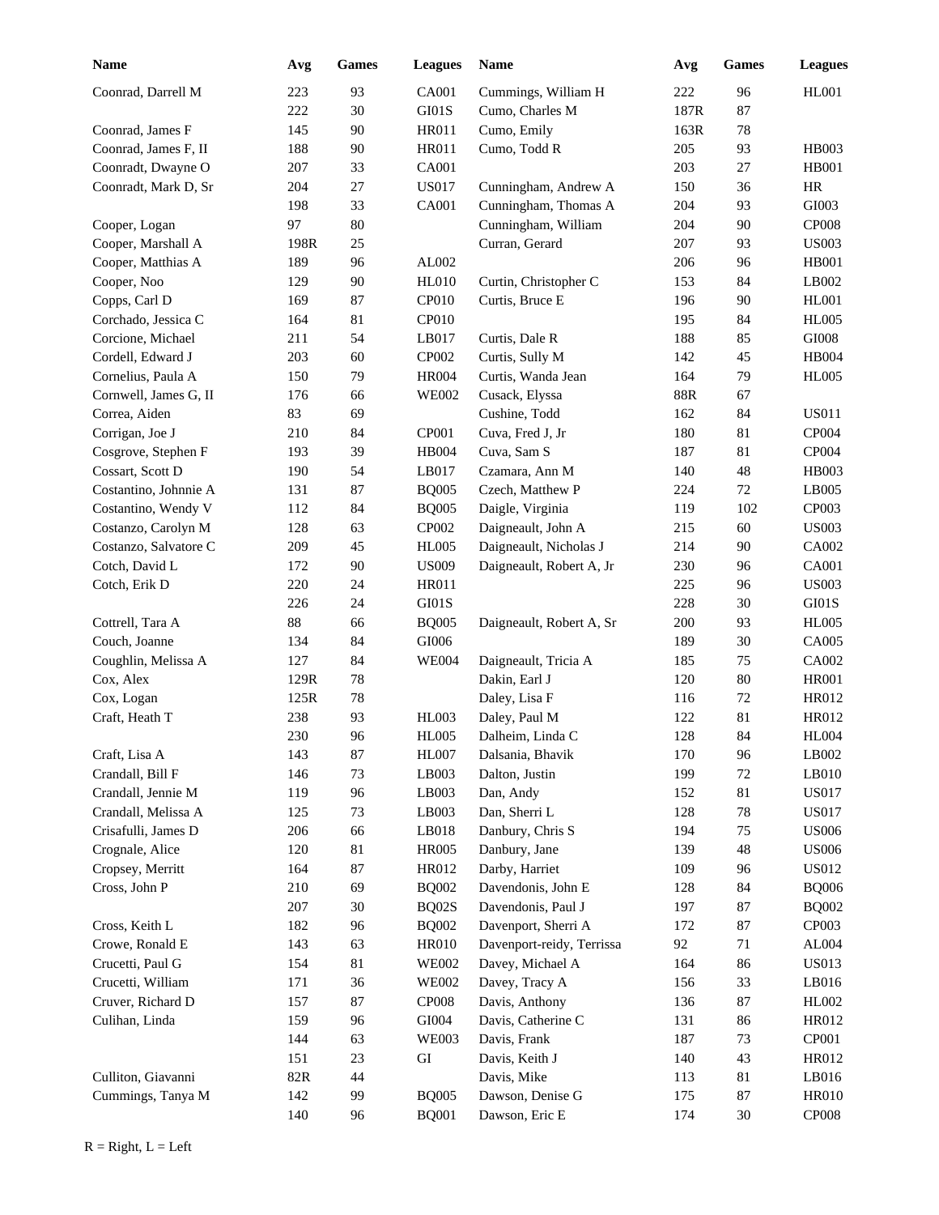| Name | Avg | Games | Leagues |
|---|---|---|---|
| Coonrad, Darrell M | 223 | 93 | CA001 |
| | 222 | 30 | GI01S |
| Coonrad, James F | 145 | 90 | HR011 |
| Coonrad, James F, II | 188 | 90 | HR011 |
| Coonradt, Dwayne O | 207 | 33 | CA001 |
| Coonradt, Mark D, Sr | 204 | 27 | US017 |
| | 198 | 33 | CA001 |
| Cooper, Logan | 97 | 80 | |
| Cooper, Marshall A | 198R | 25 | |
| Cooper, Matthias A | 189 | 96 | AL002 |
| Cooper, Noo | 129 | 90 | HL010 |
| Copps, Carl D | 169 | 87 | CP010 |
| Corchado, Jessica C | 164 | 81 | CP010 |
| Corcione, Michael | 211 | 54 | LB017 |
| Cordell, Edward J | 203 | 60 | CP002 |
| Cornelius, Paula A | 150 | 79 | HR004 |
| Cornwell, James G, II | 176 | 66 | WE002 |
| Correa, Aiden | 83 | 69 | |
| Corrigan, Joe J | 210 | 84 | CP001 |
| Cosgrove, Stephen F | 193 | 39 | HB004 |
| Cossart, Scott D | 190 | 54 | LB017 |
| Costantino, Johnnie A | 131 | 87 | BQ005 |
| Costantino, Wendy V | 112 | 84 | BQ005 |
| Costanzo, Carolyn M | 128 | 63 | CP002 |
| Costanzo, Salvatore C | 209 | 45 | HL005 |
| Cotch, David L | 172 | 90 | US009 |
| Cotch, Erik D | 220 | 24 | HR011 |
| | 226 | 24 | GI01S |
| Cottrell, Tara A | 88 | 66 | BQ005 |
| Couch, Joanne | 134 | 84 | GI006 |
| Coughlin, Melissa A | 127 | 84 | WE004 |
| Cox, Alex | 129R | 78 | |
| Cox, Logan | 125R | 78 | |
| Craft, Heath T | 238 | 93 | HL003 |
| | 230 | 96 | HL005 |
| Craft, Lisa A | 143 | 87 | HL007 |
| Crandall, Bill F | 146 | 73 | LB003 |
| Crandall, Jennie M | 119 | 96 | LB003 |
| Crandall, Melissa A | 125 | 73 | LB003 |
| Crisafulli, James D | 206 | 66 | LB018 |
| Crognale, Alice | 120 | 81 | HR005 |
| Cropsey, Merritt | 164 | 87 | HR012 |
| Cross, John P | 210 | 69 | BQ002 |
| | 207 | 30 | BQ02S |
| Cross, Keith L | 182 | 96 | BQ002 |
| Crowe, Ronald E | 143 | 63 | HR010 |
| Crucetti, Paul G | 154 | 81 | WE002 |
| Crucetti, William | 171 | 36 | WE002 |
| Cruver, Richard D | 157 | 87 | CP008 |
| Culihan, Linda | 159 | 96 | GI004 |
| | 144 | 63 | WE003 |
| | 151 | 23 | GI |
| Culliton, Giavanni | 82R | 44 | |
| Cummings, Tanya M | 142 | 99 | BQ005 |
| | 140 | 96 | BQ001 |
| Cummings, William H | 222 | 96 | HL001 |
| Cumo, Charles M | 187R | 87 | |
| Cumo, Emily | 163R | 78 | |
| Cumo, Todd R | 205 | 93 | HB003 |
| | 203 | 27 | HB001 |
| Cunningham, Andrew A | 150 | 36 | HR |
| Cunningham, Thomas A | 204 | 93 | GI003 |
| Cunningham, William | 204 | 90 | CP008 |
| Curran, Gerard | 207 | 93 | US003 |
| | 206 | 96 | HB001 |
| Curtin, Christopher C | 153 | 84 | LB002 |
| Curtis, Bruce E | 196 | 90 | HL001 |
| | 195 | 84 | HL005 |
| Curtis, Dale R | 188 | 85 | GI008 |
| Curtis, Sully M | 142 | 45 | HB004 |
| Curtis, Wanda Jean | 164 | 79 | HL005 |
| Cusack, Elyssa | 88R | 67 | |
| Cushine, Todd | 162 | 84 | US011 |
| Cuva, Fred J, Jr | 180 | 81 | CP004 |
| Cuva, Sam S | 187 | 81 | CP004 |
| Czamara, Ann M | 140 | 48 | HB003 |
| Czech, Matthew P | 224 | 72 | LB005 |
| Daigle, Virginia | 119 | 102 | CP003 |
| Daigneault, John A | 215 | 60 | US003 |
| Daigneault, Nicholas J | 214 | 90 | CA002 |
| Daigneault, Robert A, Jr | 230 | 96 | CA001 |
| | 225 | 96 | US003 |
| | 228 | 30 | GI01S |
| Daigneault, Robert A, Sr | 200 | 93 | HL005 |
| | 189 | 30 | CA005 |
| Daigneault, Tricia A | 185 | 75 | CA002 |
| Dakin, Earl J | 120 | 80 | HR001 |
| Daley, Lisa F | 116 | 72 | HR012 |
| Daley, Paul M | 122 | 81 | HR012 |
| Dalheim, Linda C | 128 | 84 | HL004 |
| Dalsania, Bhavik | 170 | 96 | LB002 |
| Dalton, Justin | 199 | 72 | LB010 |
| Dan, Andy | 152 | 81 | US017 |
| Dan, Sherri L | 128 | 78 | US017 |
| Danbury, Chris S | 194 | 75 | US006 |
| Danbury, Jane | 139 | 48 | US006 |
| Darby, Harriet | 109 | 96 | US012 |
| Davendonis, John E | 128 | 84 | BQ006 |
| Davendonis, Paul J | 197 | 87 | BQ002 |
| Davenport, Sherri A | 172 | 87 | CP003 |
| Davenport-reidy, Terrissa | 92 | 71 | AL004 |
| Davey, Michael A | 164 | 86 | US013 |
| Davey, Tracy A | 156 | 33 | LB016 |
| Davis, Anthony | 136 | 87 | HL002 |
| Davis, Catherine C | 131 | 86 | HR012 |
| Davis, Frank | 187 | 73 | CP001 |
| Davis, Keith J | 140 | 43 | HR012 |
| Davis, Mike | 113 | 81 | LB016 |
| Dawson, Denise G | 175 | 87 | HR010 |
| Dawson, Eric E | 174 | 30 | CP008 |

R = Right, L = Left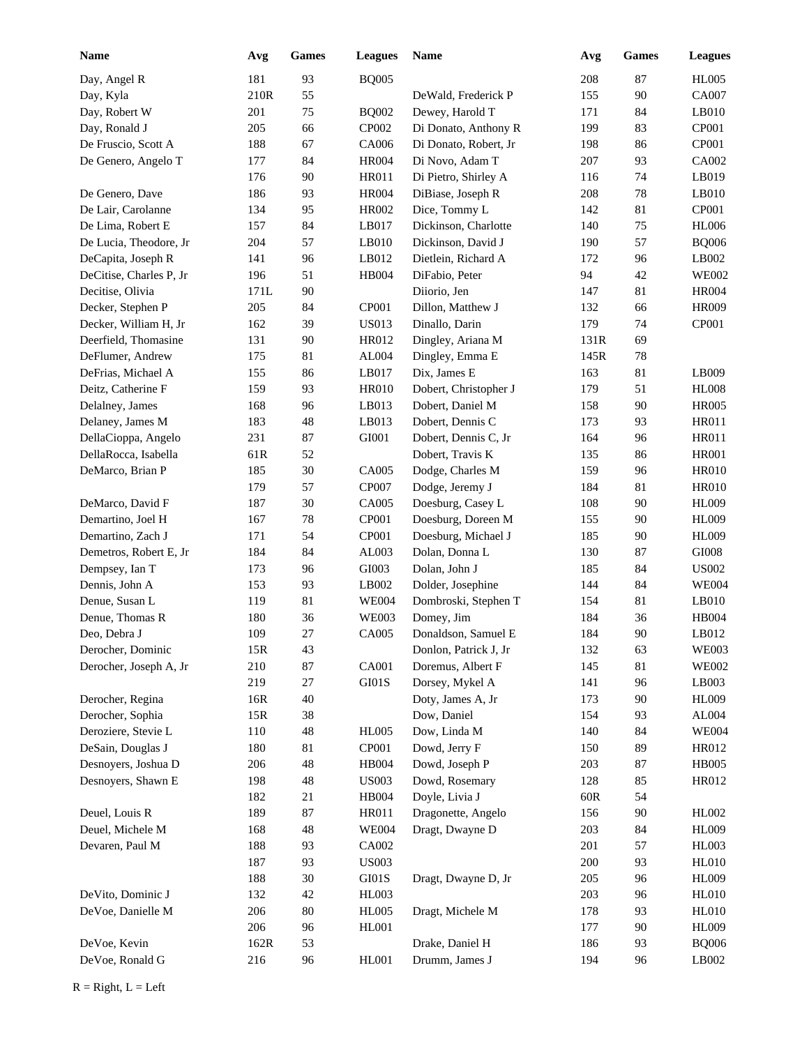| Name | Avg | Games | Leagues | Name | Avg | Games | Leagues |
|---|---|---|---|---|---|---|---|
| Day, Angel R | 181 | 93 | BQ005 | | 208 | 87 | HL005 |
| Day, Kyla | 210R | 55 | | DeWald, Frederick P | 155 | 90 | CA007 |
| Day, Robert W | 201 | 75 | BQ002 | Dewey, Harold T | 171 | 84 | LB010 |
| Day, Ronald J | 205 | 66 | CP002 | Di Donato, Anthony R | 199 | 83 | CP001 |
| De Fruscio, Scott A | 188 | 67 | CA006 | Di Donato, Robert, Jr | 198 | 86 | CP001 |
| De Genero, Angelo T | 177 | 84 | HR004 | Di Novo, Adam T | 207 | 93 | CA002 |
| | 176 | 90 | HR011 | Di Pietro, Shirley A | 116 | 74 | LB019 |
| De Genero, Dave | 186 | 93 | HR004 | DiBiase, Joseph R | 208 | 78 | LB010 |
| De Lair, Carolanne | 134 | 95 | HR002 | Dice, Tommy L | 142 | 81 | CP001 |
| De Lima, Robert E | 157 | 84 | LB017 | Dickinson, Charlotte | 140 | 75 | HL006 |
| De Lucia, Theodore, Jr | 204 | 57 | LB010 | Dickinson, David J | 190 | 57 | BQ006 |
| DeCapita, Joseph R | 141 | 96 | LB012 | Dietlein, Richard A | 172 | 96 | LB002 |
| DeCitise, Charles P, Jr | 196 | 51 | HB004 | DiFabio, Peter | 94 | 42 | WE002 |
| Decitise, Olivia | 171L | 90 | | Diiorio, Jen | 147 | 81 | HR004 |
| Decker, Stephen P | 205 | 84 | CP001 | Dillon, Matthew J | 132 | 66 | HR009 |
| Decker, William H, Jr | 162 | 39 | US013 | Dinallo, Darin | 179 | 74 | CP001 |
| Deerfield, Thomasine | 131 | 90 | HR012 | Dingley, Ariana M | 131R | 69 | |
| DeFlumer, Andrew | 175 | 81 | AL004 | Dingley, Emma E | 145R | 78 | |
| DeFrias, Michael A | 155 | 86 | LB017 | Dix, James E | 163 | 81 | LB009 |
| Deitz, Catherine F | 159 | 93 | HR010 | Dobert, Christopher J | 179 | 51 | HL008 |
| Delalney, James | 168 | 96 | LB013 | Dobert, Daniel M | 158 | 90 | HR005 |
| Delaney, James M | 183 | 48 | LB013 | Dobert, Dennis C | 173 | 93 | HR011 |
| DellaCioppa, Angelo | 231 | 87 | GI001 | Dobert, Dennis C, Jr | 164 | 96 | HR011 |
| DellaRocca, Isabella | 61R | 52 | | Dobert, Travis K | 135 | 86 | HR001 |
| DeMarco, Brian P | 185 | 30 | CA005 | Dodge, Charles M | 159 | 96 | HR010 |
| | 179 | 57 | CP007 | Dodge, Jeremy J | 184 | 81 | HR010 |
| DeMarco, David F | 187 | 30 | CA005 | Doesburg, Casey L | 108 | 90 | HL009 |
| Demartino, Joel H | 167 | 78 | CP001 | Doesburg, Doreen M | 155 | 90 | HL009 |
| Demartino, Zach J | 171 | 54 | CP001 | Doesburg, Michael J | 185 | 90 | HL009 |
| Demetros, Robert E, Jr | 184 | 84 | AL003 | Dolan, Donna L | 130 | 87 | GI008 |
| Dempsey, Ian T | 173 | 96 | GI003 | Dolan, John J | 185 | 84 | US002 |
| Dennis, John A | 153 | 93 | LB002 | Dolder, Josephine | 144 | 84 | WE004 |
| Denue, Susan L | 119 | 81 | WE004 | Dombroski, Stephen T | 154 | 81 | LB010 |
| Denue, Thomas R | 180 | 36 | WE003 | Domey, Jim | 184 | 36 | HB004 |
| Deo, Debra J | 109 | 27 | CA005 | Donaldson, Samuel E | 184 | 90 | LB012 |
| Derocher, Dominic | 15R | 43 | | Donlon, Patrick J, Jr | 132 | 63 | WE003 |
| Derocher, Joseph A, Jr | 210 | 87 | CA001 | Doremus, Albert F | 145 | 81 | WE002 |
| | 219 | 27 | GI01S | Dorsey, Mykel A | 141 | 96 | LB003 |
| Derocher, Regina | 16R | 40 | | Doty, James A, Jr | 173 | 90 | HL009 |
| Derocher, Sophia | 15R | 38 | | Dow, Daniel | 154 | 93 | AL004 |
| Deroziere, Stevie L | 110 | 48 | HL005 | Dow, Linda M | 140 | 84 | WE004 |
| DeSain, Douglas J | 180 | 81 | CP001 | Dowd, Jerry F | 150 | 89 | HR012 |
| Desnoyers, Joshua D | 206 | 48 | HB004 | Dowd, Joseph P | 203 | 87 | HB005 |
| Desnoyers, Shawn E | 198 | 48 | US003 | Dowd, Rosemary | 128 | 85 | HR012 |
| | 182 | 21 | HB004 | Doyle, Livia J | 60R | 54 | |
| Deuel, Louis R | 189 | 87 | HR011 | Dragonette, Angelo | 156 | 90 | HL002 |
| Deuel, Michele M | 168 | 48 | WE004 | Dragt, Dwayne D | 203 | 84 | HL009 |
| Devaren, Paul M | 188 | 93 | CA002 | | 201 | 57 | HL003 |
| | 187 | 93 | US003 | | 200 | 93 | HL010 |
| | 188 | 30 | GI01S | Dragt, Dwayne D, Jr | 205 | 96 | HL009 |
| DeVito, Dominic J | 132 | 42 | HL003 | | 203 | 96 | HL010 |
| DeVoe, Danielle M | 206 | 80 | HL005 | Dragt, Michele M | 178 | 93 | HL010 |
| | 206 | 96 | HL001 | | 177 | 90 | HL009 |
| DeVoe, Kevin | 162R | 53 | | Drake, Daniel H | 186 | 93 | BQ006 |
| DeVoe, Ronald G | 216 | 96 | HL001 | Drumm, James J | 194 | 96 | LB002 |

R = Right, L = Left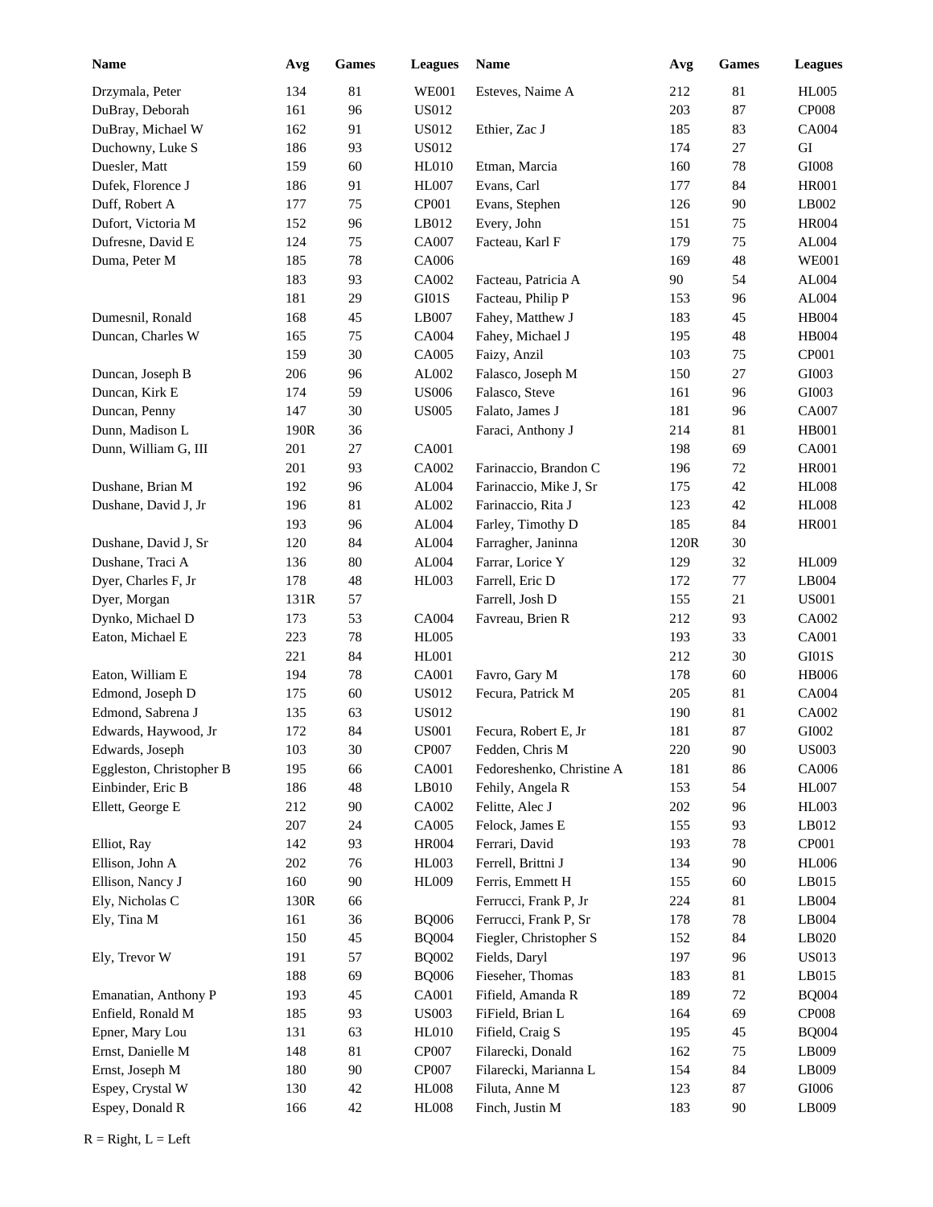| Name | Avg | Games | Leagues |
|---|---|---|---|
| Drzymala, Peter | 134 | 81 | WE001 |
| DuBray, Deborah | 161 | 96 | US012 |
| DuBray, Michael W | 162 | 91 | US012 |
| Duchowny, Luke S | 186 | 93 | US012 |
| Duesler, Matt | 159 | 60 | HL010 |
| Dufek, Florence J | 186 | 91 | HL007 |
| Duff, Robert A | 177 | 75 | CP001 |
| Dufort, Victoria M | 152 | 96 | LB012 |
| Dufresne, David E | 124 | 75 | CA007 |
| Duma, Peter M | 185 | 78 | CA006 |
| | 183 | 93 | CA002 |
| | 181 | 29 | GI01S |
| Dumesnil, Ronald | 168 | 45 | LB007 |
| Duncan, Charles W | 165 | 75 | CA004 |
| | 159 | 30 | CA005 |
| Duncan, Joseph B | 206 | 96 | AL002 |
| Duncan, Kirk E | 174 | 59 | US006 |
| Duncan, Penny | 147 | 30 | US005 |
| Dunn, Madison L | 190R | 36 | |
| Dunn, William G, III | 201 | 27 | CA001 |
| | 201 | 93 | CA002 |
| Dushane, Brian M | 192 | 96 | AL004 |
| Dushane, David J, Jr | 196 | 81 | AL002 |
| | 193 | 96 | AL004 |
| Dushane, David J, Sr | 120 | 84 | AL004 |
| Dushane, Traci A | 136 | 80 | AL004 |
| Dyer, Charles F, Jr | 178 | 48 | HL003 |
| Dyer, Morgan | 131R | 57 | |
| Dynko, Michael D | 173 | 53 | CA004 |
| Eaton, Michael E | 223 | 78 | HL005 |
| | 221 | 84 | HL001 |
| Eaton, William E | 194 | 78 | CA001 |
| Edmond, Joseph D | 175 | 60 | US012 |
| Edmond, Sabrena J | 135 | 63 | US012 |
| Edwards, Haywood, Jr | 172 | 84 | US001 |
| Edwards, Joseph | 103 | 30 | CP007 |
| Eggleston, Christopher B | 195 | 66 | CA001 |
| Einbinder, Eric B | 186 | 48 | LB010 |
| Ellett, George E | 212 | 90 | CA002 |
| | 207 | 24 | CA005 |
| Elliot, Ray | 142 | 93 | HR004 |
| Ellison, John A | 202 | 76 | HL003 |
| Ellison, Nancy J | 160 | 90 | HL009 |
| Ely, Nicholas C | 130R | 66 | |
| Ely, Tina M | 161 | 36 | BQ006 |
| | 150 | 45 | BQ004 |
| Ely, Trevor W | 191 | 57 | BQ002 |
| | 188 | 69 | BQ006 |
| Emanatian, Anthony P | 193 | 45 | CA001 |
| Enfield, Ronald M | 185 | 93 | US003 |
| Epner, Mary Lou | 131 | 63 | HL010 |
| Ernst, Danielle M | 148 | 81 | CP007 |
| Ernst, Joseph M | 180 | 90 | CP007 |
| Espey, Crystal W | 130 | 42 | HL008 |
| Espey, Donald R | 166 | 42 | HL008 |
| Esteves, Naime A | 212 | 81 | HL005 |
| | 203 | 87 | CP008 |
| Ethier, Zac J | 185 | 83 | CA004 |
| | 174 | 27 | GI |
| Etman, Marcia | 160 | 78 | GI008 |
| Evans, Carl | 177 | 84 | HR001 |
| Evans, Stephen | 126 | 90 | LB002 |
| Every, John | 151 | 75 | HR004 |
| Facteau, Karl F | 179 | 75 | AL004 |
| | 169 | 48 | WE001 |
| Facteau, Patricia A | 90 | 54 | AL004 |
| Facteau, Philip P | 153 | 96 | AL004 |
| Fahey, Matthew J | 183 | 45 | HB004 |
| Fahey, Michael J | 195 | 48 | HB004 |
| Faizy, Anzil | 103 | 75 | CP001 |
| Falasco, Joseph M | 150 | 27 | GI003 |
| Falasco, Steve | 161 | 96 | GI003 |
| Falato, James J | 181 | 96 | CA007 |
| Faraci, Anthony J | 214 | 81 | HB001 |
| | 198 | 69 | CA001 |
| Farinaccio, Brandon C | 196 | 72 | HR001 |
| Farinaccio, Mike J, Sr | 175 | 42 | HL008 |
| Farinaccio, Rita J | 123 | 42 | HL008 |
| Farley, Timothy D | 185 | 84 | HR001 |
| Farragher, Janinna | 120R | 30 | |
| Farrar, Lorice Y | 129 | 32 | HL009 |
| Farrell, Eric D | 172 | 77 | LB004 |
| Farrell, Josh D | 155 | 21 | US001 |
| Favreau, Brien R | 212 | 93 | CA002 |
| | 193 | 33 | CA001 |
| | 212 | 30 | GI01S |
| Favro, Gary M | 178 | 60 | HB006 |
| Fecura, Patrick M | 205 | 81 | CA004 |
| | 190 | 81 | CA002 |
| Fecura, Robert E, Jr | 181 | 87 | GI002 |
| Fedden, Chris M | 220 | 90 | US003 |
| Fedoreshenko, Christine A | 181 | 86 | CA006 |
| Fehily, Angela R | 153 | 54 | HL007 |
| Felitte, Alec J | 202 | 96 | HL003 |
| Felock, James E | 155 | 93 | LB012 |
| Ferrari, David | 193 | 78 | CP001 |
| Ferrell, Brittni J | 134 | 90 | HL006 |
| Ferris, Emmett H | 155 | 60 | LB015 |
| Ferrucci, Frank P, Jr | 224 | 81 | LB004 |
| Ferrucci, Frank P, Sr | 178 | 78 | LB004 |
| Fiegler, Christopher S | 152 | 84 | LB020 |
| Fields, Daryl | 197 | 96 | US013 |
| Fieseher, Thomas | 183 | 81 | LB015 |
| Fifield, Amanda R | 189 | 72 | BQ004 |
| FiField, Brian L | 164 | 69 | CP008 |
| Fifield, Craig S | 195 | 45 | BQ004 |
| Filarecki, Donald | 162 | 75 | LB009 |
| Filarecki, Marianna L | 154 | 84 | LB009 |
| Filuta, Anne M | 123 | 87 | GI006 |
| Finch, Justin M | 183 | 90 | LB009 |

R = Right, L = Left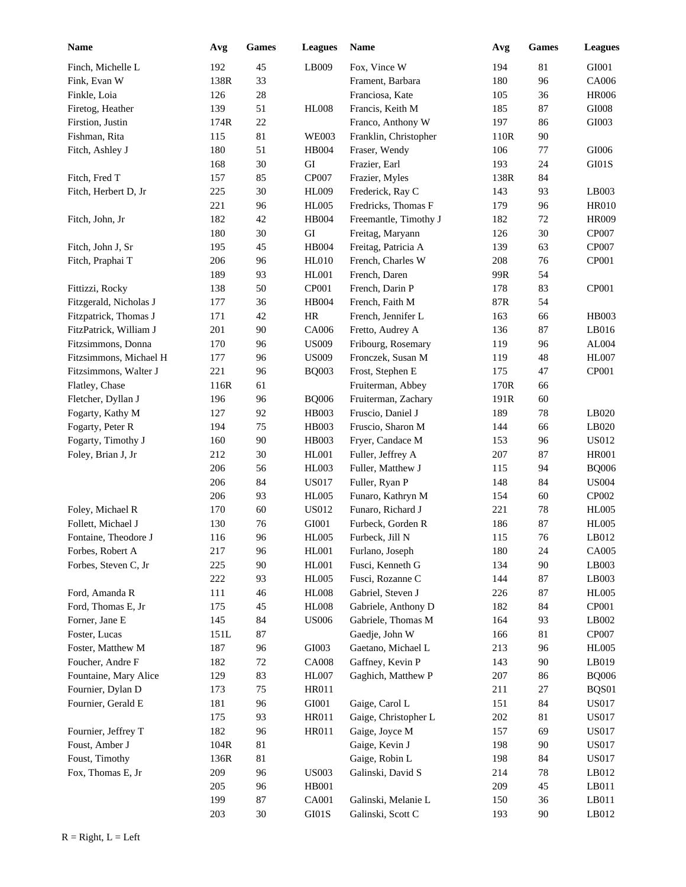| Name | Avg | Games | Leagues | Name | Avg | Games | Leagues |
|---|---|---|---|---|---|---|---|
| Finch, Michelle L | 192 | 45 | LB009 | Fox, Vince W | 194 | 81 | GI001 |
| Fink, Evan W | 138R | 33 | | Frament, Barbara | 180 | 96 | CA006 |
| Finkle, Loia | 126 | 28 | | Franciosa, Kate | 105 | 36 | HR006 |
| Firetog, Heather | 139 | 51 | HL008 | Francis, Keith M | 185 | 87 | GI008 |
| Firstion, Justin | 174R | 22 | | Franco, Anthony W | 197 | 86 | GI003 |
| Fishman, Rita | 115 | 81 | WE003 | Franklin, Christopher | 110R | 90 | |
| Fitch, Ashley J | 180 | 51 | HB004 | Fraser, Wendy | 106 | 77 | GI006 |
| | 168 | 30 | GI | Frazier, Earl | 193 | 24 | GI01S |
| Fitch, Fred T | 157 | 85 | CP007 | Frazier, Myles | 138R | 84 | |
| Fitch, Herbert D, Jr | 225 | 30 | HL009 | Frederick, Ray C | 143 | 93 | LB003 |
| | 221 | 96 | HL005 | Fredricks, Thomas F | 179 | 96 | HR010 |
| Fitch, John, Jr | 182 | 42 | HB004 | Freemantle, Timothy J | 182 | 72 | HR009 |
| | 180 | 30 | GI | Freitag, Maryann | 126 | 30 | CP007 |
| Fitch, John J, Sr | 195 | 45 | HB004 | Freitag, Patricia A | 139 | 63 | CP007 |
| Fitch, Praphai T | 206 | 96 | HL010 | French, Charles W | 208 | 76 | CP001 |
| | 189 | 93 | HL001 | French, Daren | 99R | 54 | |
| Fittizzi, Rocky | 138 | 50 | CP001 | French, Darin P | 178 | 83 | CP001 |
| Fitzgerald, Nicholas J | 177 | 36 | HB004 | French, Faith M | 87R | 54 | |
| Fitzpatrick, Thomas J | 171 | 42 | HR | French, Jennifer L | 163 | 66 | HB003 |
| FitzPatrick, William J | 201 | 90 | CA006 | Fretto, Audrey A | 136 | 87 | LB016 |
| Fitzsimmons, Donna | 170 | 96 | US009 | Fribourg, Rosemary | 119 | 96 | AL004 |
| Fitzsimmons, Michael H | 177 | 96 | US009 | Fronczek, Susan M | 119 | 48 | HL007 |
| Fitzsimmons, Walter J | 221 | 96 | BQ003 | Frost, Stephen E | 175 | 47 | CP001 |
| Flatley, Chase | 116R | 61 | | Fruiterman, Abbey | 170R | 66 | |
| Fletcher, Dyllan J | 196 | 96 | BQ006 | Fruiterman, Zachary | 191R | 60 | |
| Fogarty, Kathy M | 127 | 92 | HB003 | Fruscio, Daniel J | 189 | 78 | LB020 |
| Fogarty, Peter R | 194 | 75 | HB003 | Fruscio, Sharon M | 144 | 66 | LB020 |
| Fogarty, Timothy J | 160 | 90 | HB003 | Fryer, Candace M | 153 | 96 | US012 |
| Foley, Brian J, Jr | 212 | 30 | HL001 | Fuller, Jeffrey A | 207 | 87 | HR001 |
| | 206 | 56 | HL003 | Fuller, Matthew J | 115 | 94 | BQ006 |
| | 206 | 84 | US017 | Fuller, Ryan P | 148 | 84 | US004 |
| | 206 | 93 | HL005 | Funaro, Kathryn M | 154 | 60 | CP002 |
| Foley, Michael R | 170 | 60 | US012 | Funaro, Richard J | 221 | 78 | HL005 |
| Follett, Michael J | 130 | 76 | GI001 | Furbeck, Gorden R | 186 | 87 | HL005 |
| Fontaine, Theodore J | 116 | 96 | HL005 | Furbeck, Jill N | 115 | 76 | LB012 |
| Forbes, Robert A | 217 | 96 | HL001 | Furlano, Joseph | 180 | 24 | CA005 |
| Forbes, Steven C, Jr | 225 | 90 | HL001 | Fusci, Kenneth G | 134 | 90 | LB003 |
| | 222 | 93 | HL005 | Fusci, Rozanne C | 144 | 87 | LB003 |
| Ford, Amanda R | 111 | 46 | HL008 | Gabriel, Steven J | 226 | 87 | HL005 |
| Ford, Thomas E, Jr | 175 | 45 | HL008 | Gabriele, Anthony D | 182 | 84 | CP001 |
| Forner, Jane E | 145 | 84 | US006 | Gabriele, Thomas M | 164 | 93 | LB002 |
| Foster, Lucas | 151L | 87 | | Gaedje, John W | 166 | 81 | CP007 |
| Foster, Matthew M | 187 | 96 | GI003 | Gaetano, Michael L | 213 | 96 | HL005 |
| Foucher, Andre F | 182 | 72 | CA008 | Gaffney, Kevin P | 143 | 90 | LB019 |
| Fountaine, Mary Alice | 129 | 83 | HL007 | Gaghich, Matthew P | 207 | 86 | BQ006 |
| Fournier, Dylan D | 173 | 75 | HR011 | | 211 | 27 | BQS01 |
| Fournier, Gerald E | 181 | 96 | GI001 | Gaige, Carol L | 151 | 84 | US017 |
| | 175 | 93 | HR011 | Gaige, Christopher L | 202 | 81 | US017 |
| Fournier, Jeffrey T | 182 | 96 | HR011 | Gaige, Joyce M | 157 | 69 | US017 |
| Foust, Amber J | 104R | 81 | | Gaige, Kevin J | 198 | 90 | US017 |
| Foust, Timothy | 136R | 81 | | Gaige, Robin L | 198 | 84 | US017 |
| Fox, Thomas E, Jr | 209 | 96 | US003 | Galinski, David S | 214 | 78 | LB012 |
| | 205 | 96 | HB001 | | 209 | 45 | LB011 |
| | 199 | 87 | CA001 | Galinski, Melanie L | 150 | 36 | LB011 |
| | 203 | 30 | GI01S | Galinski, Scott C | 193 | 90 | LB012 |

R = Right, L = Left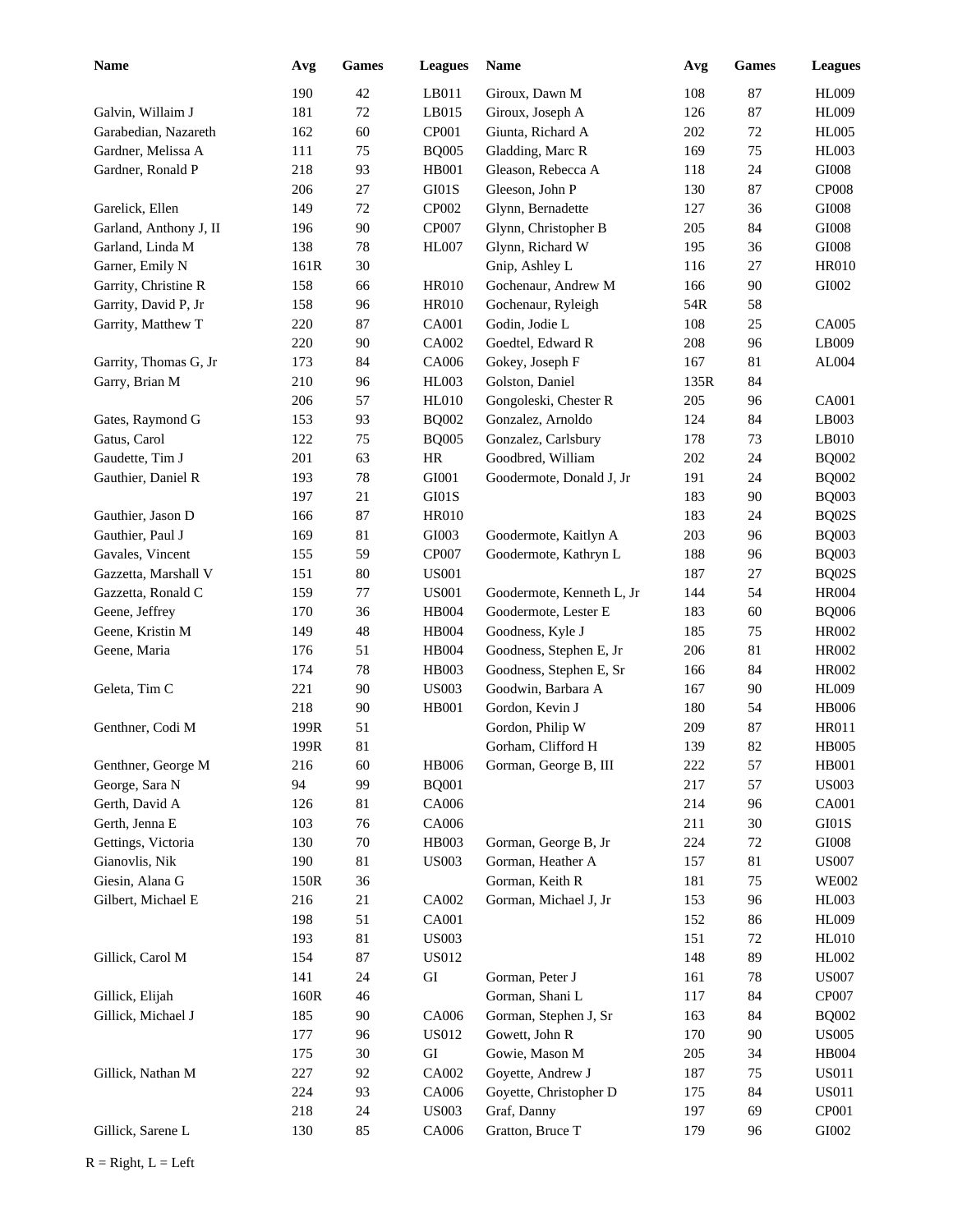| Name | Avg | Games | Leagues | Name | Avg | Games | Leagues |
|---|---|---|---|---|---|---|---|
| | 190 | 42 | LB011 | Giroux, Dawn M | 108 | 87 | HL009 |
| Galvin, Willaim J | 181 | 72 | LB015 | Giroux, Joseph A | 126 | 87 | HL009 |
| Garabedian, Nazareth | 162 | 60 | CP001 | Giunta, Richard A | 202 | 72 | HL005 |
| Gardner, Melissa A | 111 | 75 | BQ005 | Gladding, Marc R | 169 | 75 | HL003 |
| Gardner, Ronald P | 218 | 93 | HB001 | Gleason, Rebecca A | 118 | 24 | GI008 |
| | 206 | 27 | GI01S | Gleeson, John P | 130 | 87 | CP008 |
| Garelick, Ellen | 149 | 72 | CP002 | Glynn, Bernadette | 127 | 36 | GI008 |
| Garland, Anthony J, II | 196 | 90 | CP007 | Glynn, Christopher B | 205 | 84 | GI008 |
| Garland, Linda M | 138 | 78 | HL007 | Glynn, Richard W | 195 | 36 | GI008 |
| Garner, Emily N | 161R | 30 | | Gnip, Ashley L | 116 | 27 | HR010 |
| Garrity, Christine R | 158 | 66 | HR010 | Gochenaur, Andrew M | 166 | 90 | GI002 |
| Garrity, David P, Jr | 158 | 96 | HR010 | Gochenaur, Ryleigh | 54R | 58 | |
| Garrity, Matthew T | 220 | 87 | CA001 | Godin, Jodie L | 108 | 25 | CA005 |
| | 220 | 90 | CA002 | Goedtel, Edward R | 208 | 96 | LB009 |
| Garrity, Thomas G, Jr | 173 | 84 | CA006 | Gokey, Joseph F | 167 | 81 | AL004 |
| Garry, Brian M | 210 | 96 | HL003 | Golston, Daniel | 135R | 84 | |
| | 206 | 57 | HL010 | Gongoleski, Chester R | 205 | 96 | CA001 |
| Gates, Raymond G | 153 | 93 | BQ002 | Gonzalez, Arnoldo | 124 | 84 | LB003 |
| Gatus, Carol | 122 | 75 | BQ005 | Gonzalez, Carlsbury | 178 | 73 | LB010 |
| Gaudette, Tim J | 201 | 63 | HR | Goodbred, William | 202 | 24 | BQ002 |
| Gauthier, Daniel R | 193 | 78 | GI001 | Goodermote, Donald J, Jr | 191 | 24 | BQ002 |
| | 197 | 21 | GI01S | | 183 | 90 | BQ003 |
| Gauthier, Jason D | 166 | 87 | HR010 | | 183 | 24 | BQ02S |
| Gauthier, Paul J | 169 | 81 | GI003 | Goodermote, Kaitlyn A | 203 | 96 | BQ003 |
| Gavales, Vincent | 155 | 59 | CP007 | Goodermote, Kathryn L | 188 | 96 | BQ003 |
| Gazzetta, Marshall V | 151 | 80 | US001 | | 187 | 27 | BQ02S |
| Gazzetta, Ronald C | 159 | 77 | US001 | Goodermote, Kenneth L, Jr | 144 | 54 | HR004 |
| Geene, Jeffrey | 170 | 36 | HB004 | Goodermote, Lester E | 183 | 60 | BQ006 |
| Geene, Kristin M | 149 | 48 | HB004 | Goodness, Kyle J | 185 | 75 | HR002 |
| Geene, Maria | 176 | 51 | HB004 | Goodness, Stephen E, Jr | 206 | 81 | HR002 |
| | 174 | 78 | HB003 | Goodness, Stephen E, Sr | 166 | 84 | HR002 |
| Geleta, Tim C | 221 | 90 | US003 | Goodwin, Barbara A | 167 | 90 | HL009 |
| | 218 | 90 | HB001 | Gordon, Kevin J | 180 | 54 | HB006 |
| Genthner, Codi M | 199R | 51 | | Gordon, Philip W | 209 | 87 | HR011 |
| | 199R | 81 | | Gorham, Clifford H | 139 | 82 | HB005 |
| Genthner, George M | 216 | 60 | HB006 | Gorman, George B, III | 222 | 57 | HB001 |
| George, Sara N | 94 | 99 | BQ001 | | 217 | 57 | US003 |
| Gerth, David A | 126 | 81 | CA006 | | 214 | 96 | CA001 |
| Gerth, Jenna E | 103 | 76 | CA006 | | 211 | 30 | GI01S |
| Gettings, Victoria | 130 | 70 | HB003 | Gorman, George B, Jr | 224 | 72 | GI008 |
| Gianovlis, Nik | 190 | 81 | US003 | Gorman, Heather A | 157 | 81 | US007 |
| Giesin, Alana G | 150R | 36 | | Gorman, Keith R | 181 | 75 | WE002 |
| Gilbert, Michael E | 216 | 21 | CA002 | Gorman, Michael J, Jr | 153 | 96 | HL003 |
| | 198 | 51 | CA001 | | 152 | 86 | HL009 |
| | 193 | 81 | US003 | | 151 | 72 | HL010 |
| Gillick, Carol M | 154 | 87 | US012 | | 148 | 89 | HL002 |
| | 141 | 24 | GI | Gorman, Peter J | 161 | 78 | US007 |
| Gillick, Elijah | 160R | 46 | | Gorman, Shani L | 117 | 84 | CP007 |
| Gillick, Michael J | 185 | 90 | CA006 | Gorman, Stephen J, Sr | 163 | 84 | BQ002 |
| | 177 | 96 | US012 | Gowett, John R | 170 | 90 | US005 |
| | 175 | 30 | GI | Gowie, Mason M | 205 | 34 | HB004 |
| Gillick, Nathan M | 227 | 92 | CA002 | Goyette, Andrew J | 187 | 75 | US011 |
| | 224 | 93 | CA006 | Goyette, Christopher D | 175 | 84 | US011 |
| | 218 | 24 | US003 | Graf, Danny | 197 | 69 | CP001 |
| Gillick, Sarene L | 130 | 85 | CA006 | Gratton, Bruce T | 179 | 96 | GI002 |

R = Right, L = Left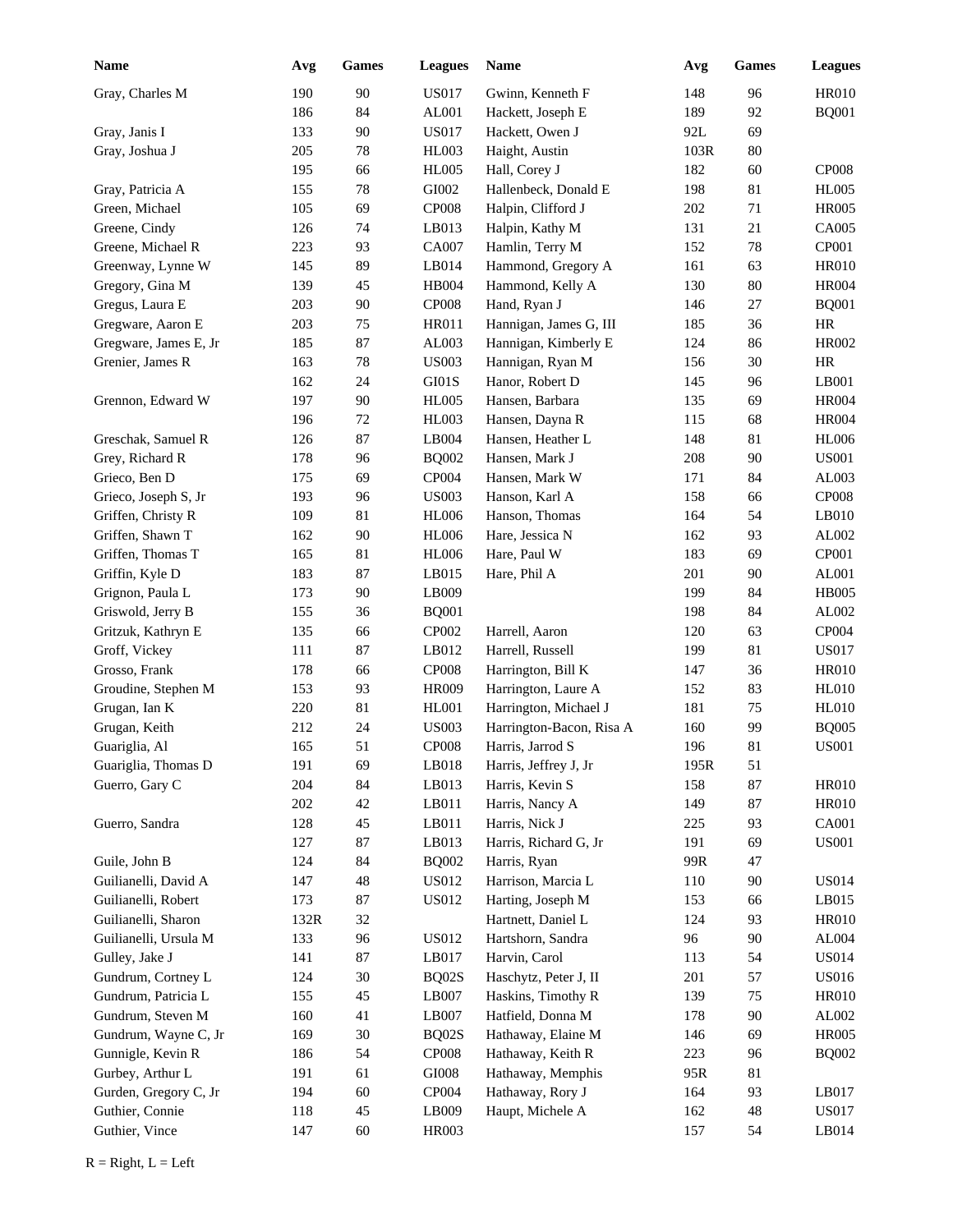| Name | Avg | Games | Leagues |
|---|---|---|---|
| Gray, Charles M | 190 | 90 | US017 |
| | 186 | 84 | AL001 |
| Gray, Janis I | 133 | 90 | US017 |
| Gray, Joshua J | 205 | 78 | HL003 |
| | 195 | 66 | HL005 |
| Gray, Patricia A | 155 | 78 | GI002 |
| Green, Michael | 105 | 69 | CP008 |
| Greene, Cindy | 126 | 74 | LB013 |
| Greene, Michael R | 223 | 93 | CA007 |
| Greenway, Lynne W | 145 | 89 | LB014 |
| Gregory, Gina M | 139 | 45 | HB004 |
| Gregus, Laura E | 203 | 90 | CP008 |
| Gregware, Aaron E | 203 | 75 | HR011 |
| Gregware, James E, Jr | 185 | 87 | AL003 |
| Grenier, James R | 163 | 78 | US003 |
| | 162 | 24 | GI01S |
| Grennon, Edward W | 197 | 90 | HL005 |
| | 196 | 72 | HL003 |
| Greschak, Samuel R | 126 | 87 | LB004 |
| Grey, Richard R | 178 | 96 | BQ002 |
| Grieco, Ben D | 175 | 69 | CP004 |
| Grieco, Joseph S, Jr | 193 | 96 | US003 |
| Griffen, Christy R | 109 | 81 | HL006 |
| Griffen, Shawn T | 162 | 90 | HL006 |
| Griffen, Thomas T | 165 | 81 | HL006 |
| Griffin, Kyle D | 183 | 87 | LB015 |
| Grignon, Paula L | 173 | 90 | LB009 |
| Griswold, Jerry B | 155 | 36 | BQ001 |
| Gritzuk, Kathryn E | 135 | 66 | CP002 |
| Groff, Vickey | 111 | 87 | LB012 |
| Grosso, Frank | 178 | 66 | CP008 |
| Groudine, Stephen M | 153 | 93 | HR009 |
| Grugan, Ian K | 220 | 81 | HL001 |
| Grugan, Keith | 212 | 24 | US003 |
| Guariglia, Al | 165 | 51 | CP008 |
| Guariglia, Thomas D | 191 | 69 | LB018 |
| Guerro, Gary C | 204 | 84 | LB013 |
| | 202 | 42 | LB011 |
| Guerro, Sandra | 128 | 45 | LB011 |
| | 127 | 87 | LB013 |
| Guile, John B | 124 | 84 | BQ002 |
| Guilianelli, David A | 147 | 48 | US012 |
| Guilianelli, Robert | 173 | 87 | US012 |
| Guilianelli, Sharon | 132R | 32 | |
| Guilianelli, Ursula M | 133 | 96 | US012 |
| Gulley, Jake J | 141 | 87 | LB017 |
| Gundrum, Cortney L | 124 | 30 | BQ02S |
| Gundrum, Patricia L | 155 | 45 | LB007 |
| Gundrum, Steven M | 160 | 41 | LB007 |
| Gundrum, Wayne C, Jr | 169 | 30 | BQ02S |
| Gunnigle, Kevin R | 186 | 54 | CP008 |
| Gurbey, Arthur L | 191 | 61 | GI008 |
| Gurden, Gregory C, Jr | 194 | 60 | CP004 |
| Guthier, Connie | 118 | 45 | LB009 |
| Guthier, Vince | 147 | 60 | HR003 |
| Gwinn, Kenneth F | 148 | 96 | HR010 |
| Hackett, Joseph E | 189 | 92 | BQ001 |
| Hackett, Owen J | 92L | 69 | |
| Haight, Austin | 103R | 80 | |
| Hall, Corey J | 182 | 60 | CP008 |
| Hallenbeck, Donald E | 198 | 81 | HL005 |
| Halpin, Clifford J | 202 | 71 | HR005 |
| Halpin, Kathy M | 131 | 21 | CA005 |
| Hamlin, Terry M | 152 | 78 | CP001 |
| Hammond, Gregory A | 161 | 63 | HR010 |
| Hammond, Kelly A | 130 | 80 | HR004 |
| Hand, Ryan J | 146 | 27 | BQ001 |
| Hannigan, James G, III | 185 | 36 | HR |
| Hannigan, Kimberly E | 124 | 86 | HR002 |
| Hannigan, Ryan M | 156 | 30 | HR |
| Hanor, Robert D | 145 | 96 | LB001 |
| Hansen, Barbara | 135 | 69 | HR004 |
| Hansen, Dayna R | 115 | 68 | HR004 |
| Hansen, Heather L | 148 | 81 | HL006 |
| Hansen, Mark J | 208 | 90 | US001 |
| Hansen, Mark W | 171 | 84 | AL003 |
| Hanson, Karl A | 158 | 66 | CP008 |
| Hanson, Thomas | 164 | 54 | LB010 |
| Hare, Jessica N | 162 | 93 | AL002 |
| Hare, Paul W | 183 | 69 | CP001 |
| Hare, Phil A | 201 | 90 | AL001 |
| | 199 | 84 | HB005 |
| | 198 | 84 | AL002 |
| Harrell, Aaron | 120 | 63 | CP004 |
| Harrell, Russell | 199 | 81 | US017 |
| Harrington, Bill K | 147 | 36 | HR010 |
| Harrington, Laure A | 152 | 83 | HL010 |
| Harrington, Michael J | 181 | 75 | HL010 |
| Harrington-Bacon, Risa A | 160 | 99 | BQ005 |
| Harris, Jarrod S | 196 | 81 | US001 |
| Harris, Jeffrey J, Jr | 195R | 51 | |
| Harris, Kevin S | 158 | 87 | HR010 |
| Harris, Nancy A | 149 | 87 | HR010 |
| Harris, Nick J | 225 | 93 | CA001 |
| Harris, Richard G, Jr | 191 | 69 | US001 |
| Harris, Ryan | 99R | 47 | |
| Harrison, Marcia L | 110 | 90 | US014 |
| Harting, Joseph M | 153 | 66 | LB015 |
| Hartnett, Daniel L | 124 | 93 | HR010 |
| Hartshorn, Sandra | 96 | 90 | AL004 |
| Harvin, Carol | 113 | 54 | US014 |
| Haschytz, Peter J, II | 201 | 57 | US016 |
| Haskins, Timothy R | 139 | 75 | HR010 |
| Hatfield, Donna M | 178 | 90 | AL002 |
| Hathaway, Elaine M | 146 | 69 | HR005 |
| Hathaway, Keith R | 223 | 96 | BQ002 |
| Hathaway, Memphis | 95R | 81 | |
| Hathaway, Rory J | 164 | 93 | LB017 |
| Haupt, Michele A | 162 | 48 | US017 |
| | 157 | 54 | LB014 |

R = Right, L = Left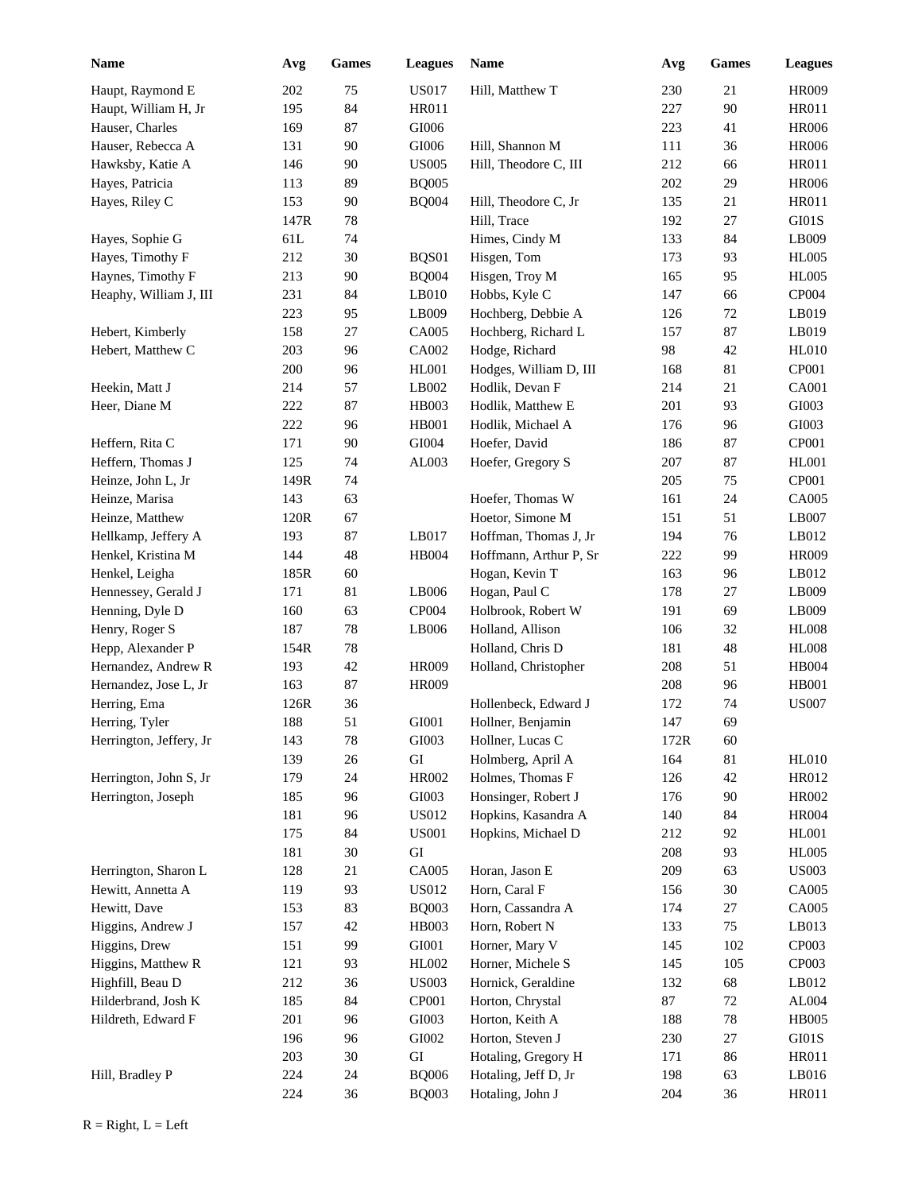| Name | Avg | Games | Leagues | Name | Avg | Games | Leagues |
|---|---|---|---|---|---|---|---|
| Haupt, Raymond E | 202 | 75 | US017 | Hill, Matthew T | 230 | 21 | HR009 |
| Haupt, William H, Jr | 195 | 84 | HR011 | | 227 | 90 | HR011 |
| Hauser, Charles | 169 | 87 | GI006 | | 223 | 41 | HR006 |
| Hauser, Rebecca A | 131 | 90 | GI006 | Hill, Shannon M | 111 | 36 | HR006 |
| Hawksby, Katie A | 146 | 90 | US005 | Hill, Theodore C, III | 212 | 66 | HR011 |
| Hayes, Patricia | 113 | 89 | BQ005 | | 202 | 29 | HR006 |
| Hayes, Riley C | 153 | 90 | BQ004 | Hill, Theodore C, Jr | 135 | 21 | HR011 |
| | 147R | 78 | | Hill, Trace | 192 | 27 | GI01S |
| Hayes, Sophie G | 61L | 74 | | Himes, Cindy M | 133 | 84 | LB009 |
| Hayes, Timothy F | 212 | 30 | BQS01 | Hisgen, Tom | 173 | 93 | HL005 |
| Haynes, Timothy F | 213 | 90 | BQ004 | Hisgen, Troy M | 165 | 95 | HL005 |
| Heaphy, William J, III | 231 | 84 | LB010 | Hobbs, Kyle C | 147 | 66 | CP004 |
| | 223 | 95 | LB009 | Hochberg, Debbie A | 126 | 72 | LB019 |
| Hebert, Kimberly | 158 | 27 | CA005 | Hochberg, Richard L | 157 | 87 | LB019 |
| Hebert, Matthew C | 203 | 96 | CA002 | Hodge, Richard | 98 | 42 | HL010 |
| | 200 | 96 | HL001 | Hodges, William D, III | 168 | 81 | CP001 |
| Heekin, Matt J | 214 | 57 | LB002 | Hodlik, Devan F | 214 | 21 | CA001 |
| Heer, Diane M | 222 | 87 | HB003 | Hodlik, Matthew E | 201 | 93 | GI003 |
| | 222 | 96 | HB001 | Hodlik, Michael A | 176 | 96 | GI003 |
| Heffern, Rita C | 171 | 90 | GI004 | Hoefer, David | 186 | 87 | CP001 |
| Heffern, Thomas J | 125 | 74 | AL003 | Hoefer, Gregory S | 207 | 87 | HL001 |
| Heinze, John L, Jr | 149R | 74 | | | 205 | 75 | CP001 |
| Heinze, Marisa | 143 | 63 | | Hoefer, Thomas W | 161 | 24 | CA005 |
| Heinze, Matthew | 120R | 67 | | Hoetor, Simone M | 151 | 51 | LB007 |
| Hellkamp, Jeffery A | 193 | 87 | LB017 | Hoffman, Thomas J, Jr | 194 | 76 | LB012 |
| Henkel, Kristina M | 144 | 48 | HB004 | Hoffmann, Arthur P, Sr | 222 | 99 | HR009 |
| Henkel, Leigha | 185R | 60 | | Hogan, Kevin T | 163 | 96 | LB012 |
| Hennessey, Gerald J | 171 | 81 | LB006 | Hogan, Paul C | 178 | 27 | LB009 |
| Henning, Dyle D | 160 | 63 | CP004 | Holbrook, Robert W | 191 | 69 | LB009 |
| Henry, Roger S | 187 | 78 | LB006 | Holland, Allison | 106 | 32 | HL008 |
| Hepp, Alexander P | 154R | 78 | | Holland, Chris D | 181 | 48 | HL008 |
| Hernandez, Andrew R | 193 | 42 | HR009 | Holland, Christopher | 208 | 51 | HB004 |
| Hernandez, Jose L, Jr | 163 | 87 | HR009 | | 208 | 96 | HB001 |
| Herring, Ema | 126R | 36 | | Hollenbeck, Edward J | 172 | 74 | US007 |
| Herring, Tyler | 188 | 51 | GI001 | Hollner, Benjamin | 147 | 69 | |
| Herrington, Jeffery, Jr | 143 | 78 | GI003 | Hollner, Lucas C | 172R | 60 | |
| | 139 | 26 | GI | Holmberg, April A | 164 | 81 | HL010 |
| Herrington, John S, Jr | 179 | 24 | HR002 | Holmes, Thomas F | 126 | 42 | HR012 |
| Herrington, Joseph | 185 | 96 | GI003 | Honsinger, Robert J | 176 | 90 | HR002 |
| | 181 | 96 | US012 | Hopkins, Kasandra A | 140 | 84 | HR004 |
| | 175 | 84 | US001 | Hopkins, Michael D | 212 | 92 | HL001 |
| | 181 | 30 | GI | | 208 | 93 | HL005 |
| Herrington, Sharon L | 128 | 21 | CA005 | Horan, Jason E | 209 | 63 | US003 |
| Hewitt, Annetta A | 119 | 93 | US012 | Horn, Caral F | 156 | 30 | CA005 |
| Hewitt, Dave | 153 | 83 | BQ003 | Horn, Cassandra A | 174 | 27 | CA005 |
| Higgins, Andrew J | 157 | 42 | HB003 | Horn, Robert N | 133 | 75 | LB013 |
| Higgins, Drew | 151 | 99 | GI001 | Horner, Mary V | 145 | 102 | CP003 |
| Higgins, Matthew R | 121 | 93 | HL002 | Horner, Michele S | 145 | 105 | CP003 |
| Highfill, Beau D | 212 | 36 | US003 | Hornick, Geraldine | 132 | 68 | LB012 |
| Hilderbrand, Josh K | 185 | 84 | CP001 | Horton, Chrystal | 87 | 72 | AL004 |
| Hildreth, Edward F | 201 | 96 | GI003 | Horton, Keith A | 188 | 78 | HB005 |
| | 196 | 96 | GI002 | Horton, Steven J | 230 | 27 | GI01S |
| | 203 | 30 | GI | Hotaling, Gregory H | 171 | 86 | HR011 |
| Hill, Bradley P | 224 | 24 | BQ006 | Hotaling, Jeff D, Jr | 198 | 63 | LB016 |
| | 224 | 36 | BQ003 | Hotaling, John J | 204 | 36 | HR011 |

R = Right, L = Left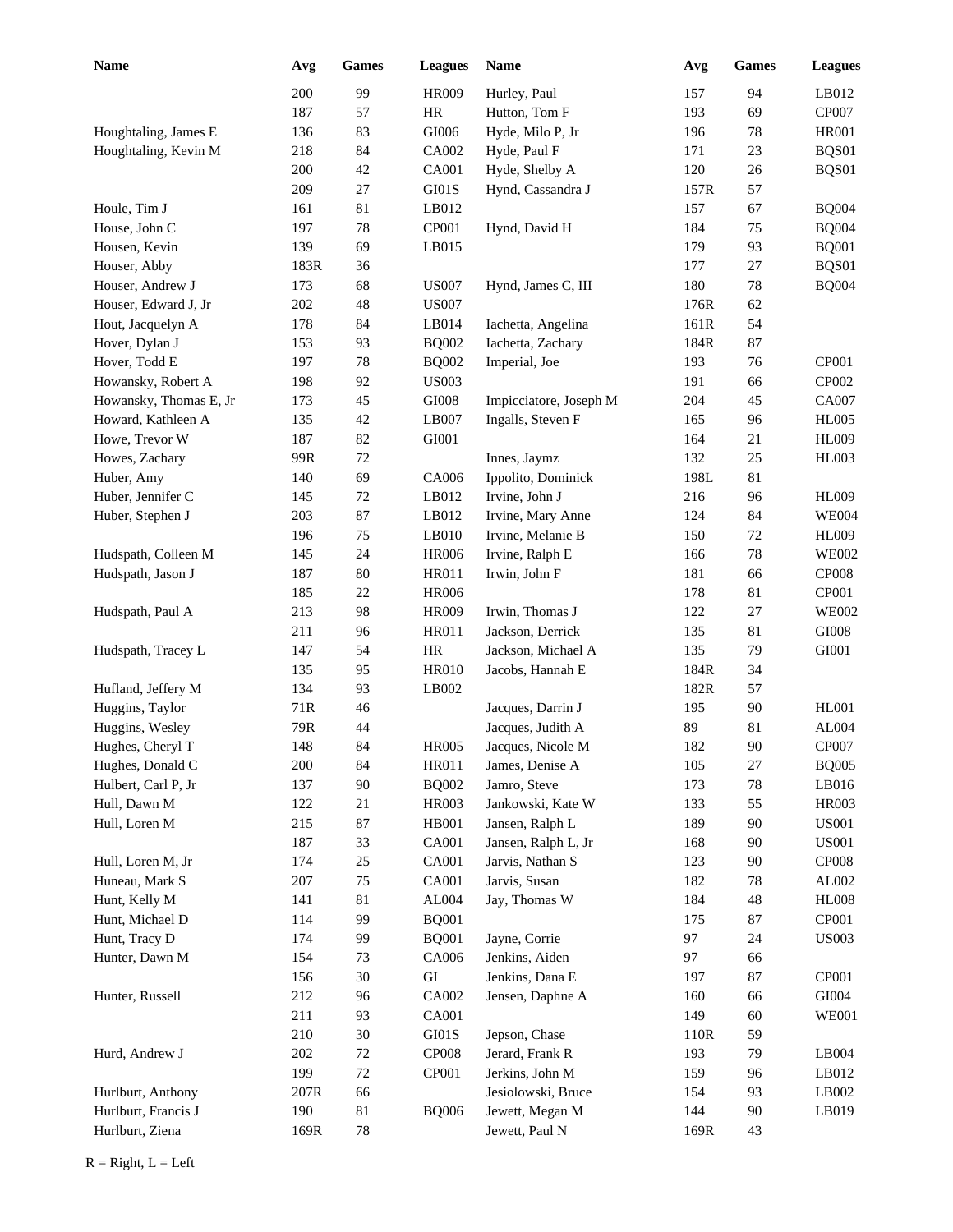| Name | Avg | Games | Leagues |
|---|---|---|---|
| | 200 | 99 | HR009 |
| | 187 | 57 | HR |
| Houghtaling, James E | 136 | 83 | GI006 |
| Houghtaling, Kevin M | 218 | 84 | CA002 |
| | 200 | 42 | CA001 |
| | 209 | 27 | GI01S |
| Houle, Tim J | 161 | 81 | LB012 |
| House, John C | 197 | 78 | CP001 |
| Housen, Kevin | 139 | 69 | LB015 |
| Houser, Abby | 183R | 36 | |
| Houser, Andrew J | 173 | 68 | US007 |
| Houser, Edward J, Jr | 202 | 48 | US007 |
| Hout, Jacquelyn A | 178 | 84 | LB014 |
| Hover, Dylan J | 153 | 93 | BQ002 |
| Hover, Todd E | 197 | 78 | BQ002 |
| Howansky, Robert A | 198 | 92 | US003 |
| Howansky, Thomas E, Jr | 173 | 45 | GI008 |
| Howard, Kathleen A | 135 | 42 | LB007 |
| Howe, Trevor W | 187 | 82 | GI001 |
| Howes, Zachary | 99R | 72 | |
| Huber, Amy | 140 | 69 | CA006 |
| Huber, Jennifer C | 145 | 72 | LB012 |
| Huber, Stephen J | 203 | 87 | LB012 |
| | 196 | 75 | LB010 |
| Hudspath, Colleen M | 145 | 24 | HR006 |
| Hudspath, Jason J | 187 | 80 | HR011 |
| | 185 | 22 | HR006 |
| Hudspath, Paul A | 213 | 98 | HR009 |
| | 211 | 96 | HR011 |
| Hudspath, Tracey L | 147 | 54 | HR |
| | 135 | 95 | HR010 |
| Hufland, Jeffery M | 134 | 93 | LB002 |
| Huggins, Taylor | 71R | 46 | |
| Huggins, Wesley | 79R | 44 | |
| Hughes, Cheryl T | 148 | 84 | HR005 |
| Hughes, Donald C | 200 | 84 | HR011 |
| Hulbert, Carl P, Jr | 137 | 90 | BQ002 |
| Hull, Dawn M | 122 | 21 | HR003 |
| Hull, Loren M | 215 | 87 | HB001 |
| | 187 | 33 | CA001 |
| Hull, Loren M, Jr | 174 | 25 | CA001 |
| Huneau, Mark S | 207 | 75 | CA001 |
| Hunt, Kelly M | 141 | 81 | AL004 |
| Hunt, Michael D | 114 | 99 | BQ001 |
| Hunt, Tracy D | 174 | 99 | BQ001 |
| Hunter, Dawn M | 154 | 73 | CA006 |
| | 156 | 30 | GI |
| Hunter, Russell | 212 | 96 | CA002 |
| | 211 | 93 | CA001 |
| | 210 | 30 | GI01S |
| Hurd, Andrew J | 202 | 72 | CP008 |
| | 199 | 72 | CP001 |
| Hurlburt, Anthony | 207R | 66 | |
| Hurlburt, Francis J | 190 | 81 | BQ006 |
| Hurlburt, Ziena | 169R | 78 | |
| Hurley, Paul | 157 | 94 | LB012 |
| Hutton, Tom F | 193 | 69 | CP007 |
| Hyde, Milo P, Jr | 196 | 78 | HR001 |
| Hyde, Paul F | 171 | 23 | BQS01 |
| Hyde, Shelby A | 120 | 26 | BQS01 |
| Hynd, Cassandra J | 157R | 57 | |
| | 157 | 67 | BQ004 |
| Hynd, David H | 184 | 75 | BQ004 |
| | 179 | 93 | BQ001 |
| | 177 | 27 | BQS01 |
| Hynd, James C, III | 180 | 78 | BQ004 |
| | 176R | 62 | |
| Iachetta, Angelina | 161R | 54 | |
| Iachetta, Zachary | 184R | 87 | |
| Imperial, Joe | 193 | 76 | CP001 |
| | 191 | 66 | CP002 |
| Impicciatore, Joseph M | 204 | 45 | CA007 |
| Ingalls, Steven F | 165 | 96 | HL005 |
| | 164 | 21 | HL009 |
| Innes, Jaymz | 132 | 25 | HL003 |
| Ippolito, Dominick | 198L | 81 | |
| Irvine, John J | 216 | 96 | HL009 |
| Irvine, Mary Anne | 124 | 84 | WE004 |
| Irvine, Melanie B | 150 | 72 | HL009 |
| Irvine, Ralph E | 166 | 78 | WE002 |
| Irwin, John F | 181 | 66 | CP008 |
| | 178 | 81 | CP001 |
| Irwin, Thomas J | 122 | 27 | WE002 |
| Jackson, Derrick | 135 | 81 | GI008 |
| Jackson, Michael A | 135 | 79 | GI001 |
| Jacobs, Hannah E | 184R | 34 | |
| | 182R | 57 | |
| Jacques, Darrin J | 195 | 90 | HL001 |
| Jacques, Judith A | 89 | 81 | AL004 |
| Jacques, Nicole M | 182 | 90 | CP007 |
| James, Denise A | 105 | 27 | BQ005 |
| Jamro, Steve | 173 | 78 | LB016 |
| Jankowski, Kate W | 133 | 55 | HR003 |
| Jansen, Ralph L | 189 | 90 | US001 |
| Jansen, Ralph L, Jr | 168 | 90 | US001 |
| Jarvis, Nathan S | 123 | 90 | CP008 |
| Jarvis, Susan | 182 | 78 | AL002 |
| Jay, Thomas W | 184 | 48 | HL008 |
| | 175 | 87 | CP001 |
| Jayne, Corrie | 97 | 24 | US003 |
| Jenkins, Aiden | 97 | 66 | |
| Jenkins, Dana E | 197 | 87 | CP001 |
| Jensen, Daphne A | 160 | 66 | GI004 |
| | 149 | 60 | WE001 |
| Jepson, Chase | 110R | 59 | |
| Jerard, Frank R | 193 | 79 | LB004 |
| Jerkins, John M | 159 | 96 | LB012 |
| Jesiolowski, Bruce | 154 | 93 | LB002 |
| Jewett, Megan M | 144 | 90 | LB019 |
| Jewett, Paul N | 169R | 43 | |

R = Right, L = Left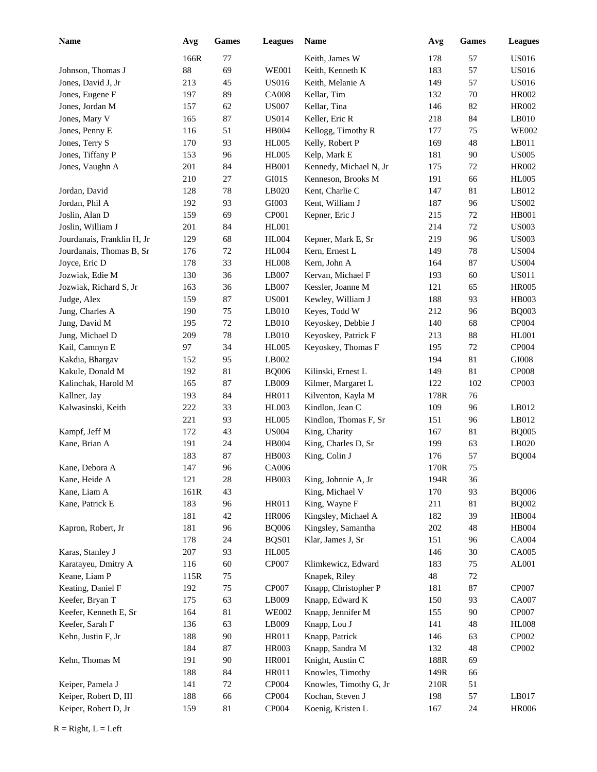| Name | Avg | Games | Leagues |
|---|---|---|---|
| | 166R | 77 | |
| Johnson, Thomas J | 88 | 69 | WE001 |
| Jones, David J, Jr | 213 | 45 | US016 |
| Jones, Eugene F | 197 | 89 | CA008 |
| Jones, Jordan M | 157 | 62 | US007 |
| Jones, Mary V | 165 | 87 | US014 |
| Jones, Penny E | 116 | 51 | HB004 |
| Jones, Terry S | 170 | 93 | HL005 |
| Jones, Tiffany P | 153 | 96 | HL005 |
| Jones, Vaughn A | 201 | 84 | HB001 |
| | 210 | 27 | GI01S |
| Jordan, David | 128 | 78 | LB020 |
| Jordan, Phil A | 192 | 93 | GI003 |
| Joslin, Alan D | 159 | 69 | CP001 |
| Joslin, William J | 201 | 84 | HL001 |
| Jourdanais, Franklin H, Jr | 129 | 68 | HL004 |
| Jourdanais, Thomas B, Sr | 176 | 72 | HL004 |
| Joyce, Eric D | 178 | 33 | HL008 |
| Jozwiak, Edie M | 130 | 36 | LB007 |
| Jozwiak, Richard S, Jr | 163 | 36 | LB007 |
| Judge, Alex | 159 | 87 | US001 |
| Jung, Charles A | 190 | 75 | LB010 |
| Jung, David M | 195 | 72 | LB010 |
| Jung, Michael D | 209 | 78 | LB010 |
| Kail, Camnyn E | 97 | 34 | HL005 |
| Kakdia, Bhargav | 152 | 95 | LB002 |
| Kakule, Donald M | 192 | 81 | BQ006 |
| Kalinchak, Harold M | 165 | 87 | LB009 |
| Kallner, Jay | 193 | 84 | HR011 |
| Kalwasinski, Keith | 222 | 33 | HL003 |
| | 221 | 93 | HL005 |
| Kampf, Jeff M | 172 | 43 | US004 |
| Kane, Brian A | 191 | 24 | HB004 |
| | 183 | 87 | HB003 |
| Kane, Debora A | 147 | 96 | CA006 |
| Kane, Heide A | 121 | 28 | HB003 |
| Kane, Liam A | 161R | 43 | |
| Kane, Patrick E | 183 | 96 | HR011 |
| | 181 | 42 | HR006 |
| Kapron, Robert, Jr | 181 | 96 | BQ006 |
| | 178 | 24 | BQS01 |
| Karas, Stanley J | 207 | 93 | HL005 |
| Karatayeu, Dmitry A | 116 | 60 | CP007 |
| Keane, Liam P | 115R | 75 | |
| Keating, Daniel F | 192 | 75 | CP007 |
| Keefer, Bryan T | 175 | 63 | LB009 |
| Keefer, Kenneth E, Sr | 164 | 81 | WE002 |
| Keefer, Sarah F | 136 | 63 | LB009 |
| Kehn, Justin F, Jr | 188 | 90 | HR011 |
| | 184 | 87 | HR003 |
| Kehn, Thomas M | 191 | 90 | HR001 |
| | 188 | 84 | HR011 |
| Keiper, Pamela J | 141 | 72 | CP004 |
| Keiper, Robert D, III | 188 | 66 | CP004 |
| Keiper, Robert D, Jr | 159 | 81 | CP004 |
| Keith, James W | 178 | 57 | US016 |
| Keith, Kenneth K | 183 | 57 | US016 |
| Keith, Melanie A | 149 | 57 | US016 |
| Kellar, Tim | 132 | 70 | HR002 |
| Kellar, Tina | 146 | 82 | HR002 |
| Keller, Eric R | 218 | 84 | LB010 |
| Kellogg, Timothy R | 177 | 75 | WE002 |
| Kelly, Robert P | 169 | 48 | LB011 |
| Kelp, Mark E | 181 | 90 | US005 |
| Kennedy, Michael N, Jr | 175 | 72 | HR002 |
| Kenneson, Brooks M | 191 | 66 | HL005 |
| Kent, Charlie C | 147 | 81 | LB012 |
| Kent, William J | 187 | 96 | US002 |
| Kepner, Eric J | 215 | 72 | HB001 |
| | 214 | 72 | US003 |
| Kepner, Mark E, Sr | 219 | 96 | US003 |
| Kern, Ernest L | 149 | 78 | US004 |
| Kern, John A | 164 | 87 | US004 |
| Kervan, Michael F | 193 | 60 | US011 |
| Kessler, Joanne M | 121 | 65 | HR005 |
| Kewley, William J | 188 | 93 | HB003 |
| Keyes, Todd W | 212 | 96 | BQ003 |
| Keyoskey, Debbie J | 140 | 68 | CP004 |
| Keyoskey, Patrick F | 213 | 88 | HL001 |
| Keyoskey, Thomas F | 195 | 72 | CP004 |
| | 194 | 81 | GI008 |
| Kilinski, Ernest L | 149 | 81 | CP008 |
| Kilmer, Margaret L | 122 | 102 | CP003 |
| Kilventon, Kayla M | 178R | 76 | |
| Kindlon, Jean C | 109 | 96 | LB012 |
| Kindlon, Thomas F, Sr | 151 | 96 | LB012 |
| King, Charity | 167 | 81 | BQ005 |
| King, Charles D, Sr | 199 | 63 | LB020 |
| King, Colin J | 176 | 57 | BQ004 |
| | 170R | 75 | |
| King, Johnnie A, Jr | 194R | 36 | |
| King, Michael V | 170 | 93 | BQ006 |
| King, Wayne F | 211 | 81 | BQ002 |
| Kingsley, Michael A | 182 | 39 | HB004 |
| Kingsley, Samantha | 202 | 48 | HB004 |
| Klar, James J, Sr | 151 | 96 | CA004 |
| | 146 | 30 | CA005 |
| Klimkewicz, Edward | 183 | 75 | AL001 |
| Knapek, Riley | 48 | 72 | |
| Knapp, Christopher P | 181 | 87 | CP007 |
| Knapp, Edward K | 150 | 93 | CA007 |
| Knapp, Jennifer M | 155 | 90 | CP007 |
| Knapp, Lou J | 141 | 48 | HL008 |
| Knapp, Patrick | 146 | 63 | CP002 |
| Knapp, Sandra M | 132 | 48 | CP002 |
| Knight, Austin C | 188R | 69 | |
| Knowles, Timothy | 149R | 66 | |
| Knowles, Timothy G, Jr | 210R | 51 | |
| Kochan, Steven J | 198 | 57 | LB017 |
| Koenig, Kristen L | 167 | 24 | HR006 |

R = Right, L = Left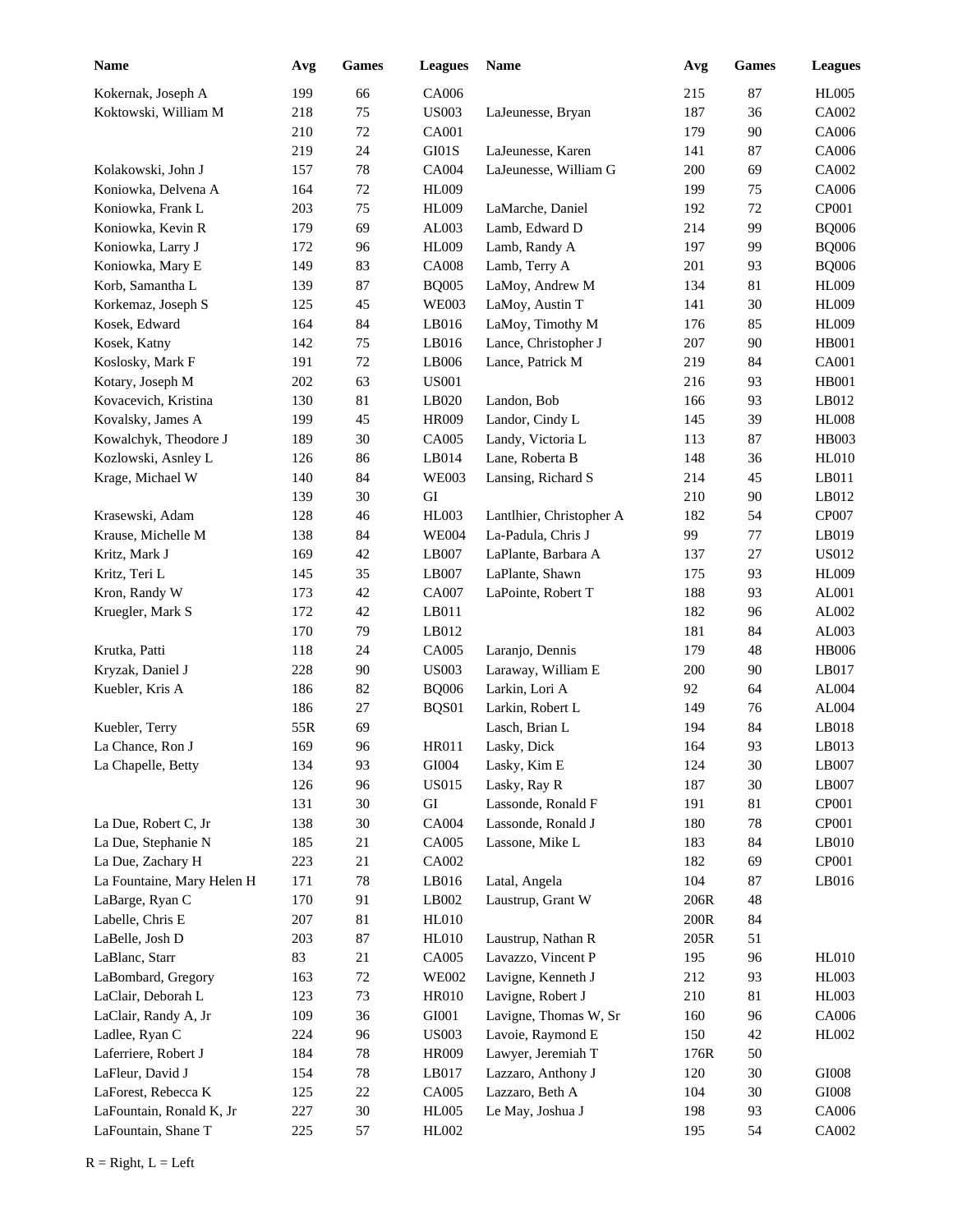| Name | Avg | Games | Leagues |
|---|---|---|---|
| Kokernak, Joseph A | 199 | 66 | CA006 |
| Koktowski, William M | 218 | 75 | US003 |
| | 210 | 72 | CA001 |
| | 219 | 24 | GI01S |
| Kolakowski, John J | 157 | 78 | CA004 |
| Koniowka, Delvena A | 164 | 72 | HL009 |
| Koniowka, Frank L | 203 | 75 | HL009 |
| Koniowka, Kevin R | 179 | 69 | AL003 |
| Koniowka, Larry J | 172 | 96 | HL009 |
| Koniowka, Mary E | 149 | 83 | CA008 |
| Korb, Samantha L | 139 | 87 | BQ005 |
| Korkemaz, Joseph S | 125 | 45 | WE003 |
| Kosek, Edward | 164 | 84 | LB016 |
| Kosek, Katny | 142 | 75 | LB016 |
| Koslosky, Mark F | 191 | 72 | LB006 |
| Kotary, Joseph M | 202 | 63 | US001 |
| Kovacevich, Kristina | 130 | 81 | LB020 |
| Kovalsky, James A | 199 | 45 | HR009 |
| Kowalchyk, Theodore J | 189 | 30 | CA005 |
| Kozlowski, Asnley L | 126 | 86 | LB014 |
| Krage, Michael W | 140 | 84 | WE003 |
| | 139 | 30 | GI |
| Krasewski, Adam | 128 | 46 | HL003 |
| Krause, Michelle M | 138 | 84 | WE004 |
| Kritz, Mark J | 169 | 42 | LB007 |
| Kritz, Teri L | 145 | 35 | LB007 |
| Kron, Randy W | 173 | 42 | CA007 |
| Kruegler, Mark S | 172 | 42 | LB011 |
| | 170 | 79 | LB012 |
| Krutka, Patti | 118 | 24 | CA005 |
| Kryzak, Daniel J | 228 | 90 | US003 |
| Kuebler, Kris A | 186 | 82 | BQ006 |
| | 186 | 27 | BQS01 |
| Kuebler, Terry | 55R | 69 | |
| La Chance, Ron J | 169 | 96 | HR011 |
| La Chapelle, Betty | 134 | 93 | GI004 |
| | 126 | 96 | US015 |
| | 131 | 30 | GI |
| La Due, Robert C, Jr | 138 | 30 | CA004 |
| La Due, Stephanie N | 185 | 21 | CA005 |
| La Due, Zachary H | 223 | 21 | CA002 |
| La Fountaine, Mary Helen H | 171 | 78 | LB016 |
| LaBarge, Ryan C | 170 | 91 | LB002 |
| Labelle, Chris E | 207 | 81 | HL010 |
| LaBelle, Josh D | 203 | 87 | HL010 |
| LaBlanc, Starr | 83 | 21 | CA005 |
| LaBombard, Gregory | 163 | 72 | WE002 |
| LaClair, Deborah L | 123 | 73 | HR010 |
| LaClair, Randy A, Jr | 109 | 36 | GI001 |
| Ladlee, Ryan C | 224 | 96 | US003 |
| Laferriere, Robert J | 184 | 78 | HR009 |
| LaFleur, David J | 154 | 78 | LB017 |
| LaForest, Rebecca K | 125 | 22 | CA005 |
| LaFountain, Ronald K, Jr | 227 | 30 | HL005 |
| LaFountain, Shane T | 225 | 57 | HL002 |
| | 215 | 87 | HL005 |
| LaJeunesse, Bryan | 187 | 36 | CA002 |
| | 179 | 90 | CA006 |
| LaJeunesse, Karen | 141 | 87 | CA006 |
| LaJeunesse, William G | 200 | 69 | CA002 |
| | 199 | 75 | CA006 |
| LaMarche, Daniel | 192 | 72 | CP001 |
| Lamb, Edward D | 214 | 99 | BQ006 |
| Lamb, Randy A | 197 | 99 | BQ006 |
| Lamb, Terry A | 201 | 93 | BQ006 |
| LaMoy, Andrew M | 134 | 81 | HL009 |
| LaMoy, Austin T | 141 | 30 | HL009 |
| LaMoy, Timothy M | 176 | 85 | HL009 |
| Lance, Christopher J | 207 | 90 | HB001 |
| Lance, Patrick M | 219 | 84 | CA001 |
| | 216 | 93 | HB001 |
| Landon, Bob | 166 | 93 | LB012 |
| Landor, Cindy L | 145 | 39 | HL008 |
| Landy, Victoria L | 113 | 87 | HB003 |
| Lane, Roberta B | 148 | 36 | HL010 |
| Lansing, Richard S | 214 | 45 | LB011 |
| | 210 | 90 | LB012 |
| Lantlhier, Christopher A | 182 | 54 | CP007 |
| La-Padula, Chris J | 99 | 77 | LB019 |
| LaPlante, Barbara A | 137 | 27 | US012 |
| LaPlante, Shawn | 175 | 93 | HL009 |
| LaPointe, Robert T | 188 | 93 | AL001 |
| | 182 | 96 | AL002 |
| | 181 | 84 | AL003 |
| Laranjo, Dennis | 179 | 48 | HB006 |
| Laraway, William E | 200 | 90 | LB017 |
| Larkin, Lori A | 92 | 64 | AL004 |
| Larkin, Robert L | 149 | 76 | AL004 |
| Lasch, Brian L | 194 | 84 | LB018 |
| Lasky, Dick | 164 | 93 | LB013 |
| Lasky, Kim E | 124 | 30 | LB007 |
| Lasky, Ray R | 187 | 30 | LB007 |
| Lassonde, Ronald F | 191 | 81 | CP001 |
| Lassonde, Ronald J | 180 | 78 | CP001 |
| Lassone, Mike L | 183 | 84 | LB010 |
| | 182 | 69 | CP001 |
| Latal, Angela | 104 | 87 | LB016 |
| Laustrup, Grant W | 206R | 48 | |
| | 200R | 84 | |
| Laustrup, Nathan R | 205R | 51 | |
| Lavazzo, Vincent P | 195 | 96 | HL010 |
| Lavigne, Kenneth J | 212 | 93 | HL003 |
| Lavigne, Robert J | 210 | 81 | HL003 |
| Lavigne, Thomas W, Sr | 160 | 96 | CA006 |
| Lavoie, Raymond E | 150 | 42 | HL002 |
| Lawyer, Jeremiah T | 176R | 50 | |
| Lazzaro, Anthony J | 120 | 30 | GI008 |
| Lazzaro, Beth A | 104 | 30 | GI008 |
| Le May, Joshua J | 198 | 93 | CA006 |
| | 195 | 54 | CA002 |

R = Right, L = Left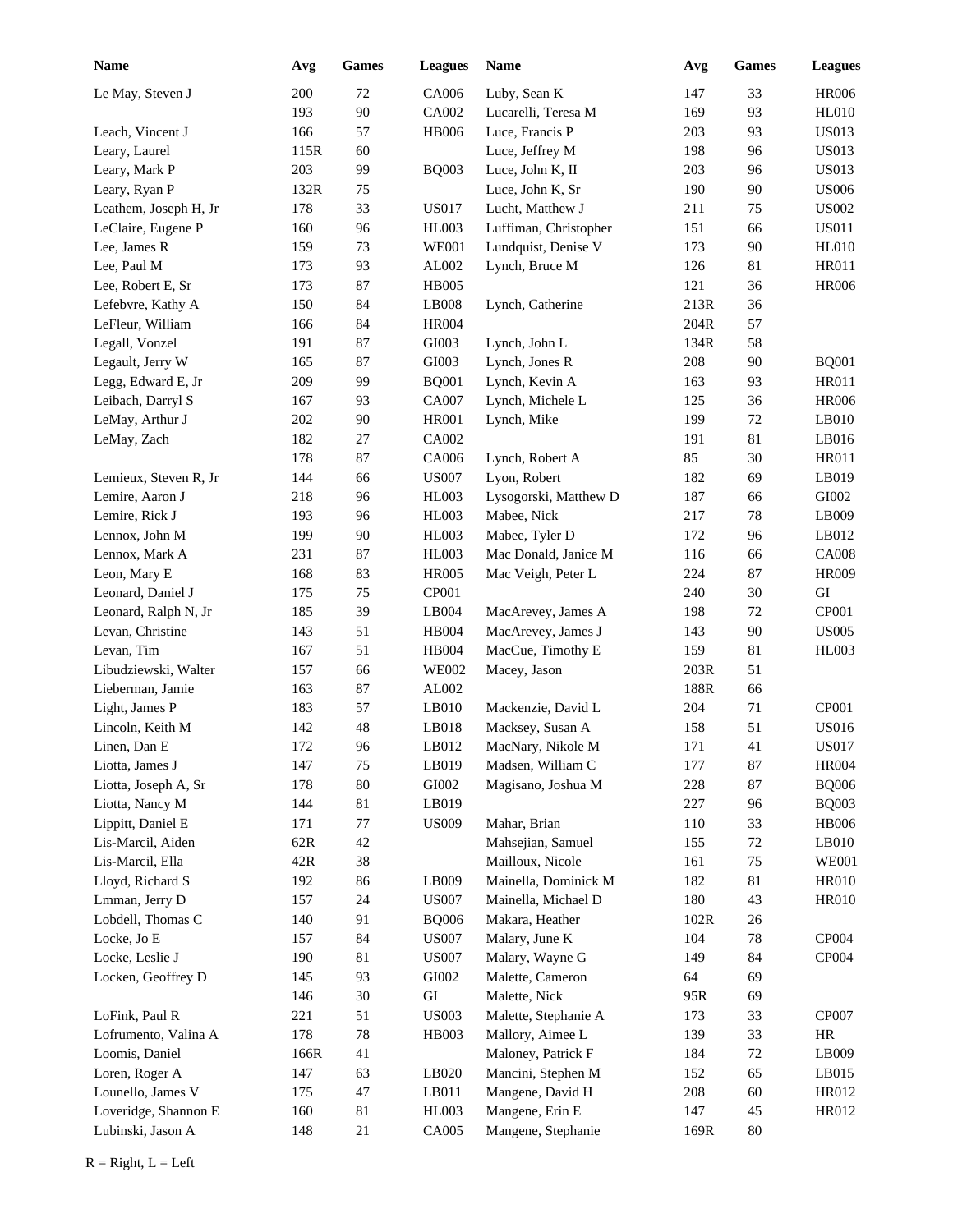| Name | Avg | Games | Leagues | Name | Avg | Games | Leagues |
|---|---|---|---|---|---|---|---|
| Le May, Steven J | 200 | 72 | CA006 | Luby, Sean K | 147 | 33 | HR006 |
| | 193 | 90 | CA002 | Lucarelli, Teresa M | 169 | 93 | HL010 |
| Leach, Vincent J | 166 | 57 | HB006 | Luce, Francis P | 203 | 93 | US013 |
| Leary, Laurel | 115R | 60 | | Luce, Jeffrey M | 198 | 96 | US013 |
| Leary, Mark P | 203 | 99 | BQ003 | Luce, John K, II | 203 | 96 | US013 |
| Leary, Ryan P | 132R | 75 | | Luce, John K, Sr | 190 | 90 | US006 |
| Leathem, Joseph H, Jr | 178 | 33 | US017 | Lucht, Matthew J | 211 | 75 | US002 |
| LeClaire, Eugene P | 160 | 96 | HL003 | Luffiman, Christopher | 151 | 66 | US011 |
| Lee, James R | 159 | 73 | WE001 | Lundquist, Denise V | 173 | 90 | HL010 |
| Lee, Paul M | 173 | 93 | AL002 | Lynch, Bruce M | 126 | 81 | HR011 |
| Lee, Robert E, Sr | 173 | 87 | HB005 | | 121 | 36 | HR006 |
| Lefebvre, Kathy A | 150 | 84 | LB008 | Lynch, Catherine | 213R | 36 | |
| LeFleur, William | 166 | 84 | HR004 | | 204R | 57 | |
| Legall, Vonzel | 191 | 87 | GI003 | Lynch, John L | 134R | 58 | |
| Legault, Jerry W | 165 | 87 | GI003 | Lynch, Jones R | 208 | 90 | BQ001 |
| Legg, Edward E, Jr | 209 | 99 | BQ001 | Lynch, Kevin A | 163 | 93 | HR011 |
| Leibach, Darryl S | 167 | 93 | CA007 | Lynch, Michele L | 125 | 36 | HR006 |
| LeMay, Arthur J | 202 | 90 | HR001 | Lynch, Mike | 199 | 72 | LB010 |
| LeMay, Zach | 182 | 27 | CA002 | | 191 | 81 | LB016 |
| | 178 | 87 | CA006 | Lynch, Robert A | 85 | 30 | HR011 |
| Lemieux, Steven R, Jr | 144 | 66 | US007 | Lyon, Robert | 182 | 69 | LB019 |
| Lemire, Aaron J | 218 | 96 | HL003 | Lysogorski, Matthew D | 187 | 66 | GI002 |
| Lemire, Rick J | 193 | 96 | HL003 | Mabee, Nick | 217 | 78 | LB009 |
| Lennox, John M | 199 | 90 | HL003 | Mabee, Tyler D | 172 | 96 | LB012 |
| Lennox, Mark A | 231 | 87 | HL003 | Mac Donald, Janice M | 116 | 66 | CA008 |
| Leon, Mary E | 168 | 83 | HR005 | Mac Veigh, Peter L | 224 | 87 | HR009 |
| Leonard, Daniel J | 175 | 75 | CP001 | | 240 | 30 | GI |
| Leonard, Ralph N, Jr | 185 | 39 | LB004 | MacArevey, James A | 198 | 72 | CP001 |
| Levan, Christine | 143 | 51 | HB004 | MacArevey, James J | 143 | 90 | US005 |
| Levan, Tim | 167 | 51 | HB004 | MacCue, Timothy E | 159 | 81 | HL003 |
| Libudziewski, Walter | 157 | 66 | WE002 | Macey, Jason | 203R | 51 | |
| Lieberman, Jamie | 163 | 87 | AL002 | | 188R | 66 | |
| Light, James P | 183 | 57 | LB010 | Mackenzie, David L | 204 | 71 | CP001 |
| Lincoln, Keith M | 142 | 48 | LB018 | Macksey, Susan A | 158 | 51 | US016 |
| Linen, Dan E | 172 | 96 | LB012 | MacNary, Nikole M | 171 | 41 | US017 |
| Liotta, James J | 147 | 75 | LB019 | Madsen, William C | 177 | 87 | HR004 |
| Liotta, Joseph A, Sr | 178 | 80 | GI002 | Magisano, Joshua M | 228 | 87 | BQ006 |
| Liotta, Nancy M | 144 | 81 | LB019 | | 227 | 96 | BQ003 |
| Lippitt, Daniel E | 171 | 77 | US009 | Mahar, Brian | 110 | 33 | HB006 |
| Lis-Marcil, Aiden | 62R | 42 | | Mahsejian, Samuel | 155 | 72 | LB010 |
| Lis-Marcil, Ella | 42R | 38 | | Mailloux, Nicole | 161 | 75 | WE001 |
| Lloyd, Richard S | 192 | 86 | LB009 | Mainella, Dominick M | 182 | 81 | HR010 |
| Lmman, Jerry D | 157 | 24 | US007 | Mainella, Michael D | 180 | 43 | HR010 |
| Lobdell, Thomas C | 140 | 91 | BQ006 | Makara, Heather | 102R | 26 | |
| Locke, Jo E | 157 | 84 | US007 | Malary, June K | 104 | 78 | CP004 |
| Locke, Leslie J | 190 | 81 | US007 | Malary, Wayne G | 149 | 84 | CP004 |
| Locken, Geoffrey D | 145 | 93 | GI002 | Malette, Cameron | 64 | 69 | |
| | 146 | 30 | GI | Malette, Nick | 95R | 69 | |
| LoFink, Paul R | 221 | 51 | US003 | Malette, Stephanie A | 173 | 33 | CP007 |
| Lofrumento, Valina A | 178 | 78 | HB003 | Mallory, Aimee L | 139 | 33 | HR |
| Loomis, Daniel | 166R | 41 | | Maloney, Patrick F | 184 | 72 | LB009 |
| Loren, Roger A | 147 | 63 | LB020 | Mancini, Stephen M | 152 | 65 | LB015 |
| Lounello, James V | 175 | 47 | LB011 | Mangene, David H | 208 | 60 | HR012 |
| Loveridge, Shannon E | 160 | 81 | HL003 | Mangene, Erin E | 147 | 45 | HR012 |
| Lubinski, Jason A | 148 | 21 | CA005 | Mangene, Stephanie | 169R | 80 | |

R = Right, L = Left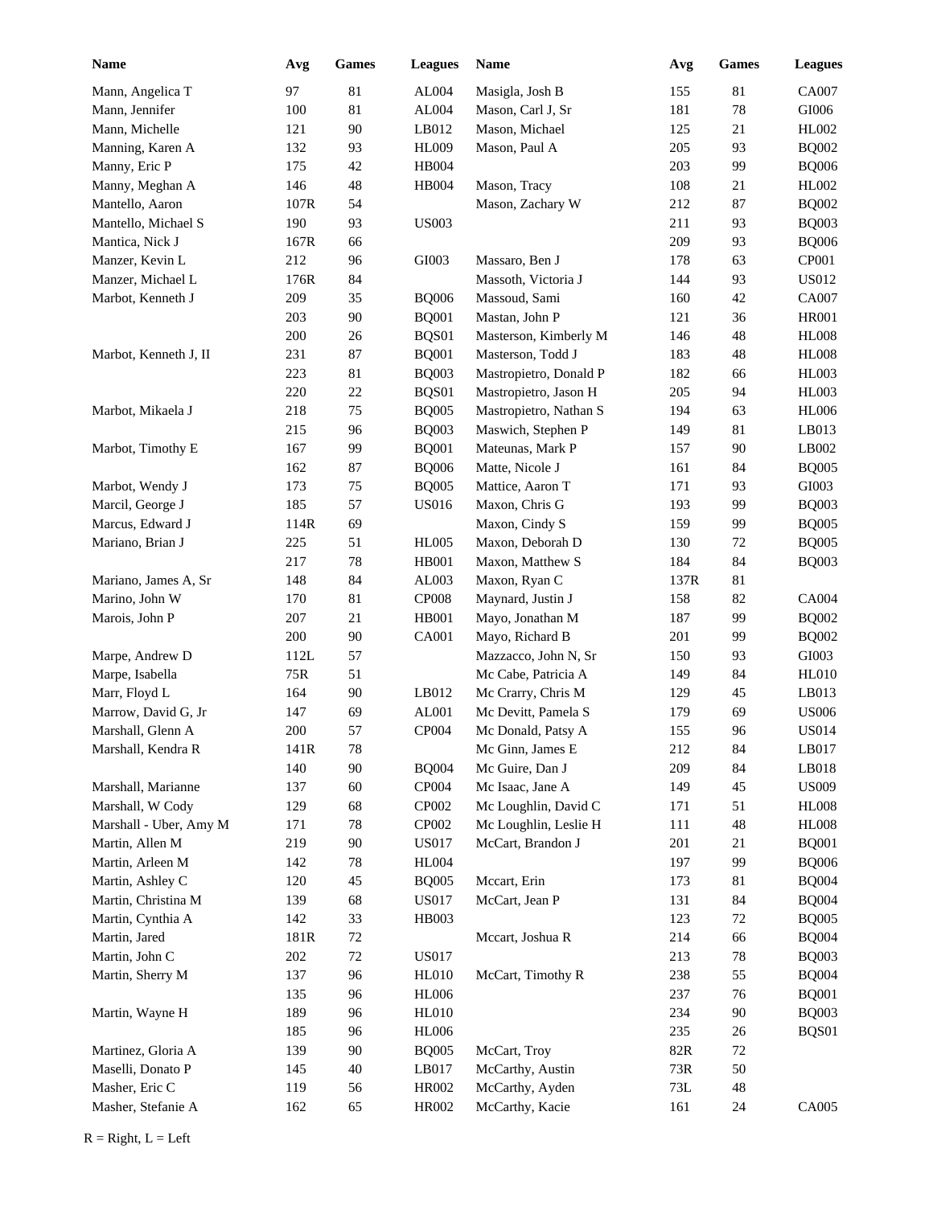| Name | Avg | Games | Leagues | Name | Avg | Games | Leagues |
|---|---|---|---|---|---|---|---|
| Mann, Angelica T | 97 | 81 | AL004 | Masigla, Josh B | 155 | 81 | CA007 |
| Mann, Jennifer | 100 | 81 | AL004 | Mason, Carl J, Sr | 181 | 78 | GI006 |
| Mann, Michelle | 121 | 90 | LB012 | Mason, Michael | 125 | 21 | HL002 |
| Manning, Karen A | 132 | 93 | HL009 | Mason, Paul A | 205 | 93 | BQ002 |
| Manny, Eric P | 175 | 42 | HB004 | | 203 | 99 | BQ006 |
| Manny, Meghan A | 146 | 48 | HB004 | Mason, Tracy | 108 | 21 | HL002 |
| Mantello, Aaron | 107R | 54 | | Mason, Zachary W | 212 | 87 | BQ002 |
| Mantello, Michael S | 190 | 93 | US003 | | 211 | 93 | BQ003 |
| Mantica, Nick J | 167R | 66 | | | 209 | 93 | BQ006 |
| Manzer, Kevin L | 212 | 96 | GI003 | Massaro, Ben J | 178 | 63 | CP001 |
| Manzer, Michael L | 176R | 84 | | Massoth, Victoria J | 144 | 93 | US012 |
| Marbot, Kenneth J | 209 | 35 | BQ006 | Massoud, Sami | 160 | 42 | CA007 |
| | 203 | 90 | BQ001 | Mastan, John P | 121 | 36 | HR001 |
| | 200 | 26 | BQS01 | Masterson, Kimberly M | 146 | 48 | HL008 |
| Marbot, Kenneth J, II | 231 | 87 | BQ001 | Masterson, Todd J | 183 | 48 | HL008 |
| | 223 | 81 | BQ003 | Mastropietro, Donald P | 182 | 66 | HL003 |
| | 220 | 22 | BQS01 | Mastropietro, Jason H | 205 | 94 | HL003 |
| Marbot, Mikaela J | 218 | 75 | BQ005 | Mastropietro, Nathan S | 194 | 63 | HL006 |
| | 215 | 96 | BQ003 | Maswich, Stephen P | 149 | 81 | LB013 |
| Marbot, Timothy E | 167 | 99 | BQ001 | Mateunas, Mark P | 157 | 90 | LB002 |
| | 162 | 87 | BQ006 | Matte, Nicole J | 161 | 84 | BQ005 |
| Marbot, Wendy J | 173 | 75 | BQ005 | Mattice, Aaron T | 171 | 93 | GI003 |
| Marcil, George J | 185 | 57 | US016 | Maxon, Chris G | 193 | 99 | BQ003 |
| Marcus, Edward J | 114R | 69 | | Maxon, Cindy S | 159 | 99 | BQ005 |
| Mariano, Brian J | 225 | 51 | HL005 | Maxon, Deborah D | 130 | 72 | BQ005 |
| | 217 | 78 | HB001 | Maxon, Matthew S | 184 | 84 | BQ003 |
| Mariano, James A, Sr | 148 | 84 | AL003 | Maxon, Ryan C | 137R | 81 | |
| Marino, John W | 170 | 81 | CP008 | Maynard, Justin J | 158 | 82 | CA004 |
| Marois, John P | 207 | 21 | HB001 | Mayo, Jonathan M | 187 | 99 | BQ002 |
| | 200 | 90 | CA001 | Mayo, Richard B | 201 | 99 | BQ002 |
| Marpe, Andrew D | 112L | 57 | | Mazzacco, John N, Sr | 150 | 93 | GI003 |
| Marpe, Isabella | 75R | 51 | | Mc Cabe, Patricia A | 149 | 84 | HL010 |
| Marr, Floyd L | 164 | 90 | LB012 | Mc Crarry, Chris M | 129 | 45 | LB013 |
| Marrow, David G, Jr | 147 | 69 | AL001 | Mc Devitt, Pamela S | 179 | 69 | US006 |
| Marshall, Glenn A | 200 | 57 | CP004 | Mc Donald, Patsy A | 155 | 96 | US014 |
| Marshall, Kendra R | 141R | 78 | | Mc Ginn, James E | 212 | 84 | LB017 |
| | 140 | 90 | BQ004 | Mc Guire, Dan J | 209 | 84 | LB018 |
| Marshall, Marianne | 137 | 60 | CP004 | Mc Isaac, Jane A | 149 | 45 | US009 |
| Marshall, W Cody | 129 | 68 | CP002 | Mc Loughlin, David C | 171 | 51 | HL008 |
| Marshall - Uber, Amy M | 171 | 78 | CP002 | Mc Loughlin, Leslie H | 111 | 48 | HL008 |
| Martin, Allen M | 219 | 90 | US017 | McCart, Brandon J | 201 | 21 | BQ001 |
| Martin, Arleen M | 142 | 78 | HL004 | | 197 | 99 | BQ006 |
| Martin, Ashley C | 120 | 45 | BQ005 | Mccart, Erin | 173 | 81 | BQ004 |
| Martin, Christina M | 139 | 68 | US017 | McCart, Jean P | 131 | 84 | BQ004 |
| Martin, Cynthia A | 142 | 33 | HB003 | | 123 | 72 | BQ005 |
| Martin, Jared | 181R | 72 | | Mccart, Joshua R | 214 | 66 | BQ004 |
| Martin, John C | 202 | 72 | US017 | | 213 | 78 | BQ003 |
| Martin, Sherry M | 137 | 96 | HL010 | McCart, Timothy R | 238 | 55 | BQ004 |
| | 135 | 96 | HL006 | | 237 | 76 | BQ001 |
| Martin, Wayne H | 189 | 96 | HL010 | | 234 | 90 | BQ003 |
| | 185 | 96 | HL006 | | 235 | 26 | BQS01 |
| Martinez, Gloria A | 139 | 90 | BQ005 | McCart, Troy | 82R | 72 | |
| Maselli, Donato P | 145 | 40 | LB017 | McCarthy, Austin | 73R | 50 | |
| Masher, Eric C | 119 | 56 | HR002 | McCarthy, Ayden | 73L | 48 | |
| Masher, Stefanie A | 162 | 65 | HR002 | McCarthy, Kacie | 161 | 24 | CA005 |

R = Right, L = Left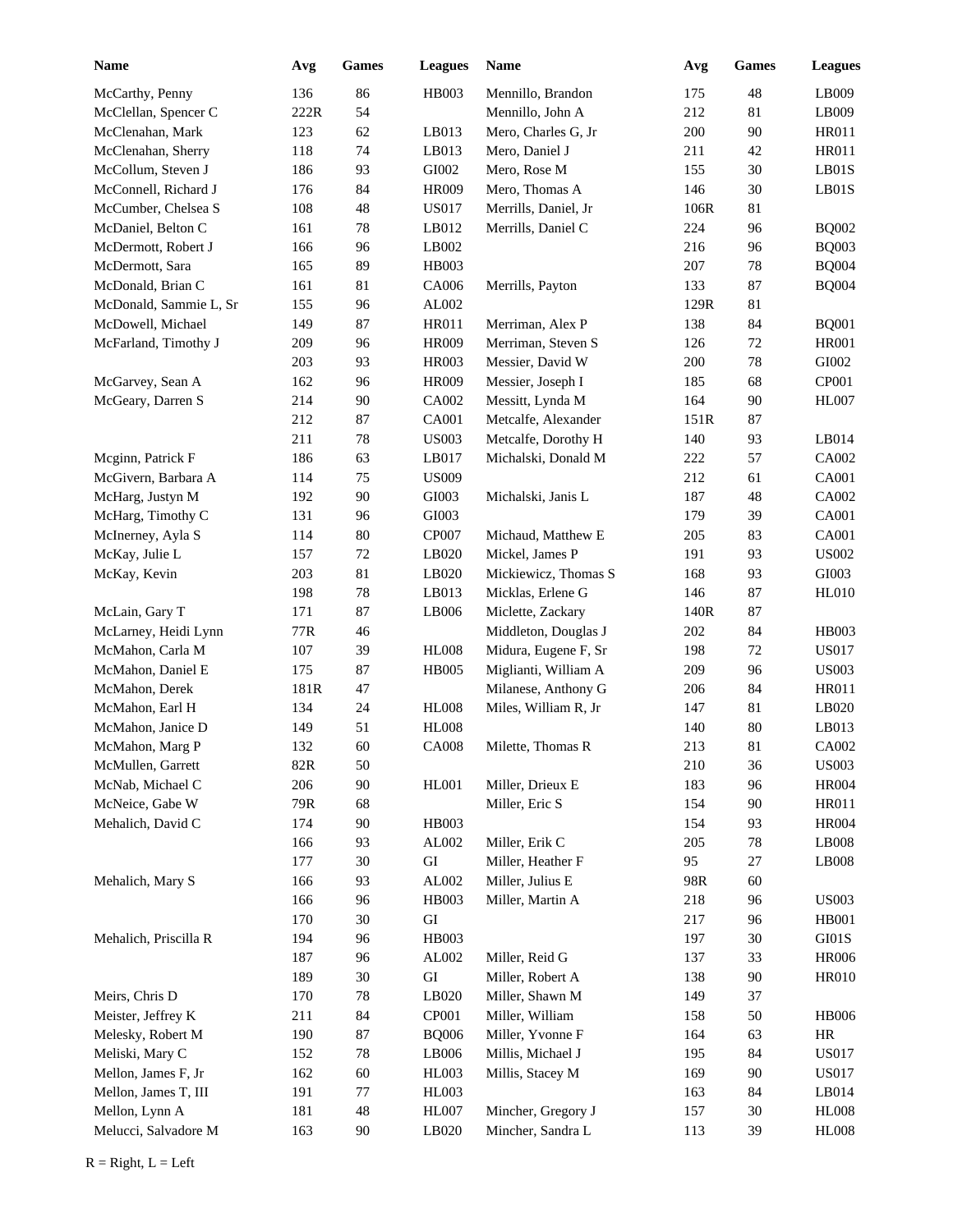| Name | Avg | Games | Leagues | Name | Avg | Games | Leagues |
|---|---|---|---|---|---|---|---|
| McCarthy, Penny | 136 | 86 | HB003 | Mennillo, Brandon | 175 | 48 | LB009 |
| McClellan, Spencer C | 222R | 54 | | Mennillo, John A | 212 | 81 | LB009 |
| McClenahan, Mark | 123 | 62 | LB013 | Mero, Charles G, Jr | 200 | 90 | HR011 |
| McClenahan, Sherry | 118 | 74 | LB013 | Mero, Daniel J | 211 | 42 | HR011 |
| McCollum, Steven J | 186 | 93 | GI002 | Mero, Rose M | 155 | 30 | LB01S |
| McConnell, Richard J | 176 | 84 | HR009 | Mero, Thomas A | 146 | 30 | LB01S |
| McCumber, Chelsea S | 108 | 48 | US017 | Merrills, Daniel, Jr | 106R | 81 | |
| McDaniel, Belton C | 161 | 78 | LB012 | Merrills, Daniel C | 224 | 96 | BQ002 |
| McDermott, Robert J | 166 | 96 | LB002 | | 216 | 96 | BQ003 |
| McDermott, Sara | 165 | 89 | HB003 | | 207 | 78 | BQ004 |
| McDonald, Brian C | 161 | 81 | CA006 | Merrills, Payton | 133 | 87 | BQ004 |
| McDonald, Sammie L, Sr | 155 | 96 | AL002 | | 129R | 81 | |
| McDowell, Michael | 149 | 87 | HR011 | Merriman, Alex P | 138 | 84 | BQ001 |
| McFarland, Timothy J | 209 | 96 | HR009 | Merriman, Steven S | 126 | 72 | HR001 |
| | 203 | 93 | HR003 | Messier, David W | 200 | 78 | GI002 |
| McGarvey, Sean A | 162 | 96 | HR009 | Messier, Joseph I | 185 | 68 | CP001 |
| McGeary, Darren S | 214 | 90 | CA002 | Messitt, Lynda M | 164 | 90 | HL007 |
| | 212 | 87 | CA001 | Metcalfe, Alexander | 151R | 87 | |
| | 211 | 78 | US003 | Metcalfe, Dorothy H | 140 | 93 | LB014 |
| Mcginn, Patrick F | 186 | 63 | LB017 | Michalski, Donald M | 222 | 57 | CA002 |
| McGivern, Barbara A | 114 | 75 | US009 | | 212 | 61 | CA001 |
| McHarg, Justyn M | 192 | 90 | GI003 | Michalski, Janis L | 187 | 48 | CA002 |
| McHarg, Timothy C | 131 | 96 | GI003 | | 179 | 39 | CA001 |
| McInerney, Ayla S | 114 | 80 | CP007 | Michaud, Matthew E | 205 | 83 | CA001 |
| McKay, Julie L | 157 | 72 | LB020 | Mickel, James P | 191 | 93 | US002 |
| McKay, Kevin | 203 | 81 | LB020 | Mickiewicz, Thomas S | 168 | 93 | GI003 |
| | 198 | 78 | LB013 | Micklas, Erlene G | 146 | 87 | HL010 |
| McLain, Gary T | 171 | 87 | LB006 | Miclette, Zackary | 140R | 87 | |
| McLarney, Heidi Lynn | 77R | 46 | | Middleton, Douglas J | 202 | 84 | HB003 |
| McMahon, Carla M | 107 | 39 | HL008 | Midura, Eugene F, Sr | 198 | 72 | US017 |
| McMahon, Daniel E | 175 | 87 | HB005 | Miglianti, William A | 209 | 96 | US003 |
| McMahon, Derek | 181R | 47 | | Milanese, Anthony G | 206 | 84 | HR011 |
| McMahon, Earl H | 134 | 24 | HL008 | Miles, William R, Jr | 147 | 81 | LB020 |
| McMahon, Janice D | 149 | 51 | HL008 | | 140 | 80 | LB013 |
| McMahon, Marg P | 132 | 60 | CA008 | Milette, Thomas R | 213 | 81 | CA002 |
| McMullen, Garrett | 82R | 50 | | | 210 | 36 | US003 |
| McNab, Michael C | 206 | 90 | HL001 | Miller, Drieux E | 183 | 96 | HR004 |
| McNeice, Gabe W | 79R | 68 | | Miller, Eric S | 154 | 90 | HR011 |
| Mehalich, David C | 174 | 90 | HB003 | | 154 | 93 | HR004 |
| | 166 | 93 | AL002 | Miller, Erik C | 205 | 78 | LB008 |
| | 177 | 30 | GI | Miller, Heather F | 95 | 27 | LB008 |
| Mehalich, Mary S | 166 | 93 | AL002 | Miller, Julius E | 98R | 60 | |
| | 166 | 96 | HB003 | Miller, Martin A | 218 | 96 | US003 |
| | 170 | 30 | GI | | 217 | 96 | HB001 |
| Mehalich, Priscilla R | 194 | 96 | HB003 | | 197 | 30 | GI01S |
| | 187 | 96 | AL002 | Miller, Reid G | 137 | 33 | HR006 |
| | 189 | 30 | GI | Miller, Robert A | 138 | 90 | HR010 |
| Meirs, Chris D | 170 | 78 | LB020 | Miller, Shawn M | 149 | 37 | |
| Meister, Jeffrey K | 211 | 84 | CP001 | Miller, William | 158 | 50 | HB006 |
| Melesky, Robert M | 190 | 87 | BQ006 | Miller, Yvonne F | 164 | 63 | HR |
| Meliski, Mary C | 152 | 78 | LB006 | Millis, Michael J | 195 | 84 | US017 |
| Mellon, James F, Jr | 162 | 60 | HL003 | Millis, Stacey M | 169 | 90 | US017 |
| Mellon, James T, III | 191 | 77 | HL003 | | 163 | 84 | LB014 |
| Mellon, Lynn A | 181 | 48 | HL007 | Mincher, Gregory J | 157 | 30 | HL008 |
| Melucci, Salvadore M | 163 | 90 | LB020 | Mincher, Sandra L | 113 | 39 | HL008 |

R = Right, L = Left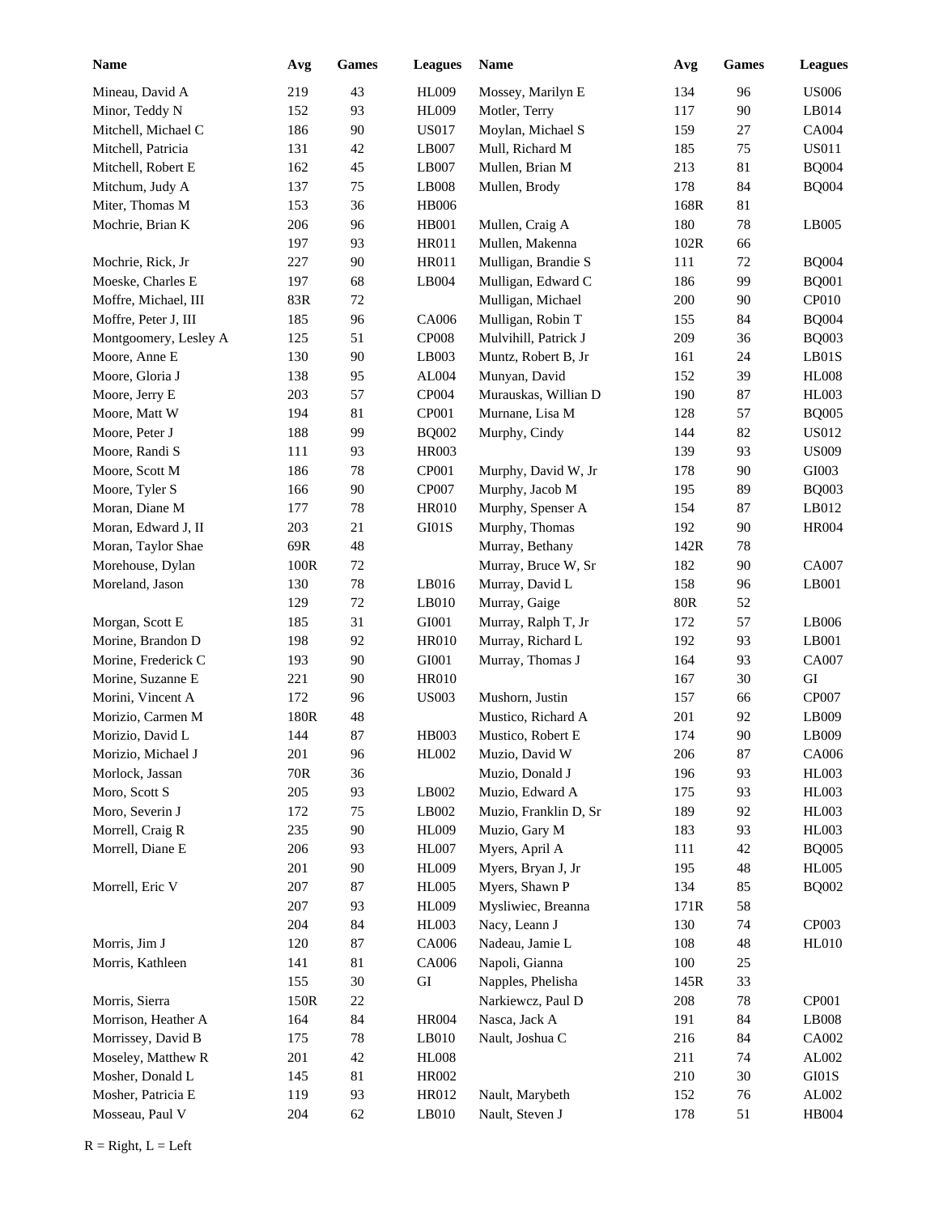| Name | Avg | Games | Leagues |
|---|---|---|---|
| Mineau, David A | 219 | 43 | HL009 |
| Minor, Teddy N | 152 | 93 | HL009 |
| Mitchell, Michael C | 186 | 90 | US017 |
| Mitchell, Patricia | 131 | 42 | LB007 |
| Mitchell, Robert E | 162 | 45 | LB007 |
| Mitchum, Judy A | 137 | 75 | LB008 |
| Miter, Thomas M | 153 | 36 | HB006 |
| Mochrie, Brian K | 206 | 96 | HB001 |
| | 197 | 93 | HR011 |
| Mochrie, Rick, Jr | 227 | 90 | HR011 |
| Moeske, Charles E | 197 | 68 | LB004 |
| Moffre, Michael, III | 83R | 72 | |
| Moffre, Peter J, III | 185 | 96 | CA006 |
| Montgoomery, Lesley A | 125 | 51 | CP008 |
| Moore, Anne E | 130 | 90 | LB003 |
| Moore, Gloria J | 138 | 95 | AL004 |
| Moore, Jerry E | 203 | 57 | CP004 |
| Moore, Matt W | 194 | 81 | CP001 |
| Moore, Peter J | 188 | 99 | BQ002 |
| Moore, Randi S | 111 | 93 | HR003 |
| Moore, Scott M | 186 | 78 | CP001 |
| Moore, Tyler S | 166 | 90 | CP007 |
| Moran, Diane M | 177 | 78 | HR010 |
| Moran, Edward J, II | 203 | 21 | GI01S |
| Moran, Taylor Shae | 69R | 48 | |
| Morehouse, Dylan | 100R | 72 | |
| Moreland, Jason | 130 | 78 | LB016 |
| | 129 | 72 | LB010 |
| Morgan, Scott E | 185 | 31 | GI001 |
| Morine, Brandon D | 198 | 92 | HR010 |
| Morine, Frederick C | 193 | 90 | GI001 |
| Morine, Suzanne E | 221 | 90 | HR010 |
| Morini, Vincent A | 172 | 96 | US003 |
| Morizio, Carmen M | 180R | 48 | |
| Morizio, David L | 144 | 87 | HB003 |
| Morizio, Michael J | 201 | 96 | HL002 |
| Morlock, Jassan | 70R | 36 | |
| Moro, Scott S | 205 | 93 | LB002 |
| Moro, Severin J | 172 | 75 | LB002 |
| Morrell, Craig R | 235 | 90 | HL009 |
| Morrell, Diane E | 206 | 93 | HL007 |
| | 201 | 90 | HL009 |
| Morrell, Eric V | 207 | 87 | HL005 |
| | 207 | 93 | HL009 |
| | 204 | 84 | HL003 |
| Morris, Jim J | 120 | 87 | CA006 |
| Morris, Kathleen | 141 | 81 | CA006 |
| | 155 | 30 | GI |
| Morris, Sierra | 150R | 22 | |
| Morrison, Heather A | 164 | 84 | HR004 |
| Morrissey, David B | 175 | 78 | LB010 |
| Moseley, Matthew R | 201 | 42 | HL008 |
| Mosher, Donald L | 145 | 81 | HR002 |
| Mosher, Patricia E | 119 | 93 | HR012 |
| Mosseau, Paul V | 204 | 62 | LB010 |
| Mossey, Marilyn E | 134 | 96 | US006 |
| Motler, Terry | 117 | 90 | LB014 |
| Moylan, Michael S | 159 | 27 | CA004 |
| Mull, Richard M | 185 | 75 | US011 |
| Mullen, Brian M | 213 | 81 | BQ004 |
| Mullen, Brody | 178 | 84 | BQ004 |
| | 168R | 81 | |
| Mullen, Craig A | 180 | 78 | LB005 |
| Mullen, Makenna | 102R | 66 | |
| Mulligan, Brandie S | 111 | 72 | BQ004 |
| Mulligan, Edward C | 186 | 99 | BQ001 |
| Mulligan, Michael | 200 | 90 | CP010 |
| Mulligan, Robin T | 155 | 84 | BQ004 |
| Mulvihill, Patrick J | 209 | 36 | BQ003 |
| Muntz, Robert B, Jr | 161 | 24 | LB01S |
| Munyan, David | 152 | 39 | HL008 |
| Murauskas, Willian D | 190 | 87 | HL003 |
| Murnane, Lisa M | 128 | 57 | BQ005 |
| Murphy, Cindy | 144 | 82 | US012 |
| | 139 | 93 | US009 |
| Murphy, David W, Jr | 178 | 90 | GI003 |
| Murphy, Jacob M | 195 | 89 | BQ003 |
| Murphy, Spenser A | 154 | 87 | LB012 |
| Murphy, Thomas | 192 | 90 | HR004 |
| Murray, Bethany | 142R | 78 | |
| Murray, Bruce W, Sr | 182 | 90 | CA007 |
| Murray, David L | 158 | 96 | LB001 |
| Murray, Gaige | 80R | 52 | |
| Murray, Ralph T, Jr | 172 | 57 | LB006 |
| Murray, Richard L | 192 | 93 | LB001 |
| Murray, Thomas J | 164 | 93 | CA007 |
| | 167 | 30 | GI |
| Mushorn, Justin | 157 | 66 | CP007 |
| Mustico, Richard A | 201 | 92 | LB009 |
| Mustico, Robert E | 174 | 90 | LB009 |
| Muzio, David W | 206 | 87 | CA006 |
| Muzio, Donald J | 196 | 93 | HL003 |
| Muzio, Edward A | 175 | 93 | HL003 |
| Muzio, Franklin D, Sr | 189 | 92 | HL003 |
| Muzio, Gary M | 183 | 93 | HL003 |
| Myers, April A | 111 | 42 | BQ005 |
| Myers, Bryan J, Jr | 195 | 48 | HL005 |
| Myers, Shawn P | 134 | 85 | BQ002 |
| Mysliwiec, Breanna | 171R | 58 | |
| Nacy, Leann J | 130 | 74 | CP003 |
| Nadeau, Jamie L | 108 | 48 | HL010 |
| Napoli, Gianna | 100 | 25 | |
| Napples, Phelisha | 145R | 33 | |
| Narkiewcz, Paul D | 208 | 78 | CP001 |
| Nasca, Jack A | 191 | 84 | LB008 |
| Nault, Joshua C | 216 | 84 | CA002 |
| | 211 | 74 | AL002 |
| | 210 | 30 | GI01S |
| Nault, Marybeth | 152 | 76 | AL002 |
| Nault, Steven J | 178 | 51 | HB004 |

R = Right, L = Left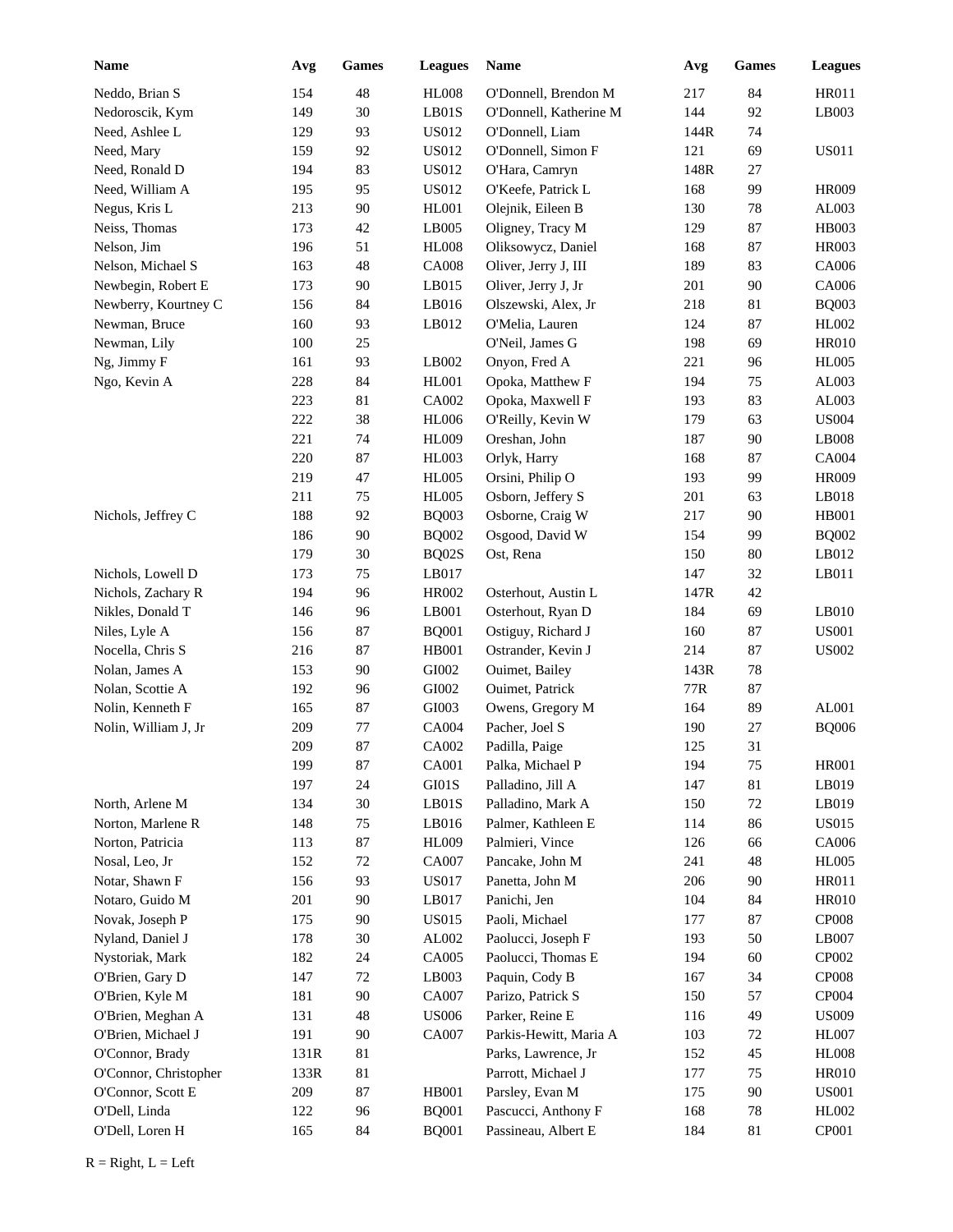| Name | Avg | Games | Leagues |
|---|---|---|---|
| Neddo, Brian S | 154 | 48 | HL008 |
| Nedoroscik, Kym | 149 | 30 | LB01S |
| Need, Ashlee L | 129 | 93 | US012 |
| Need, Mary | 159 | 92 | US012 |
| Need, Ronald D | 194 | 83 | US012 |
| Need, William A | 195 | 95 | US012 |
| Negus, Kris L | 213 | 90 | HL001 |
| Neiss, Thomas | 173 | 42 | LB005 |
| Nelson, Jim | 196 | 51 | HL008 |
| Nelson, Michael S | 163 | 48 | CA008 |
| Newbegin, Robert E | 173 | 90 | LB015 |
| Newberry, Kourtney C | 156 | 84 | LB016 |
| Newman, Bruce | 160 | 93 | LB012 |
| Newman, Lily | 100 | 25 | |
| Ng, Jimmy F | 161 | 93 | LB002 |
| Ngo, Kevin A | 228 | 84 | HL001 |
| | 223 | 81 | CA002 |
| | 222 | 38 | HL006 |
| | 221 | 74 | HL009 |
| | 220 | 87 | HL003 |
| | 219 | 47 | HL005 |
| | 211 | 75 | HL005 |
| Nichols, Jeffrey C | 188 | 92 | BQ003 |
| | 186 | 90 | BQ002 |
| | 179 | 30 | BQ02S |
| Nichols, Lowell D | 173 | 75 | LB017 |
| Nichols, Zachary R | 194 | 96 | HR002 |
| Nikles, Donald T | 146 | 96 | LB001 |
| Niles, Lyle A | 156 | 87 | BQ001 |
| Nocella, Chris S | 216 | 87 | HB001 |
| Nolan, James A | 153 | 90 | GI002 |
| Nolan, Scottie A | 192 | 96 | GI002 |
| Nolin, Kenneth F | 165 | 87 | GI003 |
| Nolin, William J, Jr | 209 | 77 | CA004 |
| | 209 | 87 | CA002 |
| | 199 | 87 | CA001 |
| | 197 | 24 | GI01S |
| North, Arlene M | 134 | 30 | LB01S |
| Norton, Marlene R | 148 | 75 | LB016 |
| Norton, Patricia | 113 | 87 | HL009 |
| Nosal, Leo, Jr | 152 | 72 | CA007 |
| Notar, Shawn F | 156 | 93 | US017 |
| Notaro, Guido M | 201 | 90 | LB017 |
| Novak, Joseph P | 175 | 90 | US015 |
| Nyland, Daniel J | 178 | 30 | AL002 |
| Nystoriak, Mark | 182 | 24 | CA005 |
| O'Brien, Gary D | 147 | 72 | LB003 |
| O'Brien, Kyle M | 181 | 90 | CA007 |
| O'Brien, Meghan A | 131 | 48 | US006 |
| O'Brien, Michael J | 191 | 90 | CA007 |
| O'Connor, Brady | 131R | 81 | |
| O'Connor, Christopher | 133R | 81 | |
| O'Connor, Scott E | 209 | 87 | HB001 |
| O'Dell, Linda | 122 | 96 | BQ001 |
| O'Dell, Loren H | 165 | 84 | BQ001 |
| O'Donnell, Brendon M | 217 | 84 | HR011 |
| O'Donnell, Katherine M | 144 | 92 | LB003 |
| O'Donnell, Liam | 144R | 74 | |
| O'Donnell, Simon F | 121 | 69 | US011 |
| O'Hara, Camryn | 148R | 27 | |
| O'Keefe, Patrick L | 168 | 99 | HR009 |
| Olejnik, Eileen B | 130 | 78 | AL003 |
| Oligney, Tracy M | 129 | 87 | HB003 |
| Oliksowycz, Daniel | 168 | 87 | HR003 |
| Oliver, Jerry J, III | 189 | 83 | CA006 |
| Oliver, Jerry J, Jr | 201 | 90 | CA006 |
| Olszewski, Alex, Jr | 218 | 81 | BQ003 |
| O'Melia, Lauren | 124 | 87 | HL002 |
| O'Neil, James G | 198 | 69 | HR010 |
| Onyon, Fred A | 221 | 96 | HL005 |
| Opoka, Matthew F | 194 | 75 | AL003 |
| Opoka, Maxwell F | 193 | 83 | AL003 |
| O'Reilly, Kevin W | 179 | 63 | US004 |
| Oreshan, John | 187 | 90 | LB008 |
| Orlyk, Harry | 168 | 87 | CA004 |
| Orsini, Philip O | 193 | 99 | HR009 |
| Osborn, Jeffery S | 201 | 63 | LB018 |
| Osborne, Craig W | 217 | 90 | HB001 |
| Osgood, David W | 154 | 99 | BQ002 |
| Ost, Rena | 150 | 80 | LB012 |
| | 147 | 32 | LB011 |
| Osterhout, Austin L | 147R | 42 | |
| Osterhout, Ryan D | 184 | 69 | LB010 |
| Ostiguy, Richard J | 160 | 87 | US001 |
| Ostrander, Kevin J | 214 | 87 | US002 |
| Ouimet, Bailey | 143R | 78 | |
| Ouimet, Patrick | 77R | 87 | |
| Owens, Gregory M | 164 | 89 | AL001 |
| Pacher, Joel S | 190 | 27 | BQ006 |
| Padilla, Paige | 125 | 31 | |
| Palka, Michael P | 194 | 75 | HR001 |
| Palladino, Jill A | 147 | 81 | LB019 |
| Palladino, Mark A | 150 | 72 | LB019 |
| Palmer, Kathleen E | 114 | 86 | US015 |
| Palmieri, Vince | 126 | 66 | CA006 |
| Pancake, John M | 241 | 48 | HL005 |
| Panetta, John M | 206 | 90 | HR011 |
| Panichi, Jen | 104 | 84 | HR010 |
| Paoli, Michael | 177 | 87 | CP008 |
| Paolucci, Joseph F | 193 | 50 | LB007 |
| Paolucci, Thomas E | 194 | 60 | CP002 |
| Paquin, Cody B | 167 | 34 | CP008 |
| Parizo, Patrick S | 150 | 57 | CP004 |
| Parker, Reine E | 116 | 49 | US009 |
| Parkis-Hewitt, Maria A | 103 | 72 | HL007 |
| Parks, Lawrence, Jr | 152 | 45 | HL008 |
| Parrott, Michael J | 177 | 75 | HR010 |
| Parsley, Evan M | 175 | 90 | US001 |
| Pascucci, Anthony F | 168 | 78 | HL002 |
| Passineau, Albert E | 184 | 81 | CP001 |

R = Right, L = Left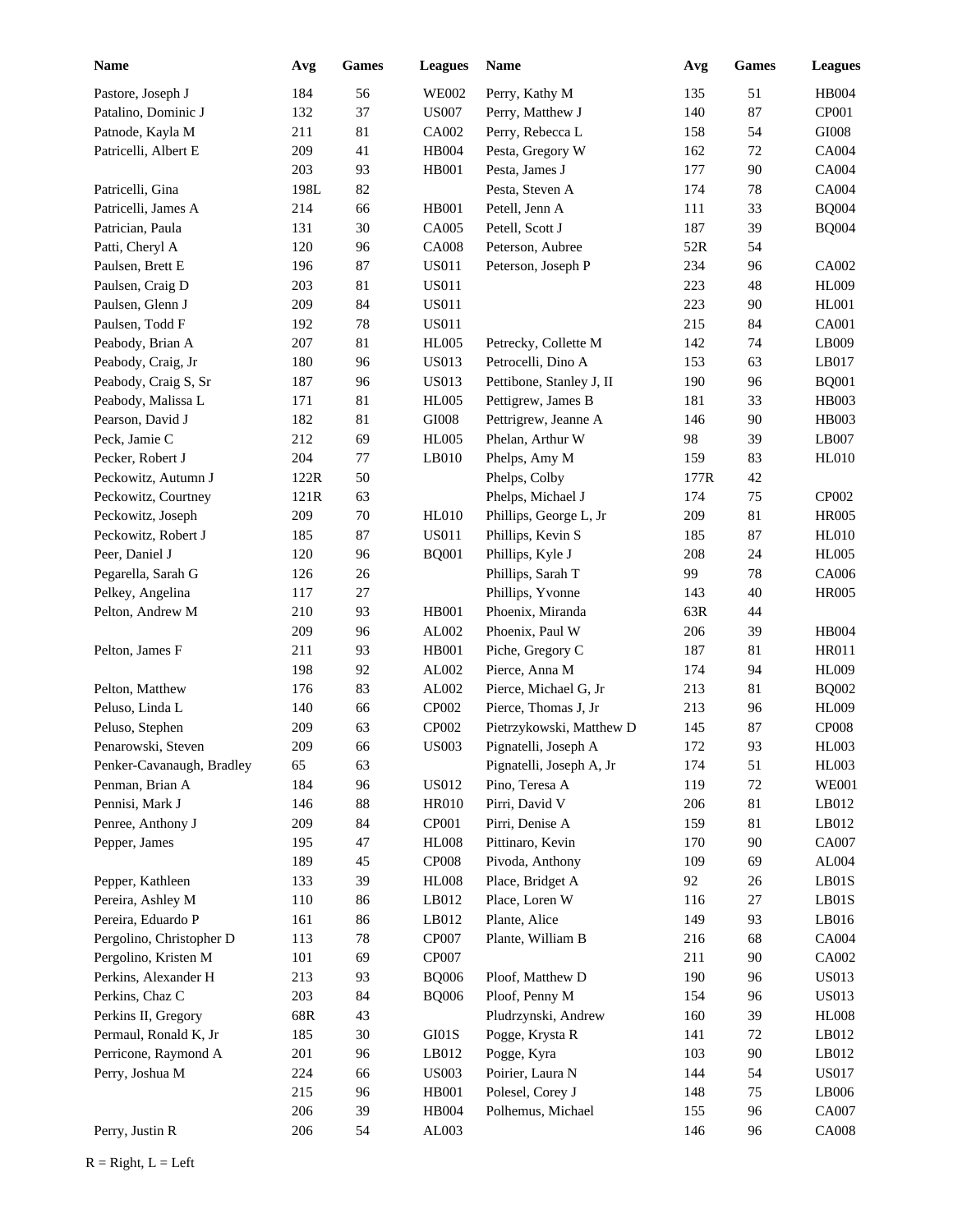| Name | Avg | Games | Leagues |
|---|---|---|---|
| Pastore, Joseph J | 184 | 56 | WE002 |
| Patalino, Dominic J | 132 | 37 | US007 |
| Patnode, Kayla M | 211 | 81 | CA002 |
| Patricelli, Albert E | 209 | 41 | HB004 |
| | 203 | 93 | HB001 |
| Patricelli, Gina | 198L | 82 | |
| Patricelli, James A | 214 | 66 | HB001 |
| Patrician, Paula | 131 | 30 | CA005 |
| Patti, Cheryl A | 120 | 96 | CA008 |
| Paulsen, Brett E | 196 | 87 | US011 |
| Paulsen, Craig D | 203 | 81 | US011 |
| Paulsen, Glenn J | 209 | 84 | US011 |
| Paulsen, Todd F | 192 | 78 | US011 |
| Peabody, Brian A | 207 | 81 | HL005 |
| Peabody, Craig, Jr | 180 | 96 | US013 |
| Peabody, Craig S, Sr | 187 | 96 | US013 |
| Peabody, Malissa L | 171 | 81 | HL005 |
| Pearson, David J | 182 | 81 | GI008 |
| Peck, Jamie C | 212 | 69 | HL005 |
| Pecker, Robert J | 204 | 77 | LB010 |
| Peckowitz, Autumn J | 122R | 50 | |
| Peckowitz, Courtney | 121R | 63 | |
| Peckowitz, Joseph | 209 | 70 | HL010 |
| Peckowitz, Robert J | 185 | 87 | US011 |
| Peer, Daniel J | 120 | 96 | BQ001 |
| Pegarella, Sarah G | 126 | 26 | |
| Pelkey, Angelina | 117 | 27 | |
| Pelton, Andrew M | 210 | 93 | HB001 |
| | 209 | 96 | AL002 |
| Pelton, James F | 211 | 93 | HB001 |
| | 198 | 92 | AL002 |
| Pelton, Matthew | 176 | 83 | AL002 |
| Peluso, Linda L | 140 | 66 | CP002 |
| Peluso, Stephen | 209 | 63 | CP002 |
| Penarowski, Steven | 209 | 66 | US003 |
| Penker-Cavanaugh, Bradley | 65 | 63 | |
| Penman, Brian A | 184 | 96 | US012 |
| Pennisi, Mark J | 146 | 88 | HR010 |
| Penree, Anthony J | 209 | 84 | CP001 |
| Pepper, James | 195 | 47 | HL008 |
| | 189 | 45 | CP008 |
| Pepper, Kathleen | 133 | 39 | HL008 |
| Pereira, Ashley M | 110 | 86 | LB012 |
| Pereira, Eduardo P | 161 | 86 | LB012 |
| Pergolino, Christopher D | 113 | 78 | CP007 |
| Pergolino, Kristen M | 101 | 69 | CP007 |
| Perkins, Alexander H | 213 | 93 | BQ006 |
| Perkins, Chaz C | 203 | 84 | BQ006 |
| Perkins II, Gregory | 68R | 43 | |
| Permaul, Ronald K, Jr | 185 | 30 | GI01S |
| Perricone, Raymond A | 201 | 96 | LB012 |
| Perry, Joshua M | 224 | 66 | US003 |
| | 215 | 96 | HB001 |
| | 206 | 39 | HB004 |
| Perry, Justin R | 206 | 54 | AL003 |
| Perry, Kathy M | 135 | 51 | HB004 |
| Perry, Matthew J | 140 | 87 | CP001 |
| Perry, Rebecca L | 158 | 54 | GI008 |
| Pesta, Gregory W | 162 | 72 | CA004 |
| Pesta, James J | 177 | 90 | CA004 |
| Pesta, Steven A | 174 | 78 | CA004 |
| Petell, Jenn A | 111 | 33 | BQ004 |
| Petell, Scott J | 187 | 39 | BQ004 |
| Peterson, Aubree | 52R | 54 | |
| Peterson, Joseph P | 234 | 96 | CA002 |
| | 223 | 48 | HL009 |
| | 223 | 90 | HL001 |
| | 215 | 84 | CA001 |
| Petrecky, Collette M | 142 | 74 | LB009 |
| Petrocelli, Dino A | 153 | 63 | LB017 |
| Pettibone, Stanley J, II | 190 | 96 | BQ001 |
| Pettigrew, James B | 181 | 33 | HB003 |
| Pettrigrew, Jeanne A | 146 | 90 | HB003 |
| Phelan, Arthur W | 98 | 39 | LB007 |
| Phelps, Amy M | 159 | 83 | HL010 |
| Phelps, Colby | 177R | 42 | |
| Phelps, Michael J | 174 | 75 | CP002 |
| Phillips, George L, Jr | 209 | 81 | HR005 |
| Phillips, Kevin S | 185 | 87 | HL010 |
| Phillips, Kyle J | 208 | 24 | HL005 |
| Phillips, Sarah T | 99 | 78 | CA006 |
| Phillips, Yvonne | 143 | 40 | HR005 |
| Phoenix, Miranda | 63R | 44 | |
| Phoenix, Paul W | 206 | 39 | HB004 |
| Piche, Gregory C | 187 | 81 | HR011 |
| Pierce, Anna M | 174 | 94 | HL009 |
| Pierce, Michael G, Jr | 213 | 81 | BQ002 |
| Pierce, Thomas J, Jr | 213 | 96 | HL009 |
| Pietrzykowski, Matthew D | 145 | 87 | CP008 |
| Pignatelli, Joseph A | 172 | 93 | HL003 |
| Pignatelli, Joseph A, Jr | 174 | 51 | HL003 |
| Pino, Teresa A | 119 | 72 | WE001 |
| Pirri, David V | 206 | 81 | LB012 |
| Pirri, Denise A | 159 | 81 | LB012 |
| Pittinaro, Kevin | 170 | 90 | CA007 |
| Pivoda, Anthony | 109 | 69 | AL004 |
| Place, Bridget A | 92 | 26 | LB01S |
| Place, Loren W | 116 | 27 | LB01S |
| Plante, Alice | 149 | 93 | LB016 |
| Plante, William B | 216 | 68 | CA004 |
| | 211 | 90 | CA002 |
| Ploof, Matthew D | 190 | 96 | US013 |
| Ploof, Penny M | 154 | 96 | US013 |
| Pludrzynski, Andrew | 160 | 39 | HL008 |
| Pogge, Krysta R | 141 | 72 | LB012 |
| Pogge, Kyra | 103 | 90 | LB012 |
| Poirier, Laura N | 144 | 54 | US017 |
| Polesel, Corey J | 148 | 75 | LB006 |
| Polhemus, Michael | 155 | 96 | CA007 |
| | 146 | 96 | CA008 |

R = Right, L = Left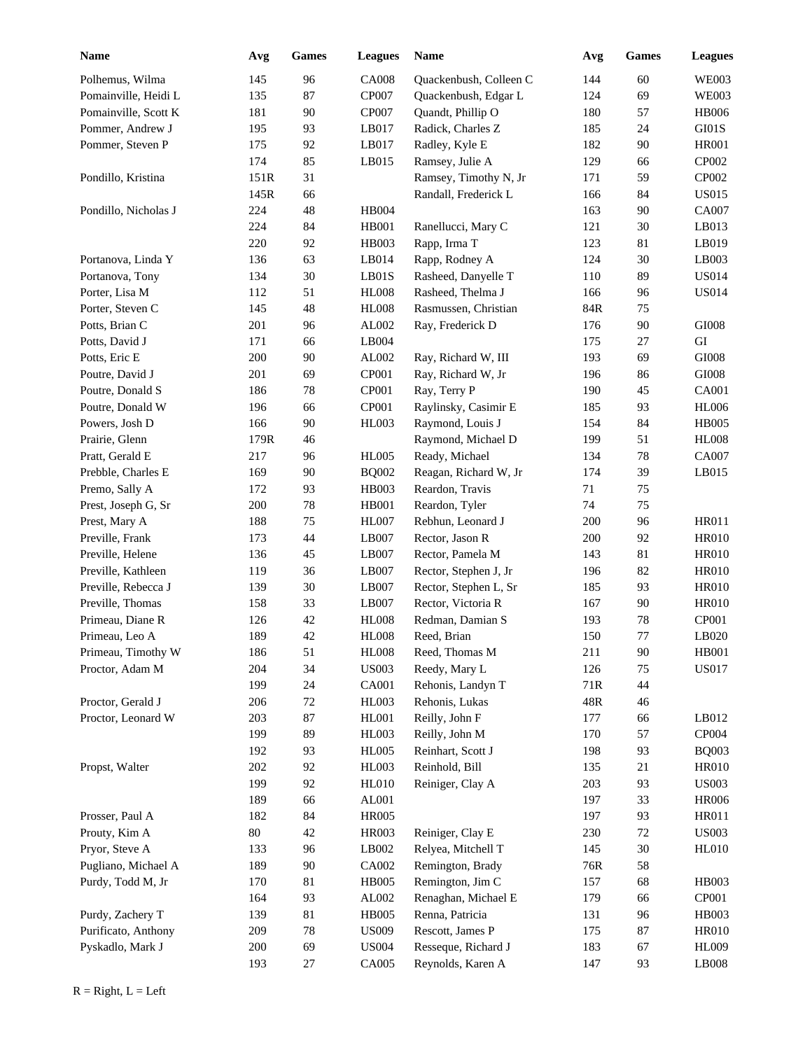| Name | Avg | Games | Leagues | Name | Avg | Games | Leagues |
|---|---|---|---|---|---|---|---|
| Polhemus, Wilma | 145 | 96 | CA008 | Quackenbush, Colleen C | 144 | 60 | WE003 |
| Pomainville, Heidi L | 135 | 87 | CP007 | Quackenbush, Edgar L | 124 | 69 | WE003 |
| Pomainville, Scott K | 181 | 90 | CP007 | Quandt, Phillip O | 180 | 57 | HB006 |
| Pommer, Andrew J | 195 | 93 | LB017 | Radick, Charles Z | 185 | 24 | GI01S |
| Pommer, Steven P | 175 | 92 | LB017 | Radley, Kyle E | 182 | 90 | HR001 |
| | 174 | 85 | LB015 | Ramsey, Julie A | 129 | 66 | CP002 |
| Pondillo, Kristina | 151R | 31 | | Ramsey, Timothy N, Jr | 171 | 59 | CP002 |
| | 145R | 66 | | Randall, Frederick L | 166 | 84 | US015 |
| Pondillo, Nicholas J | 224 | 48 | HB004 | | 163 | 90 | CA007 |
| | 224 | 84 | HB001 | Ranellucci, Mary C | 121 | 30 | LB013 |
| | 220 | 92 | HB003 | Rapp, Irma T | 123 | 81 | LB019 |
| Portanova, Linda Y | 136 | 63 | LB014 | Rapp, Rodney A | 124 | 30 | LB003 |
| Portanova, Tony | 134 | 30 | LB01S | Rasheed, Danyelle T | 110 | 89 | US014 |
| Porter, Lisa M | 112 | 51 | HL008 | Rasheed, Thelma J | 166 | 96 | US014 |
| Porter, Steven C | 145 | 48 | HL008 | Rasmussen, Christian | 84R | 75 | |
| Potts, Brian C | 201 | 96 | AL002 | Ray, Frederick D | 176 | 90 | GI008 |
| Potts, David J | 171 | 66 | LB004 | | 175 | 27 | GI |
| Potts, Eric E | 200 | 90 | AL002 | Ray, Richard W, III | 193 | 69 | GI008 |
| Poutre, David J | 201 | 69 | CP001 | Ray, Richard W, Jr | 196 | 86 | GI008 |
| Poutre, Donald S | 186 | 78 | CP001 | Ray, Terry P | 190 | 45 | CA001 |
| Poutre, Donald W | 196 | 66 | CP001 | Raylinsky, Casimir E | 185 | 93 | HL006 |
| Powers, Josh D | 166 | 90 | HL003 | Raymond, Louis J | 154 | 84 | HB005 |
| Prairie, Glenn | 179R | 46 | | Raymond, Michael D | 199 | 51 | HL008 |
| Pratt, Gerald E | 217 | 96 | HL005 | Ready, Michael | 134 | 78 | CA007 |
| Prebble, Charles E | 169 | 90 | BQ002 | Reagan, Richard W, Jr | 174 | 39 | LB015 |
| Premo, Sally A | 172 | 93 | HB003 | Reardon, Travis | 71 | 75 | |
| Prest, Joseph G, Sr | 200 | 78 | HB001 | Reardon, Tyler | 74 | 75 | |
| Prest, Mary A | 188 | 75 | HL007 | Rebhun, Leonard J | 200 | 96 | HR011 |
| Preville, Frank | 173 | 44 | LB007 | Rector, Jason R | 200 | 92 | HR010 |
| Preville, Helene | 136 | 45 | LB007 | Rector, Pamela M | 143 | 81 | HR010 |
| Preville, Kathleen | 119 | 36 | LB007 | Rector, Stephen J, Jr | 196 | 82 | HR010 |
| Preville, Rebecca J | 139 | 30 | LB007 | Rector, Stephen L, Sr | 185 | 93 | HR010 |
| Preville, Thomas | 158 | 33 | LB007 | Rector, Victoria R | 167 | 90 | HR010 |
| Primeau, Diane R | 126 | 42 | HL008 | Redman, Damian S | 193 | 78 | CP001 |
| Primeau, Leo A | 189 | 42 | HL008 | Reed, Brian | 150 | 77 | LB020 |
| Primeau, Timothy W | 186 | 51 | HL008 | Reed, Thomas M | 211 | 90 | HB001 |
| Proctor, Adam M | 204 | 34 | US003 | Reedy, Mary L | 126 | 75 | US017 |
| | 199 | 24 | CA001 | Rehonis, Landyn T | 71R | 44 | |
| Proctor, Gerald J | 206 | 72 | HL003 | Rehonis, Lukas | 48R | 46 | |
| Proctor, Leonard W | 203 | 87 | HL001 | Reilly, John F | 177 | 66 | LB012 |
| | 199 | 89 | HL003 | Reilly, John M | 170 | 57 | CP004 |
| | 192 | 93 | HL005 | Reinhart, Scott J | 198 | 93 | BQ003 |
| Propst, Walter | 202 | 92 | HL003 | Reinhold, Bill | 135 | 21 | HR010 |
| | 199 | 92 | HL010 | Reiniger, Clay A | 203 | 93 | US003 |
| | 189 | 66 | AL001 | | 197 | 33 | HR006 |
| Prosser, Paul A | 182 | 84 | HR005 | | 197 | 93 | HR011 |
| Prouty, Kim A | 80 | 42 | HR003 | Reiniger, Clay E | 230 | 72 | US003 |
| Pryor, Steve A | 133 | 96 | LB002 | Relyea, Mitchell T | 145 | 30 | HL010 |
| Pugliano, Michael A | 189 | 90 | CA002 | Remington, Brady | 76R | 58 | |
| Purdy, Todd M, Jr | 170 | 81 | HB005 | Remington, Jim C | 157 | 68 | HB003 |
| | 164 | 93 | AL002 | Renaghan, Michael E | 179 | 66 | CP001 |
| Purdy, Zachery T | 139 | 81 | HB005 | Renna, Patricia | 131 | 96 | HB003 |
| Purificato, Anthony | 209 | 78 | US009 | Rescott, James P | 175 | 87 | HR010 |
| Pyskadlo, Mark J | 200 | 69 | US004 | Resseque, Richard J | 183 | 67 | HL009 |
| | 193 | 27 | CA005 | Reynolds, Karen A | 147 | 93 | LB008 |

R = Right, L = Left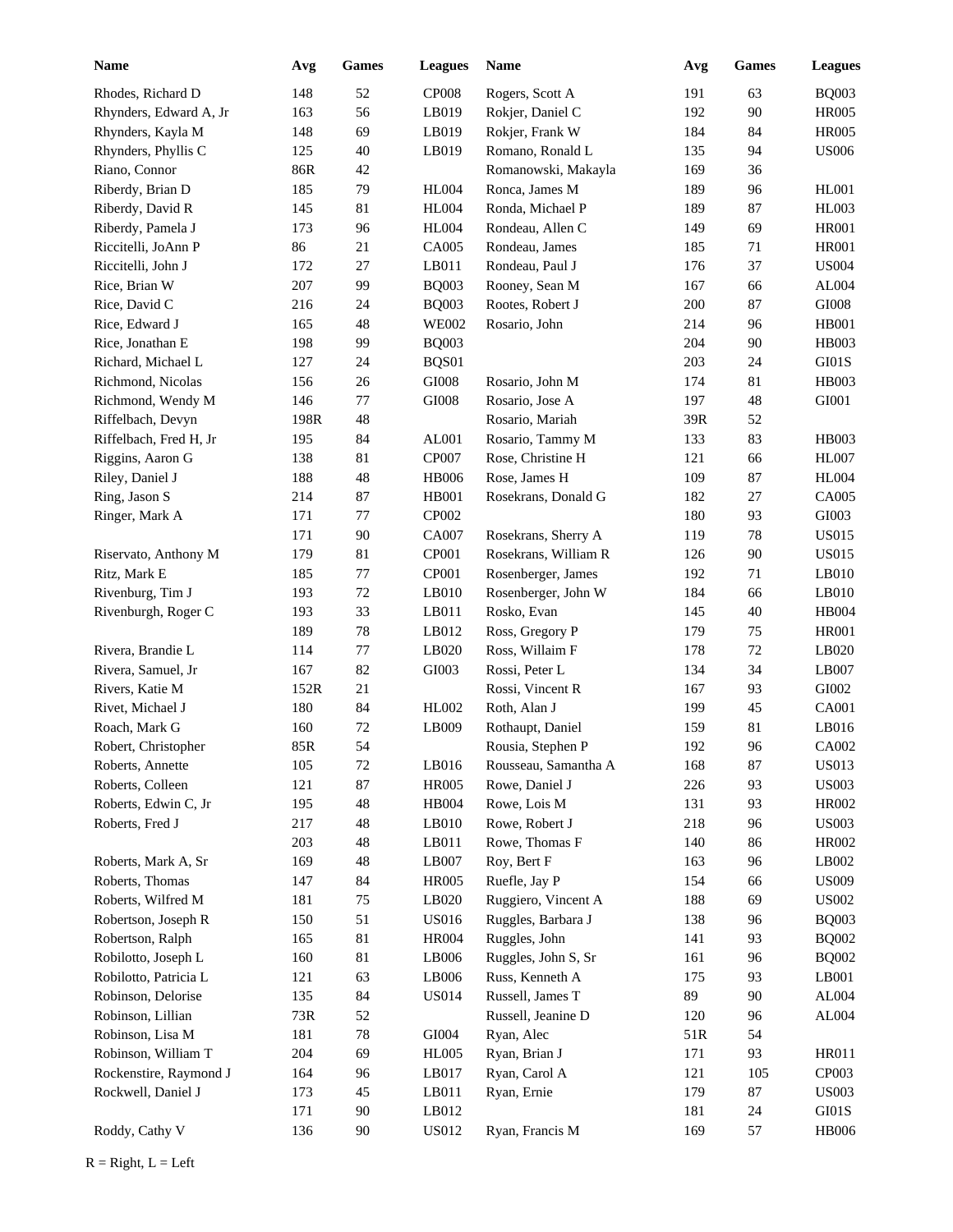| Name | Avg | Games | Leagues | Name | Avg | Games | Leagues |
|---|---|---|---|---|---|---|---|
| Rhodes, Richard D | 148 | 52 | CP008 | Rogers, Scott A | 191 | 63 | BQ003 |
| Rhynders, Edward A, Jr | 163 | 56 | LB019 | Rokjer, Daniel C | 192 | 90 | HR005 |
| Rhynders, Kayla M | 148 | 69 | LB019 | Rokjer, Frank W | 184 | 84 | HR005 |
| Rhynders, Phyllis C | 125 | 40 | LB019 | Romano, Ronald L | 135 | 94 | US006 |
| Riano, Connor | 86R | 42 | | Romanowski, Makayla | 169 | 36 | |
| Riberdy, Brian D | 185 | 79 | HL004 | Ronca, James M | 189 | 96 | HL001 |
| Riberdy, David R | 145 | 81 | HL004 | Ronda, Michael P | 189 | 87 | HL003 |
| Riberdy, Pamela J | 173 | 96 | HL004 | Rondeau, Allen C | 149 | 69 | HR001 |
| Riccitelli, JoAnn P | 86 | 21 | CA005 | Rondeau, James | 185 | 71 | HR001 |
| Riccitelli, John J | 172 | 27 | LB011 | Rondeau, Paul J | 176 | 37 | US004 |
| Rice, Brian W | 207 | 99 | BQ003 | Rooney, Sean M | 167 | 66 | AL004 |
| Rice, David C | 216 | 24 | BQ003 | Rootes, Robert J | 200 | 87 | GI008 |
| Rice, Edward J | 165 | 48 | WE002 | Rosario, John | 214 | 96 | HB001 |
| Rice, Jonathan E | 198 | 99 | BQ003 | | 204 | 90 | HB003 |
| Richard, Michael L | 127 | 24 | BQS01 | | 203 | 24 | GI01S |
| Richmond, Nicolas | 156 | 26 | GI008 | Rosario, John M | 174 | 81 | HB003 |
| Richmond, Wendy M | 146 | 77 | GI008 | Rosario, Jose A | 197 | 48 | GI001 |
| Riffelbach, Devyn | 198R | 48 | | Rosario, Mariah | 39R | 52 | |
| Riffelbach, Fred H, Jr | 195 | 84 | AL001 | Rosario, Tammy M | 133 | 83 | HB003 |
| Riggins, Aaron G | 138 | 81 | CP007 | Rose, Christine H | 121 | 66 | HL007 |
| Riley, Daniel J | 188 | 48 | HB006 | Rose, James H | 109 | 87 | HL004 |
| Ring, Jason S | 214 | 87 | HB001 | Rosekrans, Donald G | 182 | 27 | CA005 |
| Ringer, Mark A | 171 | 77 | CP002 | | 180 | 93 | GI003 |
| | 171 | 90 | CA007 | Rosekrans, Sherry A | 119 | 78 | US015 |
| Riservato, Anthony M | 179 | 81 | CP001 | Rosekrans, William R | 126 | 90 | US015 |
| Ritz, Mark E | 185 | 77 | CP001 | Rosenberger, James | 192 | 71 | LB010 |
| Rivenburg, Tim J | 193 | 72 | LB010 | Rosenberger, John W | 184 | 66 | LB010 |
| Rivenburgh, Roger C | 193 | 33 | LB011 | Rosko, Evan | 145 | 40 | HB004 |
| | 189 | 78 | LB012 | Ross, Gregory P | 179 | 75 | HR001 |
| Rivera, Brandie L | 114 | 77 | LB020 | Ross, Willaim F | 178 | 72 | LB020 |
| Rivera, Samuel, Jr | 167 | 82 | GI003 | Rossi, Peter L | 134 | 34 | LB007 |
| Rivers, Katie M | 152R | 21 | | Rossi, Vincent R | 167 | 93 | GI002 |
| Rivet, Michael J | 180 | 84 | HL002 | Roth, Alan J | 199 | 45 | CA001 |
| Roach, Mark G | 160 | 72 | LB009 | Rothaupt, Daniel | 159 | 81 | LB016 |
| Robert, Christopher | 85R | 54 | | Rousia, Stephen P | 192 | 96 | CA002 |
| Roberts, Annette | 105 | 72 | LB016 | Rousseau, Samantha A | 168 | 87 | US013 |
| Roberts, Colleen | 121 | 87 | HR005 | Rowe, Daniel J | 226 | 93 | US003 |
| Roberts, Edwin C, Jr | 195 | 48 | HB004 | Rowe, Lois M | 131 | 93 | HR002 |
| Roberts, Fred J | 217 | 48 | LB010 | Rowe, Robert J | 218 | 96 | US003 |
| | 203 | 48 | LB011 | Rowe, Thomas F | 140 | 86 | HR002 |
| Roberts, Mark A, Sr | 169 | 48 | LB007 | Roy, Bert F | 163 | 96 | LB002 |
| Roberts, Thomas | 147 | 84 | HR005 | Ruefle, Jay P | 154 | 66 | US009 |
| Roberts, Wilfred M | 181 | 75 | LB020 | Ruggiero, Vincent A | 188 | 69 | US002 |
| Robertson, Joseph R | 150 | 51 | US016 | Ruggles, Barbara J | 138 | 96 | BQ003 |
| Robertson, Ralph | 165 | 81 | HR004 | Ruggles, John | 141 | 93 | BQ002 |
| Robilotto, Joseph L | 160 | 81 | LB006 | Ruggles, John S, Sr | 161 | 96 | BQ002 |
| Robilotto, Patricia L | 121 | 63 | LB006 | Russ, Kenneth A | 175 | 93 | LB001 |
| Robinson, Delorise | 135 | 84 | US014 | Russell, James T | 89 | 90 | AL004 |
| Robinson, Lillian | 73R | 52 | | Russell, Jeanine D | 120 | 96 | AL004 |
| Robinson, Lisa M | 181 | 78 | GI004 | Ryan, Alec | 51R | 54 | |
| Robinson, William T | 204 | 69 | HL005 | Ryan, Brian J | 171 | 93 | HR011 |
| Rockenstire, Raymond J | 164 | 96 | LB017 | Ryan, Carol A | 121 | 105 | CP003 |
| Rockwell, Daniel J | 173 | 45 | LB011 | Ryan, Ernie | 179 | 87 | US003 |
| | 171 | 90 | LB012 | | 181 | 24 | GI01S |
| Roddy, Cathy V | 136 | 90 | US012 | Ryan, Francis M | 169 | 57 | HB006 |

R = Right, L = Left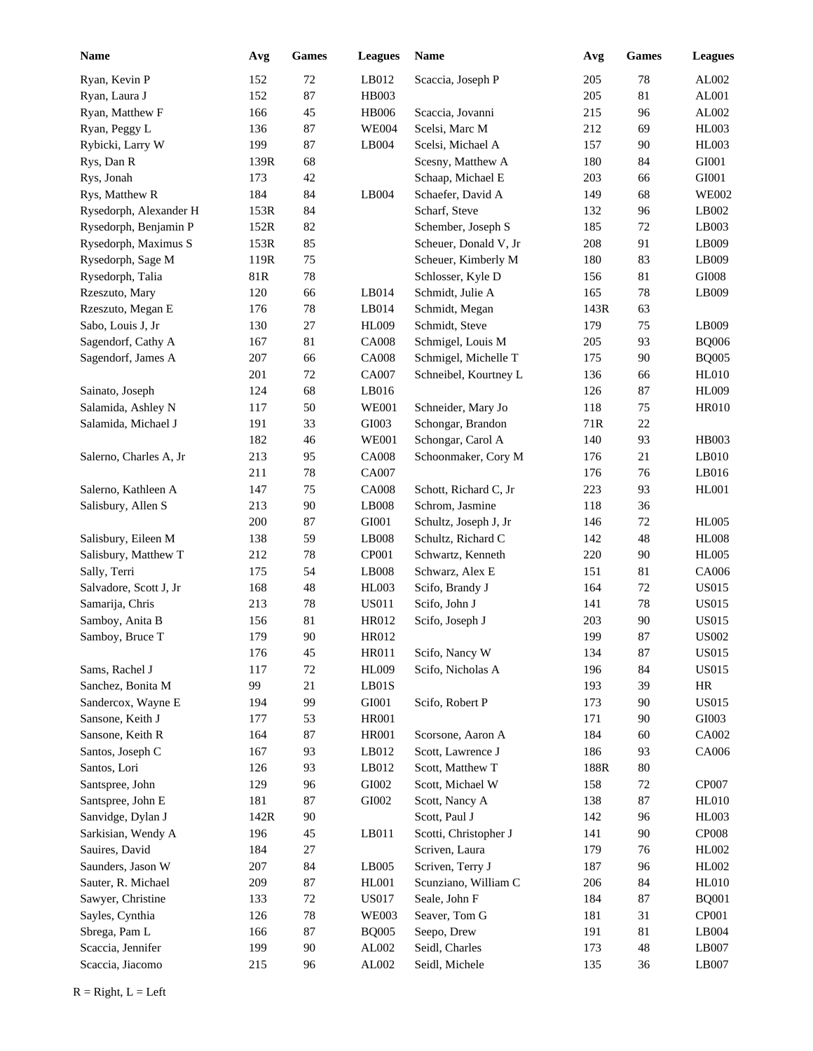| Name | Avg | Games | Leagues |
|---|---|---|---|
| Ryan, Kevin P | 152 | 72 | LB012 |
| Ryan, Laura J | 152 | 87 | HB003 |
| Ryan, Matthew F | 166 | 45 | HB006 |
| Ryan, Peggy L | 136 | 87 | WE004 |
| Rybicki, Larry W | 199 | 87 | LB004 |
| Rys, Dan R | 139R | 68 | |
| Rys, Jonah | 173 | 42 | |
| Rys, Matthew R | 184 | 84 | LB004 |
| Rysedorph, Alexander H | 153R | 84 | |
| Rysedorph, Benjamin P | 152R | 82 | |
| Rysedorph, Maximus S | 153R | 85 | |
| Rysedorph, Sage M | 119R | 75 | |
| Rysedorph, Talia | 81R | 78 | |
| Rzeszuto, Mary | 120 | 66 | LB014 |
| Rzeszuto, Megan E | 176 | 78 | LB014 |
| Sabo, Louis J, Jr | 130 | 27 | HL009 |
| Sagendorf, Cathy A | 167 | 81 | CA008 |
| Sagendorf, James A | 207 | 66 | CA008 |
| | 201 | 72 | CA007 |
| Sainato, Joseph | 124 | 68 | LB016 |
| Salamida, Ashley N | 117 | 50 | WE001 |
| Salamida, Michael J | 191 | 33 | GI003 |
| | 182 | 46 | WE001 |
| Salerno, Charles A, Jr | 213 | 95 | CA008 |
| | 211 | 78 | CA007 |
| Salerno, Kathleen A | 147 | 75 | CA008 |
| Salisbury, Allen S | 213 | 90 | LB008 |
| | 200 | 87 | GI001 |
| Salisbury, Eileen M | 138 | 59 | LB008 |
| Salisbury, Matthew T | 212 | 78 | CP001 |
| Sally, Terri | 175 | 54 | LB008 |
| Salvadore, Scott J, Jr | 168 | 48 | HL003 |
| Samarija, Chris | 213 | 78 | US011 |
| Samboy, Anita B | 156 | 81 | HR012 |
| Samboy, Bruce T | 179 | 90 | HR012 |
| | 176 | 45 | HR011 |
| Sams, Rachel J | 117 | 72 | HL009 |
| Sanchez, Bonita M | 99 | 21 | LB01S |
| Sandercox, Wayne E | 194 | 99 | GI001 |
| Sansone, Keith J | 177 | 53 | HR001 |
| Sansone, Keith R | 164 | 87 | HR001 |
| Santos, Joseph C | 167 | 93 | LB012 |
| Santos, Lori | 126 | 93 | LB012 |
| Santspree, John | 129 | 96 | GI002 |
| Santspree, John E | 181 | 87 | GI002 |
| Sanvidge, Dylan J | 142R | 90 | |
| Sarkisian, Wendy A | 196 | 45 | LB011 |
| Sauires, David | 184 | 27 | |
| Saunders, Jason W | 207 | 84 | LB005 |
| Sauter, R. Michael | 209 | 87 | HL001 |
| Sawyer, Christine | 133 | 72 | US017 |
| Sayles, Cynthia | 126 | 78 | WE003 |
| Sbrega, Pam L | 166 | 87 | BQ005 |
| Scaccia, Jennifer | 199 | 90 | AL002 |
| Scaccia, Jiacomo | 215 | 96 | AL002 |
| Scaccia, Joseph P | 205 | 78 | AL002 |
| | 205 | 81 | AL001 |
| Scaccia, Jovanni | 215 | 96 | AL002 |
| Scelsi, Marc M | 212 | 69 | HL003 |
| Scelsi, Michael A | 157 | 90 | HL003 |
| Scesny, Matthew A | 180 | 84 | GI001 |
| Schaap, Michael E | 203 | 66 | GI001 |
| Schaefer, David A | 149 | 68 | WE002 |
| Scharf, Steve | 132 | 96 | LB002 |
| Schember, Joseph S | 185 | 72 | LB003 |
| Scheuer, Donald V, Jr | 208 | 91 | LB009 |
| Scheuer, Kimberly M | 180 | 83 | LB009 |
| Schlosser, Kyle D | 156 | 81 | GI008 |
| Schmidt, Julie A | 165 | 78 | LB009 |
| Schmidt, Megan | 143R | 63 | |
| Schmidt, Steve | 179 | 75 | LB009 |
| Schmigel, Louis M | 205 | 93 | BQ006 |
| Schmigel, Michelle T | 175 | 90 | BQ005 |
| Schneibel, Kourtney L | 136 | 66 | HL010 |
| | 126 | 87 | HL009 |
| Schneider, Mary Jo | 118 | 75 | HR010 |
| Schongar, Brandon | 71R | 22 | |
| Schongar, Carol A | 140 | 93 | HB003 |
| Schoonmaker, Cory M | 176 | 21 | LB010 |
| | 176 | 76 | LB016 |
| Schott, Richard C, Jr | 223 | 93 | HL001 |
| Schrom, Jasmine | 118 | 36 | |
| Schultz, Joseph J, Jr | 146 | 72 | HL005 |
| Schultz, Richard C | 142 | 48 | HL008 |
| Schwartz, Kenneth | 220 | 90 | HL005 |
| Schwarz, Alex E | 151 | 81 | CA006 |
| Scifo, Brandy J | 164 | 72 | US015 |
| Scifo, John J | 141 | 78 | US015 |
| Scifo, Joseph J | 203 | 90 | US015 |
| | 199 | 87 | US002 |
| Scifo, Nancy W | 134 | 87 | US015 |
| Scifo, Nicholas A | 196 | 84 | US015 |
| | 193 | 39 | HR |
| Scifo, Robert P | 173 | 90 | US015 |
| | 171 | 90 | GI003 |
| Scorsone, Aaron A | 184 | 60 | CA002 |
| Scott, Lawrence J | 186 | 93 | CA006 |
| Scott, Matthew T | 188R | 80 | |
| Scott, Michael W | 158 | 72 | CP007 |
| Scott, Nancy A | 138 | 87 | HL010 |
| Scott, Paul J | 142 | 96 | HL003 |
| Scotti, Christopher J | 141 | 90 | CP008 |
| Scriven, Laura | 179 | 76 | HL002 |
| Scriven, Terry J | 187 | 96 | HL002 |
| Scunziano, William C | 206 | 84 | HL010 |
| Seale, John F | 184 | 87 | BQ001 |
| Seaver, Tom G | 181 | 31 | CP001 |
| Seepo, Drew | 191 | 81 | LB004 |
| Seidl, Charles | 173 | 48 | LB007 |
| Seidl, Michele | 135 | 36 | LB007 |

R = Right, L = Left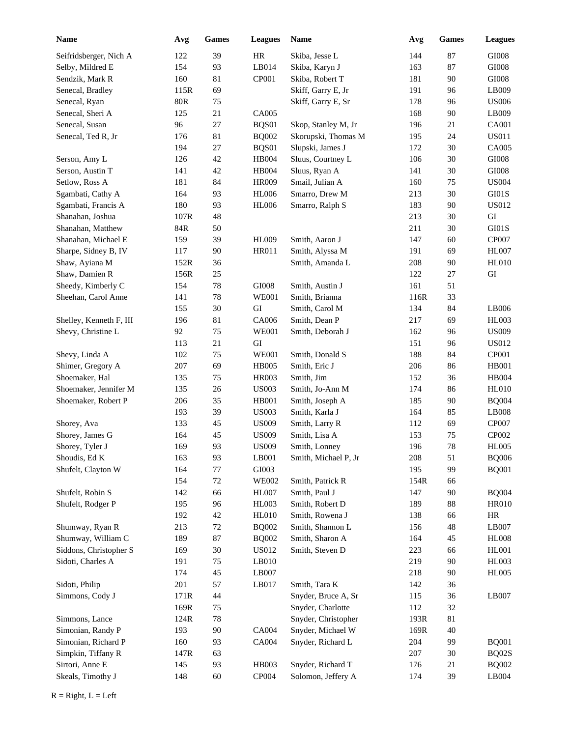| Name | Avg | Games | Leagues |
|---|---|---|---|
| Seifridsberger, Nich A | 122 | 39 | HR |
| Selby, Mildred E | 154 | 93 | LB014 |
| Sendzik, Mark R | 160 | 81 | CP001 |
| Senecal, Bradley | 115R | 69 | |
| Senecal, Ryan | 80R | 75 | |
| Senecal, Sheri A | 125 | 21 | CA005 |
| Senecal, Susan | 96 | 27 | BQS01 |
| Senecal, Ted R, Jr | 176 | 81 | BQ002 |
| | 194 | 27 | BQS01 |
| Serson, Amy L | 126 | 42 | HB004 |
| Serson, Austin T | 141 | 42 | HB004 |
| Setlow, Ross A | 181 | 84 | HR009 |
| Sgambati, Cathy A | 164 | 93 | HL006 |
| Sgambati, Francis A | 180 | 93 | HL006 |
| Shanahan, Joshua | 107R | 48 | |
| Shanahan, Matthew | 84R | 50 | |
| Shanahan, Michael E | 159 | 39 | HL009 |
| Sharpe, Sidney B, IV | 117 | 90 | HR011 |
| Shaw, Ayiana M | 152R | 36 | |
| Shaw, Damien R | 156R | 25 | |
| Sheedy, Kimberly C | 154 | 78 | GI008 |
| Sheehan, Carol Anne | 141 | 78 | WE001 |
| | 155 | 30 | GI |
| Shelley, Kenneth F, III | 196 | 81 | CA006 |
| Shevy, Christine L | 92 | 75 | WE001 |
| | 113 | 21 | GI |
| Shevy, Linda A | 102 | 75 | WE001 |
| Shimer, Gregory A | 207 | 69 | HB005 |
| Shoemaker, Hal | 135 | 75 | HR003 |
| Shoemaker, Jennifer M | 135 | 26 | US003 |
| Shoemaker, Robert P | 206 | 35 | HB001 |
| | 193 | 39 | US003 |
| Shorey, Ava | 133 | 45 | US009 |
| Shorey, James G | 164 | 45 | US009 |
| Shorey, Tyler J | 169 | 93 | US009 |
| Shoudis, Ed K | 163 | 93 | LB001 |
| Shufelt, Clayton W | 164 | 77 | GI003 |
| | 154 | 72 | WE002 |
| Shufelt, Robin S | 142 | 66 | HL007 |
| Shufelt, Rodger P | 195 | 96 | HL003 |
| | 192 | 42 | HL010 |
| Shumway, Ryan R | 213 | 72 | BQ002 |
| Shumway, William C | 189 | 87 | BQ002 |
| Siddons, Christopher S | 169 | 30 | US012 |
| Sidoti, Charles A | 191 | 75 | LB010 |
| | 174 | 45 | LB007 |
| Sidoti, Philip | 201 | 57 | LB017 |
| Simmons, Cody J | 171R | 44 | |
| | 169R | 75 | |
| Simmons, Lance | 124R | 78 | |
| Simonian, Randy P | 193 | 90 | CA004 |
| Simonian, Richard P | 160 | 93 | CA004 |
| Simpkin, Tiffany R | 147R | 63 | |
| Sirtori, Anne E | 145 | 93 | HB003 |
| Skeals, Timothy J | 148 | 60 | CP004 |
| Skiba, Jesse L | 144 | 87 | GI008 |
| Skiba, Karyn J | 163 | 87 | GI008 |
| Skiba, Robert T | 181 | 90 | GI008 |
| Skiff, Garry E, Jr | 191 | 96 | LB009 |
| Skiff, Garry E, Sr | 178 | 96 | US006 |
| | 168 | 90 | LB009 |
| Skop, Stanley M, Jr | 196 | 21 | CA001 |
| Skorupski, Thomas M | 195 | 24 | US011 |
| Slupski, James J | 172 | 30 | CA005 |
| Sluus, Courtney L | 106 | 30 | GI008 |
| Sluus, Ryan A | 141 | 30 | GI008 |
| Smail, Julian A | 160 | 75 | US004 |
| Smarro, Drew M | 213 | 30 | GI01S |
| Smarro, Ralph S | 183 | 90 | US012 |
| | 213 | 30 | GI |
| | 211 | 30 | GI01S |
| Smith, Aaron J | 147 | 60 | CP007 |
| Smith, Alyssa M | 191 | 69 | HL007 |
| Smith, Amanda L | 208 | 90 | HL010 |
| | 122 | 27 | GI |
| Smith, Austin J | 161 | 51 | |
| Smith, Brianna | 116R | 33 | |
| Smith, Carol M | 134 | 84 | LB006 |
| Smith, Dean P | 217 | 69 | HL003 |
| Smith, Deborah J | 162 | 96 | US009 |
| | 151 | 96 | US012 |
| Smith, Donald S | 188 | 84 | CP001 |
| Smith, Eric J | 206 | 86 | HB001 |
| Smith, Jim | 152 | 36 | HB004 |
| Smith, Jo-Ann M | 174 | 86 | HL010 |
| Smith, Joseph A | 185 | 90 | BQ004 |
| Smith, Karla J | 164 | 85 | LB008 |
| Smith, Larry R | 112 | 69 | CP007 |
| Smith, Lisa A | 153 | 75 | CP002 |
| Smith, Lonney | 196 | 78 | HL005 |
| Smith, Michael P, Jr | 208 | 51 | BQ006 |
| | 195 | 99 | BQ001 |
| Smith, Patrick R | 154R | 66 | |
| Smith, Paul J | 147 | 90 | BQ004 |
| Smith, Robert D | 189 | 88 | HR010 |
| Smith, Rowena J | 138 | 66 | HR |
| Smith, Shannon L | 156 | 48 | LB007 |
| Smith, Sharon A | 164 | 45 | HL008 |
| Smith, Steven D | 223 | 66 | HL001 |
| | 219 | 90 | HL003 |
| | 218 | 90 | HL005 |
| Smith, Tara K | 142 | 36 | |
| Snyder, Bruce A, Sr | 115 | 36 | LB007 |
| Snyder, Charlotte | 112 | 32 | |
| Snyder, Christopher | 193R | 81 | |
| Snyder, Michael W | 169R | 40 | |
| Snyder, Richard L | 204 | 99 | BQ001 |
| | 207 | 30 | BQ02S |
| Snyder, Richard T | 176 | 21 | BQ002 |
| Solomon, Jeffery A | 174 | 39 | LB004 |

R = Right, L = Left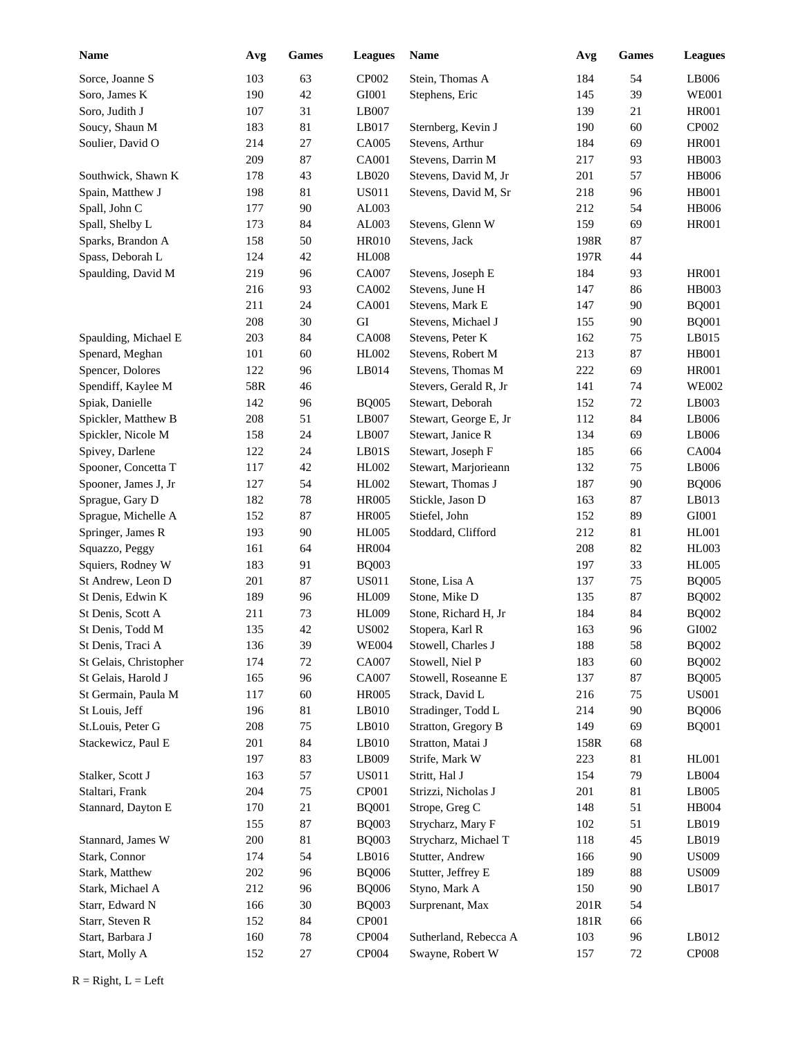| Name | Avg | Games | Leagues | Name | Avg | Games | Leagues |
|---|---|---|---|---|---|---|---|
| Sorce, Joanne S | 103 | 63 | CP002 | Stein, Thomas A | 184 | 54 | LB006 |
| Soro, James K | 190 | 42 | GI001 | Stephens, Eric | 145 | 39 | WE001 |
| Soro, Judith J | 107 | 31 | LB007 | | 139 | 21 | HR001 |
| Soucy, Shaun M | 183 | 81 | LB017 | Sternberg, Kevin J | 190 | 60 | CP002 |
| Soulier, David O | 214 | 27 | CA005 | Stevens, Arthur | 184 | 69 | HR001 |
| | 209 | 87 | CA001 | Stevens, Darrin M | 217 | 93 | HB003 |
| Southwick, Shawn K | 178 | 43 | LB020 | Stevens, David M, Jr | 201 | 57 | HB006 |
| Spain, Matthew J | 198 | 81 | US011 | Stevens, David M, Sr | 218 | 96 | HB001 |
| Spall, John C | 177 | 90 | AL003 | | 212 | 54 | HB006 |
| Spall, Shelby L | 173 | 84 | AL003 | Stevens, Glenn W | 159 | 69 | HR001 |
| Sparks, Brandon A | 158 | 50 | HR010 | Stevens, Jack | 198R | 87 | |
| Spass, Deborah L | 124 | 42 | HL008 | | 197R | 44 | |
| Spaulding, David M | 219 | 96 | CA007 | Stevens, Joseph E | 184 | 93 | HR001 |
| | 216 | 93 | CA002 | Stevens, June H | 147 | 86 | HB003 |
| | 211 | 24 | CA001 | Stevens, Mark E | 147 | 90 | BQ001 |
| | 208 | 30 | GI | Stevens, Michael J | 155 | 90 | BQ001 |
| Spaulding, Michael E | 203 | 84 | CA008 | Stevens, Peter K | 162 | 75 | LB015 |
| Spenard, Meghan | 101 | 60 | HL002 | Stevens, Robert M | 213 | 87 | HB001 |
| Spencer, Dolores | 122 | 96 | LB014 | Stevens, Thomas M | 222 | 69 | HR001 |
| Spendiff, Kaylee M | 58R | 46 | | Stevers, Gerald R, Jr | 141 | 74 | WE002 |
| Spiak, Danielle | 142 | 96 | BQ005 | Stewart, Deborah | 152 | 72 | LB003 |
| Spickler, Matthew B | 208 | 51 | LB007 | Stewart, George E, Jr | 112 | 84 | LB006 |
| Spickler, Nicole M | 158 | 24 | LB007 | Stewart, Janice R | 134 | 69 | LB006 |
| Spivey, Darlene | 122 | 24 | LB01S | Stewart, Joseph F | 185 | 66 | CA004 |
| Spooner, Concetta T | 117 | 42 | HL002 | Stewart, Marjorieann | 132 | 75 | LB006 |
| Spooner, James J, Jr | 127 | 54 | HL002 | Stewart, Thomas J | 187 | 90 | BQ006 |
| Sprague, Gary D | 182 | 78 | HR005 | Stickle, Jason D | 163 | 87 | LB013 |
| Sprague, Michelle A | 152 | 87 | HR005 | Stiefel, John | 152 | 89 | GI001 |
| Springer, James R | 193 | 90 | HL005 | Stoddard, Clifford | 212 | 81 | HL001 |
| Squazzo, Peggy | 161 | 64 | HR004 | | 208 | 82 | HL003 |
| Squiers, Rodney W | 183 | 91 | BQ003 | | 197 | 33 | HL005 |
| St Andrew, Leon D | 201 | 87 | US011 | Stone, Lisa A | 137 | 75 | BQ005 |
| St Denis, Edwin K | 189 | 96 | HL009 | Stone, Mike D | 135 | 87 | BQ002 |
| St Denis, Scott A | 211 | 73 | HL009 | Stone, Richard H, Jr | 184 | 84 | BQ002 |
| St Denis, Todd M | 135 | 42 | US002 | Stopera, Karl R | 163 | 96 | GI002 |
| St Denis, Traci A | 136 | 39 | WE004 | Stowell, Charles J | 188 | 58 | BQ002 |
| St Gelais, Christopher | 174 | 72 | CA007 | Stowell, Niel P | 183 | 60 | BQ002 |
| St Gelais, Harold J | 165 | 96 | CA007 | Stowell, Roseanne E | 137 | 87 | BQ005 |
| St Germain, Paula M | 117 | 60 | HR005 | Strack, David L | 216 | 75 | US001 |
| St Louis, Jeff | 196 | 81 | LB010 | Stradinger, Todd L | 214 | 90 | BQ006 |
| St.Louis, Peter G | 208 | 75 | LB010 | Stratton, Gregory B | 149 | 69 | BQ001 |
| Stackewicz, Paul E | 201 | 84 | LB010 | Stratton, Matai J | 158R | 68 | |
| | 197 | 83 | LB009 | Strife, Mark W | 223 | 81 | HL001 |
| Stalker, Scott J | 163 | 57 | US011 | Stritt, Hal J | 154 | 79 | LB004 |
| Staltari, Frank | 204 | 75 | CP001 | Strizzi, Nicholas J | 201 | 81 | LB005 |
| Stannard, Dayton E | 170 | 21 | BQ001 | Strope, Greg C | 148 | 51 | HB004 |
| | 155 | 87 | BQ003 | Strycharz, Mary F | 102 | 51 | LB019 |
| Stannard, James W | 200 | 81 | BQ003 | Strycharz, Michael T | 118 | 45 | LB019 |
| Stark, Connor | 174 | 54 | LB016 | Stutter, Andrew | 166 | 90 | US009 |
| Stark, Matthew | 202 | 96 | BQ006 | Stutter, Jeffrey E | 189 | 88 | US009 |
| Stark, Michael A | 212 | 96 | BQ006 | Styno, Mark A | 150 | 90 | LB017 |
| Starr, Edward N | 166 | 30 | BQ003 | Surprenant, Max | 201R | 54 | |
| Starr, Steven R | 152 | 84 | CP001 | | 181R | 66 | |
| Start, Barbara J | 160 | 78 | CP004 | Sutherland, Rebecca A | 103 | 96 | LB012 |
| Start, Molly A | 152 | 27 | CP004 | Swayne, Robert W | 157 | 72 | CP008 |

R = Right, L = Left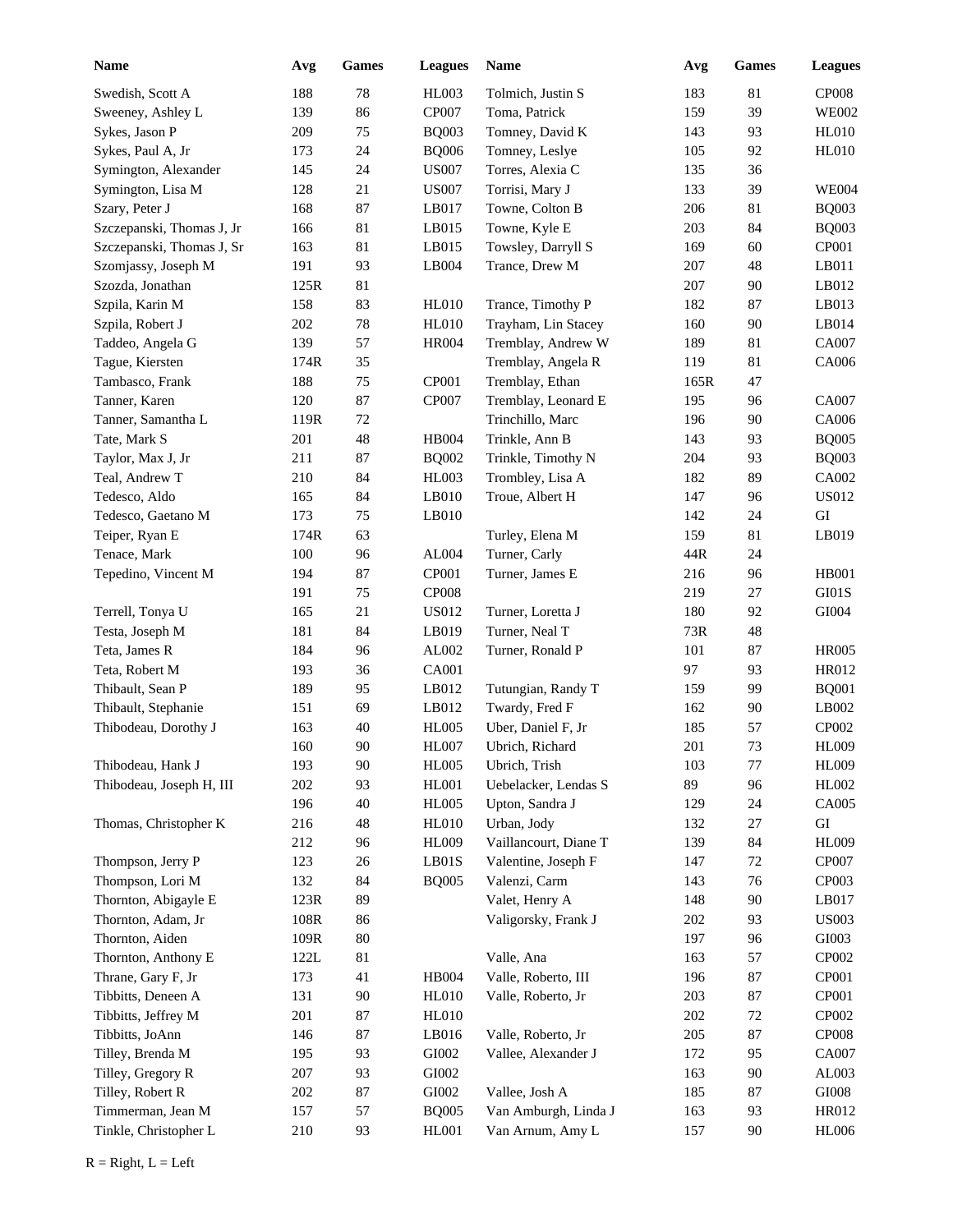| Name | Avg | Games | Leagues | Name | Avg | Games | Leagues |
|---|---|---|---|---|---|---|---|
| Swedish, Scott A | 188 | 78 | HL003 | Tolmich, Justin S | 183 | 81 | CP008 |
| Sweeney, Ashley L | 139 | 86 | CP007 | Toma, Patrick | 159 | 39 | WE002 |
| Sykes, Jason P | 209 | 75 | BQ003 | Tomney, David K | 143 | 93 | HL010 |
| Sykes, Paul A, Jr | 173 | 24 | BQ006 | Tomney, Leslye | 105 | 92 | HL010 |
| Symington, Alexander | 145 | 24 | US007 | Torres, Alexia C | 135 | 36 | |
| Symington, Lisa M | 128 | 21 | US007 | Torrisi, Mary J | 133 | 39 | WE004 |
| Szary, Peter J | 168 | 87 | LB017 | Towne, Colton B | 206 | 81 | BQ003 |
| Szczepanski, Thomas J, Jr | 166 | 81 | LB015 | Towne, Kyle E | 203 | 84 | BQ003 |
| Szczepanski, Thomas J, Sr | 163 | 81 | LB015 | Towsley, Darryll S | 169 | 60 | CP001 |
| Szomjassy, Joseph M | 191 | 93 | LB004 | Trance, Drew M | 207 | 48 | LB011 |
| Szozda, Jonathan | 125R | 81 | | | 207 | 90 | LB012 |
| Szpila, Karin M | 158 | 83 | HL010 | Trance, Timothy P | 182 | 87 | LB013 |
| Szpila, Robert J | 202 | 78 | HL010 | Trayham, Lin Stacey | 160 | 90 | LB014 |
| Taddeo, Angela G | 139 | 57 | HR004 | Tremblay, Andrew W | 189 | 81 | CA007 |
| Tague, Kiersten | 174R | 35 | | Tremblay, Angela R | 119 | 81 | CA006 |
| Tambasco, Frank | 188 | 75 | CP001 | Tremblay, Ethan | 165R | 47 | |
| Tanner, Karen | 120 | 87 | CP007 | Tremblay, Leonard E | 195 | 96 | CA007 |
| Tanner, Samantha L | 119R | 72 | | Trinchillo, Marc | 196 | 90 | CA006 |
| Tate, Mark S | 201 | 48 | HB004 | Trinkle, Ann B | 143 | 93 | BQ005 |
| Taylor, Max J, Jr | 211 | 87 | BQ002 | Trinkle, Timothy N | 204 | 93 | BQ003 |
| Teal, Andrew T | 210 | 84 | HL003 | Trombley, Lisa A | 182 | 89 | CA002 |
| Tedesco, Aldo | 165 | 84 | LB010 | Troue, Albert H | 147 | 96 | US012 |
| Tedesco, Gaetano M | 173 | 75 | LB010 | | 142 | 24 | GI |
| Teiper, Ryan E | 174R | 63 | | Turley, Elena M | 159 | 81 | LB019 |
| Tenace, Mark | 100 | 96 | AL004 | Turner, Carly | 44R | 24 | |
| Tepedino, Vincent M | 194 | 87 | CP001 | Turner, James E | 216 | 96 | HB001 |
| | 191 | 75 | CP008 | | 219 | 27 | GI01S |
| Terrell, Tonya U | 165 | 21 | US012 | Turner, Loretta J | 180 | 92 | GI004 |
| Testa, Joseph M | 181 | 84 | LB019 | Turner, Neal T | 73R | 48 | |
| Teta, James R | 184 | 96 | AL002 | Turner, Ronald P | 101 | 87 | HR005 |
| Teta, Robert M | 193 | 36 | CA001 | | 97 | 93 | HR012 |
| Thibault, Sean P | 189 | 95 | LB012 | Tutungian, Randy T | 159 | 99 | BQ001 |
| Thibault, Stephanie | 151 | 69 | LB012 | Twardy, Fred F | 162 | 90 | LB002 |
| Thibodeau, Dorothy J | 163 | 40 | HL005 | Uber, Daniel F, Jr | 185 | 57 | CP002 |
| | 160 | 90 | HL007 | Ubrich, Richard | 201 | 73 | HL009 |
| Thibodeau, Hank J | 193 | 90 | HL005 | Ubrich, Trish | 103 | 77 | HL009 |
| Thibodeau, Joseph H, III | 202 | 93 | HL001 | Uebelacker, Lendas S | 89 | 96 | HL002 |
| | 196 | 40 | HL005 | Upton, Sandra J | 129 | 24 | CA005 |
| Thomas, Christopher K | 216 | 48 | HL010 | Urban, Jody | 132 | 27 | GI |
| | 212 | 96 | HL009 | Vaillancourt, Diane T | 139 | 84 | HL009 |
| Thompson, Jerry P | 123 | 26 | LB01S | Valentine, Joseph F | 147 | 72 | CP007 |
| Thompson, Lori M | 132 | 84 | BQ005 | Valenzi, Carm | 143 | 76 | CP003 |
| Thornton, Abigayle E | 123R | 89 | | Valet, Henry A | 148 | 90 | LB017 |
| Thornton, Adam, Jr | 108R | 86 | | Valigorsky, Frank J | 202 | 93 | US003 |
| Thornton, Aiden | 109R | 80 | | | 197 | 96 | GI003 |
| Thornton, Anthony E | 122L | 81 | | Valle, Ana | 163 | 57 | CP002 |
| Thrane, Gary F, Jr | 173 | 41 | HB004 | Valle, Roberto, III | 196 | 87 | CP001 |
| Tibbitts, Deneen A | 131 | 90 | HL010 | Valle, Roberto, Jr | 203 | 87 | CP001 |
| Tibbitts, Jeffrey M | 201 | 87 | HL010 | | 202 | 72 | CP002 |
| Tibbitts, JoAnn | 146 | 87 | LB016 | Valle, Roberto, Jr | 205 | 87 | CP008 |
| Tilley, Brenda M | 195 | 93 | GI002 | Vallee, Alexander J | 172 | 95 | CA007 |
| Tilley, Gregory R | 207 | 93 | GI002 | | 163 | 90 | AL003 |
| Tilley, Robert R | 202 | 87 | GI002 | Vallee, Josh A | 185 | 87 | GI008 |
| Timmerman, Jean M | 157 | 57 | BQ005 | Van Amburgh, Linda J | 163 | 93 | HR012 |
| Tinkle, Christopher L | 210 | 93 | HL001 | Van Arnum, Amy L | 157 | 90 | HL006 |

R = Right, L = Left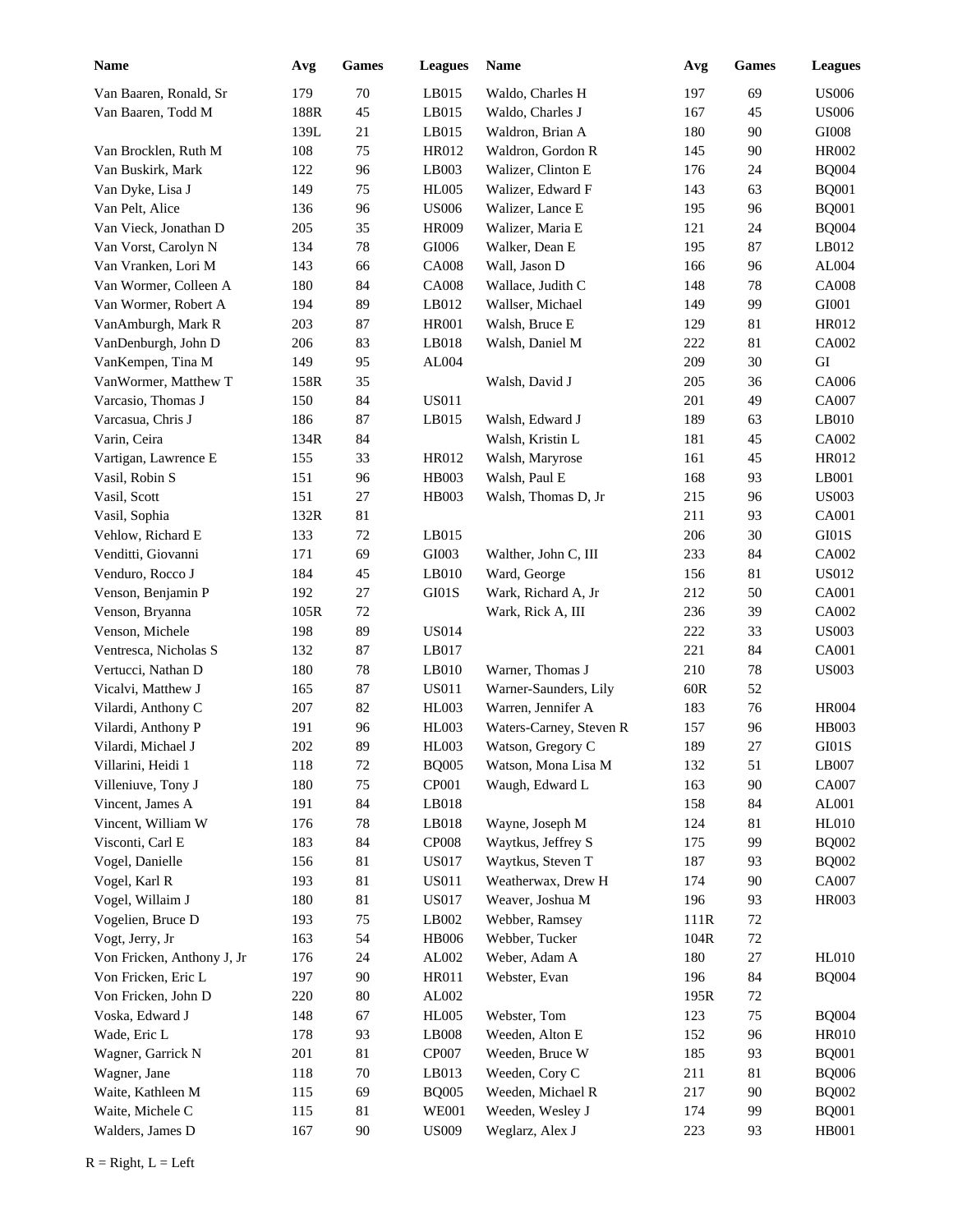| Name | Avg | Games | Leagues | Name | Avg | Games | Leagues |
|---|---|---|---|---|---|---|---|
| Van Baaren, Ronald, Sr | 179 | 70 | LB015 | Waldo, Charles H | 197 | 69 | US006 |
| Van Baaren, Todd M | 188R | 45 | LB015 | Waldo, Charles J | 167 | 45 | US006 |
| | 139L | 21 | LB015 | Waldron, Brian A | 180 | 90 | GI008 |
| Van Brocklen, Ruth M | 108 | 75 | HR012 | Waldron, Gordon R | 145 | 90 | HR002 |
| Van Buskirk, Mark | 122 | 96 | LB003 | Walizer, Clinton E | 176 | 24 | BQ004 |
| Van Dyke, Lisa J | 149 | 75 | HL005 | Walizer, Edward F | 143 | 63 | BQ001 |
| Van Pelt, Alice | 136 | 96 | US006 | Walizer, Lance E | 195 | 96 | BQ001 |
| Van Vieck, Jonathan D | 205 | 35 | HR009 | Walizer, Maria E | 121 | 24 | BQ004 |
| Van Vorst, Carolyn N | 134 | 78 | GI006 | Walker, Dean E | 195 | 87 | LB012 |
| Van Vranken, Lori M | 143 | 66 | CA008 | Wall, Jason D | 166 | 96 | AL004 |
| Van Wormer, Colleen A | 180 | 84 | CA008 | Wallace, Judith C | 148 | 78 | CA008 |
| Van Wormer, Robert A | 194 | 89 | LB012 | Wallser, Michael | 149 | 99 | GI001 |
| VanAmburgh, Mark R | 203 | 87 | HR001 | Walsh, Bruce E | 129 | 81 | HR012 |
| VanDenburgh, John D | 206 | 83 | LB018 | Walsh, Daniel M | 222 | 81 | CA002 |
| VanKempen, Tina M | 149 | 95 | AL004 | | 209 | 30 | GI |
| VanWormer, Matthew T | 158R | 35 | | Walsh, David J | 205 | 36 | CA006 |
| Varcasio, Thomas J | 150 | 84 | US011 | | 201 | 49 | CA007 |
| Varcasua, Chris J | 186 | 87 | LB015 | Walsh, Edward J | 189 | 63 | LB010 |
| Varin, Ceira | 134R | 84 | | Walsh, Kristin L | 181 | 45 | CA002 |
| Vartigan, Lawrence E | 155 | 33 | HR012 | Walsh, Maryrose | 161 | 45 | HR012 |
| Vasil, Robin S | 151 | 96 | HB003 | Walsh, Paul E | 168 | 93 | LB001 |
| Vasil, Scott | 151 | 27 | HB003 | Walsh, Thomas D, Jr | 215 | 96 | US003 |
| Vasil, Sophia | 132R | 81 | | | 211 | 93 | CA001 |
| Vehlow, Richard E | 133 | 72 | LB015 | | 206 | 30 | GI01S |
| Venditti, Giovanni | 171 | 69 | GI003 | Walther, John C, III | 233 | 84 | CA002 |
| Venduro, Rocco J | 184 | 45 | LB010 | Ward, George | 156 | 81 | US012 |
| Venson, Benjamin P | 192 | 27 | GI01S | Wark, Richard A, Jr | 212 | 50 | CA001 |
| Venson, Bryanna | 105R | 72 | | Wark, Rick A, III | 236 | 39 | CA002 |
| Venson, Michele | 198 | 89 | US014 | | 222 | 33 | US003 |
| Ventresca, Nicholas S | 132 | 87 | LB017 | | 221 | 84 | CA001 |
| Vertucci, Nathan D | 180 | 78 | LB010 | Warner, Thomas J | 210 | 78 | US003 |
| Vicalvi, Matthew J | 165 | 87 | US011 | Warner-Saunders, Lily | 60R | 52 | |
| Vilardi, Anthony C | 207 | 82 | HL003 | Warren, Jennifer A | 183 | 76 | HR004 |
| Vilardi, Anthony P | 191 | 96 | HL003 | Waters-Carney, Steven R | 157 | 96 | HB003 |
| Vilardi, Michael J | 202 | 89 | HL003 | Watson, Gregory C | 189 | 27 | GI01S |
| Villarini, Heidi 1 | 118 | 72 | BQ005 | Watson, Mona Lisa M | 132 | 51 | LB007 |
| Villeniuve, Tony J | 180 | 75 | CP001 | Waugh, Edward L | 163 | 90 | CA007 |
| Vincent, James A | 191 | 84 | LB018 | | 158 | 84 | AL001 |
| Vincent, William W | 176 | 78 | LB018 | Wayne, Joseph M | 124 | 81 | HL010 |
| Visconti, Carl E | 183 | 84 | CP008 | Waytkus, Jeffrey S | 175 | 99 | BQ002 |
| Vogel, Danielle | 156 | 81 | US017 | Waytkus, Steven T | 187 | 93 | BQ002 |
| Vogel, Karl R | 193 | 81 | US011 | Weatherwax, Drew H | 174 | 90 | CA007 |
| Vogel, Willaim J | 180 | 81 | US017 | Weaver, Joshua M | 196 | 93 | HR003 |
| Vogelien, Bruce D | 193 | 75 | LB002 | Webber, Ramsey | 111R | 72 | |
| Vogt, Jerry, Jr | 163 | 54 | HB006 | Webber, Tucker | 104R | 72 | |
| Von Fricken, Anthony J, Jr | 176 | 24 | AL002 | Weber, Adam A | 180 | 27 | HL010 |
| Von Fricken, Eric L | 197 | 90 | HR011 | Webster, Evan | 196 | 84 | BQ004 |
| Von Fricken, John D | 220 | 80 | AL002 | | 195R | 72 | |
| Voska, Edward J | 148 | 67 | HL005 | Webster, Tom | 123 | 75 | BQ004 |
| Wade, Eric L | 178 | 93 | LB008 | Weeden, Alton E | 152 | 96 | HR010 |
| Wagner, Garrick N | 201 | 81 | CP007 | Weeden, Bruce W | 185 | 93 | BQ001 |
| Wagner, Jane | 118 | 70 | LB013 | Weeden, Cory C | 211 | 81 | BQ006 |
| Waite, Kathleen M | 115 | 69 | BQ005 | Weeden, Michael R | 217 | 90 | BQ002 |
| Waite, Michele C | 115 | 81 | WE001 | Weeden, Wesley J | 174 | 99 | BQ001 |
| Walders, James D | 167 | 90 | US009 | Weglarz, Alex J | 223 | 93 | HB001 |

R = Right, L = Left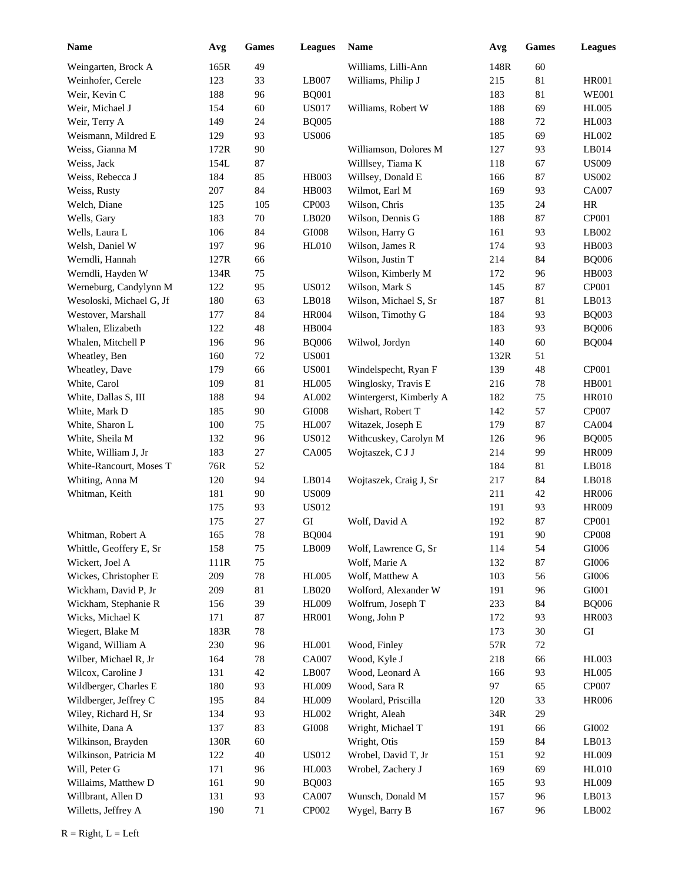| Name | Avg | Games | Leagues |
|---|---|---|---|
| Weingarten, Brock A | 165R | 49 | |
| Weinhofer, Cerele | 123 | 33 | LB007 |
| Weir, Kevin C | 188 | 96 | BQ001 |
| Weir, Michael J | 154 | 60 | US017 |
| Weir, Terry A | 149 | 24 | BQ005 |
| Weismann, Mildred E | 129 | 93 | US006 |
| Weiss, Gianna M | 172R | 90 | |
| Weiss, Jack | 154L | 87 | |
| Weiss, Rebecca J | 184 | 85 | HB003 |
| Weiss, Rusty | 207 | 84 | HB003 |
| Welch, Diane | 125 | 105 | CP003 |
| Wells, Gary | 183 | 70 | LB020 |
| Wells, Laura L | 106 | 84 | GI008 |
| Welsh, Daniel W | 197 | 96 | HL010 |
| Werndli, Hannah | 127R | 66 | |
| Werndli, Hayden W | 134R | 75 | |
| Werneburg, Candylynn M | 122 | 95 | US012 |
| Wesoloski, Michael G, Jf | 180 | 63 | LB018 |
| Westover, Marshall | 177 | 84 | HR004 |
| Whalen, Elizabeth | 122 | 48 | HB004 |
| Whalen, Mitchell P | 196 | 96 | BQ006 |
| Wheatley, Ben | 160 | 72 | US001 |
| Wheatley, Dave | 179 | 66 | US001 |
| White, Carol | 109 | 81 | HL005 |
| White, Dallas S, III | 188 | 94 | AL002 |
| White, Mark D | 185 | 90 | GI008 |
| White, Sharon L | 100 | 75 | HL007 |
| White, Sheila M | 132 | 96 | US012 |
| White, William J, Jr | 183 | 27 | CA005 |
| White-Rancourt, Moses T | 76R | 52 | |
| Whiting, Anna M | 120 | 94 | LB014 |
| Whitman, Keith | 181 | 90 | US009 |
| | 175 | 93 | US012 |
| | 175 | 27 | GI |
| Whitman, Robert A | 165 | 78 | BQ004 |
| Whittle, Geoffery E, Sr | 158 | 75 | LB009 |
| Wickert, Joel A | 111R | 75 | |
| Wickes, Christopher E | 209 | 78 | HL005 |
| Wickham, David P, Jr | 209 | 81 | LB020 |
| Wickham, Stephanie R | 156 | 39 | HL009 |
| Wicks, Michael K | 171 | 87 | HR001 |
| Wiegert, Blake M | 183R | 78 | |
| Wigand, William A | 230 | 96 | HL001 |
| Wilber, Michael R, Jr | 164 | 78 | CA007 |
| Wilcox, Caroline J | 131 | 42 | LB007 |
| Wildberger, Charles E | 180 | 93 | HL009 |
| Wildberger, Jeffrey C | 195 | 84 | HL009 |
| Wiley, Richard H, Sr | 134 | 93 | HL002 |
| Wilhite, Dana A | 137 | 83 | GI008 |
| Wilkinson, Brayden | 130R | 60 | |
| Wilkinson, Patricia M | 122 | 40 | US012 |
| Will, Peter G | 171 | 96 | HL003 |
| Willaims, Matthew D | 161 | 90 | BQ003 |
| Willbrant, Allen D | 131 | 93 | CA007 |
| Willetts, Jeffrey A | 190 | 71 | CP002 |
| Williams, Lilli-Ann | 148R | 60 | |
| Williams, Philip J | 215 | 81 | HR001 |
| | 183 | 81 | WE001 |
| Williams, Robert W | 188 | 69 | HL005 |
| | 188 | 72 | HL003 |
| | 185 | 69 | HL002 |
| Williamson, Dolores M | 127 | 93 | LB014 |
| Willlsey, Tiama K | 118 | 67 | US009 |
| Willsey, Donald E | 166 | 87 | US002 |
| Wilmot, Earl M | 169 | 93 | CA007 |
| Wilson, Chris | 135 | 24 | HR |
| Wilson, Dennis G | 188 | 87 | CP001 |
| Wilson, Harry G | 161 | 93 | LB002 |
| Wilson, James R | 174 | 93 | HB003 |
| Wilson, Justin T | 214 | 84 | BQ006 |
| Wilson, Kimberly M | 172 | 96 | HB003 |
| Wilson, Mark S | 145 | 87 | CP001 |
| Wilson, Michael S, Sr | 187 | 81 | LB013 |
| Wilson, Timothy G | 184 | 93 | BQ003 |
| | 183 | 93 | BQ006 |
| Wilwol, Jordyn | 140 | 60 | BQ004 |
| | 132R | 51 | |
| Windelspecht, Ryan F | 139 | 48 | CP001 |
| Winglosky, Travis E | 216 | 78 | HB001 |
| Wintergerst, Kimberly A | 182 | 75 | HR010 |
| Wishart, Robert T | 142 | 57 | CP007 |
| Witazek, Joseph E | 179 | 87 | CA004 |
| Withcuskey, Carolyn M | 126 | 96 | BQ005 |
| Wojtaszek, C J J | 214 | 99 | HR009 |
| | 184 | 81 | LB018 |
| Wojtaszek, Craig J, Sr | 217 | 84 | LB018 |
| | 211 | 42 | HR006 |
| | 191 | 93 | HR009 |
| Wolf, David A | 192 | 87 | CP001 |
| | 191 | 90 | CP008 |
| Wolf, Lawrence G, Sr | 114 | 54 | GI006 |
| Wolf, Marie A | 132 | 87 | GI006 |
| Wolf, Matthew A | 103 | 56 | GI006 |
| Wolford, Alexander W | 191 | 96 | GI001 |
| Wolfrum, Joseph T | 233 | 84 | BQ006 |
| Wong, John P | 172 | 93 | HR003 |
| | 173 | 30 | GI |
| Wood, Finley | 57R | 72 | |
| Wood, Kyle J | 218 | 66 | HL003 |
| Wood, Leonard A | 166 | 93 | HL005 |
| Wood, Sara R | 97 | 65 | CP007 |
| Woolard, Priscilla | 120 | 33 | HR006 |
| Wright, Aleah | 34R | 29 | |
| Wright, Michael T | 191 | 66 | GI002 |
| Wright, Otis | 159 | 84 | LB013 |
| Wrobel, David T, Jr | 151 | 92 | HL009 |
| Wrobel, Zachery J | 169 | 69 | HL010 |
| | 165 | 93 | HL009 |
| Wunsch, Donald M | 157 | 96 | LB013 |
| Wygel, Barry B | 167 | 96 | LB002 |

R = Right, L = Left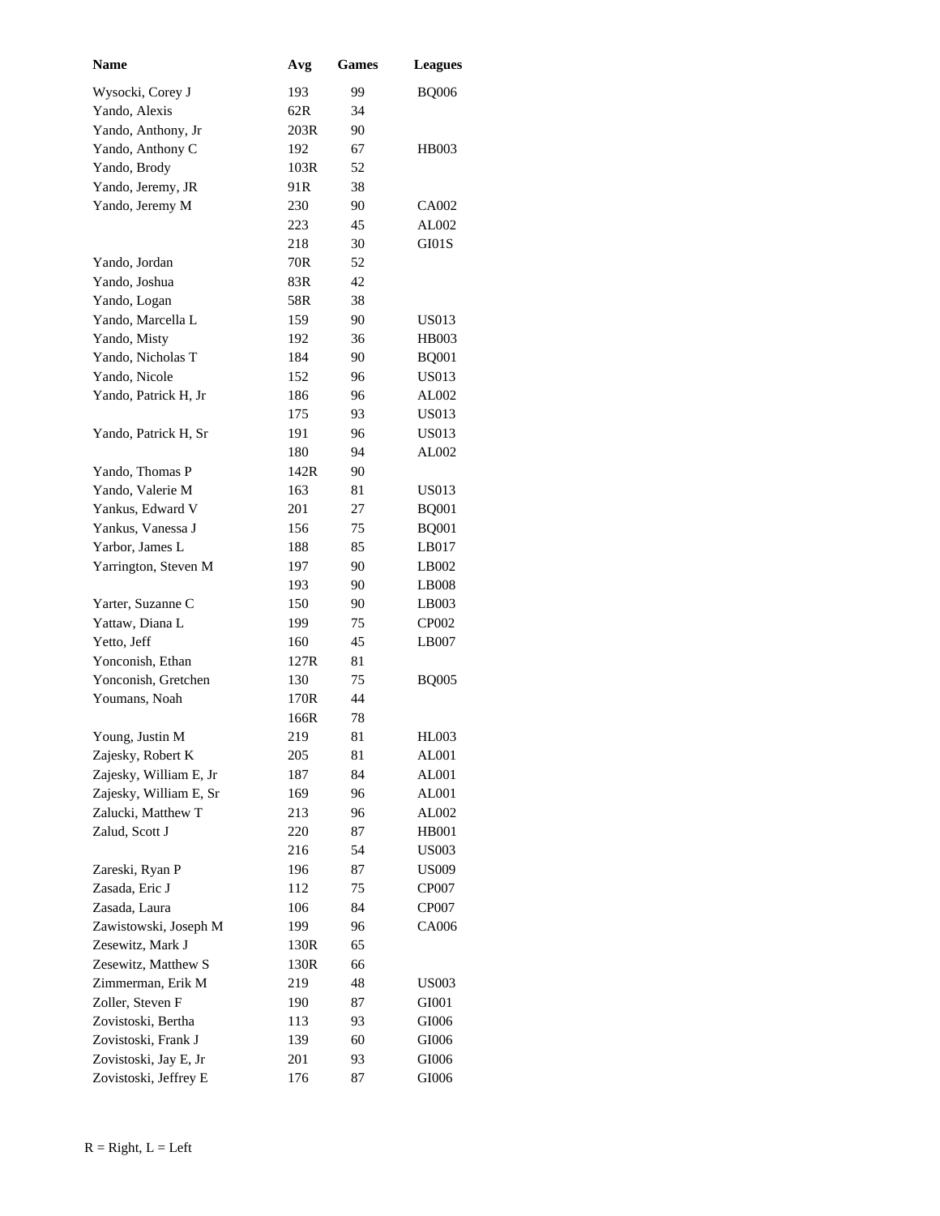| Name | Avg | Games | Leagues |
|---|---|---|---|
| Wysocki, Corey J | 193 | 99 | BQ006 |
| Yando, Alexis | 62R | 34 | |
| Yando, Anthony, Jr | 203R | 90 | |
| Yando, Anthony C | 192 | 67 | HB003 |
| Yando, Brody | 103R | 52 | |
| Yando, Jeremy, JR | 91R | 38 | |
| Yando, Jeremy M | 230 | 90 | CA002 |
| | 223 | 45 | AL002 |
| | 218 | 30 | GI01S |
| Yando, Jordan | 70R | 52 | |
| Yando, Joshua | 83R | 42 | |
| Yando, Logan | 58R | 38 | |
| Yando, Marcella L | 159 | 90 | US013 |
| Yando, Misty | 192 | 36 | HB003 |
| Yando, Nicholas T | 184 | 90 | BQ001 |
| Yando, Nicole | 152 | 96 | US013 |
| Yando, Patrick H, Jr | 186 | 96 | AL002 |
| | 175 | 93 | US013 |
| Yando, Patrick H, Sr | 191 | 96 | US013 |
| | 180 | 94 | AL002 |
| Yando, Thomas P | 142R | 90 | |
| Yando, Valerie M | 163 | 81 | US013 |
| Yankus, Edward V | 201 | 27 | BQ001 |
| Yankus, Vanessa J | 156 | 75 | BQ001 |
| Yarbor, James L | 188 | 85 | LB017 |
| Yarrington, Steven M | 197 | 90 | LB002 |
| | 193 | 90 | LB008 |
| Yarter, Suzanne C | 150 | 90 | LB003 |
| Yattaw, Diana L | 199 | 75 | CP002 |
| Yetto, Jeff | 160 | 45 | LB007 |
| Yonconish, Ethan | 127R | 81 | |
| Yonconish, Gretchen | 130 | 75 | BQ005 |
| Youmans, Noah | 170R | 44 | |
| | 166R | 78 | |
| Young, Justin M | 219 | 81 | HL003 |
| Zajesky, Robert K | 205 | 81 | AL001 |
| Zajesky, William E, Jr | 187 | 84 | AL001 |
| Zajesky, William E, Sr | 169 | 96 | AL001 |
| Zalucki, Matthew T | 213 | 96 | AL002 |
| Zalud, Scott J | 220 | 87 | HB001 |
| | 216 | 54 | US003 |
| Zareski, Ryan P | 196 | 87 | US009 |
| Zasada, Eric J | 112 | 75 | CP007 |
| Zasada, Laura | 106 | 84 | CP007 |
| Zawistowski, Joseph M | 199 | 96 | CA006 |
| Zesewitz, Mark J | 130R | 65 | |
| Zesewitz, Matthew S | 130R | 66 | |
| Zimmerman, Erik M | 219 | 48 | US003 |
| Zoller, Steven F | 190 | 87 | GI001 |
| Zovistoski, Bertha | 113 | 93 | GI006 |
| Zovistoski, Frank J | 139 | 60 | GI006 |
| Zovistoski, Jay E, Jr | 201 | 93 | GI006 |
| Zovistoski, Jeffrey E | 176 | 87 | GI006 |

R = Right, L = Left